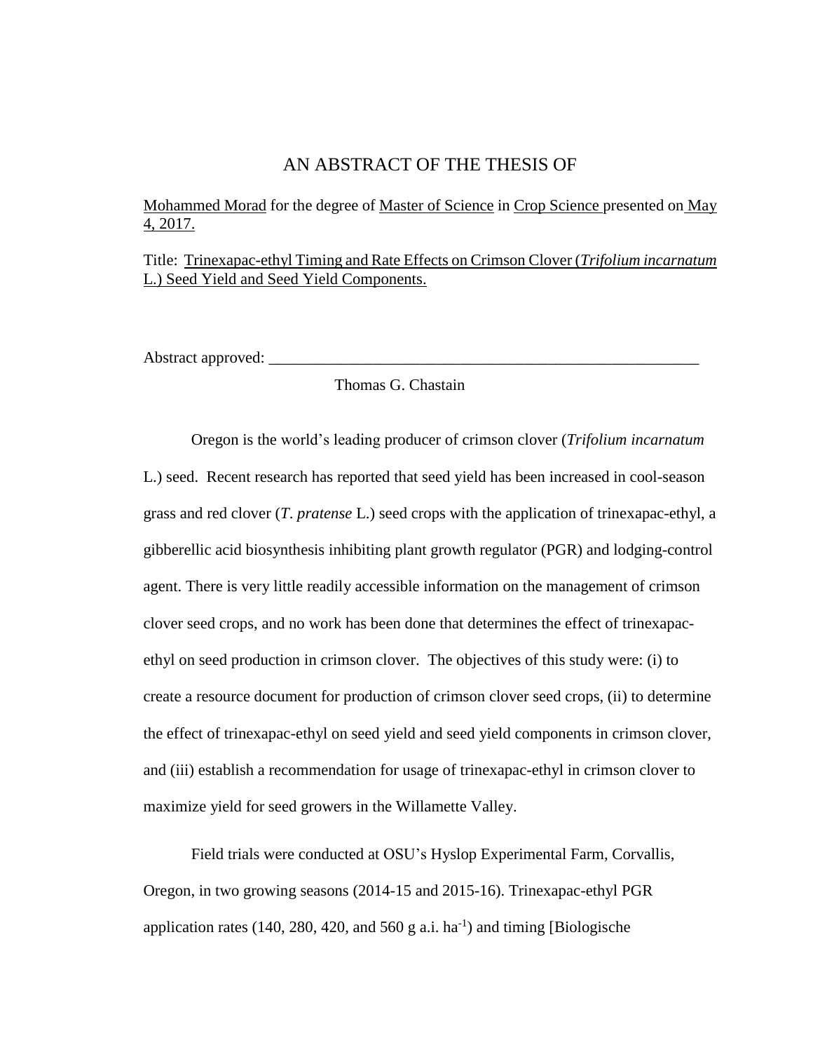# AN ABSTRACT OF THE THESIS OF

Mohammed Morad for the degree of Master of Science in Crop Science presented on May 4, 2017.

Title: Trinexapac-ethyl Timing and Rate Effects on Crimson Clover (*Trifolium incarnatum* L.) Seed Yield and Seed Yield Components.

Abstract approved: \_\_\_\_\_\_\_\_\_\_\_\_\_\_\_\_\_\_\_\_\_\_\_\_\_\_\_\_\_\_\_\_\_\_\_\_\_\_\_\_\_\_\_\_\_\_\_\_\_\_\_\_\_\_\_\_

Thomas G. Chastain

Oregon is the world's leading producer of crimson clover (*Trifolium incarnatum* L.) seed. Recent research has reported that seed yield has been increased in cool-season grass and red clover (*T. pratense* L.) seed crops with the application of trinexapac-ethyl, a gibberellic acid biosynthesis inhibiting plant growth regulator (PGR) and lodging-control agent. There is very little readily accessible information on the management of crimson clover seed crops, and no work has been done that determines the effect of trinexapac-ethyl on seed production in crimson clover. The objectives of this study were: (i) to create a resource document for production of crimson clover seed crops, (ii) to determine the effect of trinexapac-ethyl on seed yield and seed yield components in crimson clover, and (iii) establish a recommendation for usage of trinexapac-ethyl in crimson clover to maximize yield for seed growers in the Willamette Valley.

Field trials were conducted at OSU's Hyslop Experimental Farm, Corvallis, Oregon, in two growing seasons (2014-15 and 2015-16). Trinexapac-ethyl PGR application rates (140, 280, 420, and 560 g a.i. ha$^{-1}$) and timing [Biologische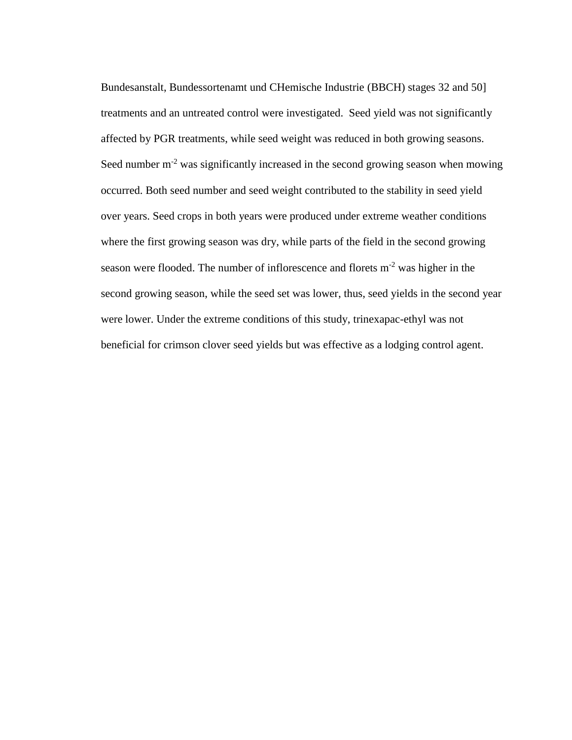Bundesanstalt, Bundessortenamt und CHemische Industrie (BBCH) stages 32 and 50] treatments and an untreated control were investigated. Seed yield was not significantly affected by PGR treatments, while seed weight was reduced in both growing seasons. Seed number $m^{-2}$ was significantly increased in the second growing season when mowing occurred. Both seed number and seed weight contributed to the stability in seed yield over years. Seed crops in both years were produced under extreme weather conditions where the first growing season was dry, while parts of the field in the second growing season were flooded. The number of inflorescence and florets $m^{-2}$ was higher in the second growing season, while the seed set was lower, thus, seed yields in the second year were lower. Under the extreme conditions of this study, trinexapac-ethyl was not beneficial for crimson clover seed yields but was effective as a lodging control agent.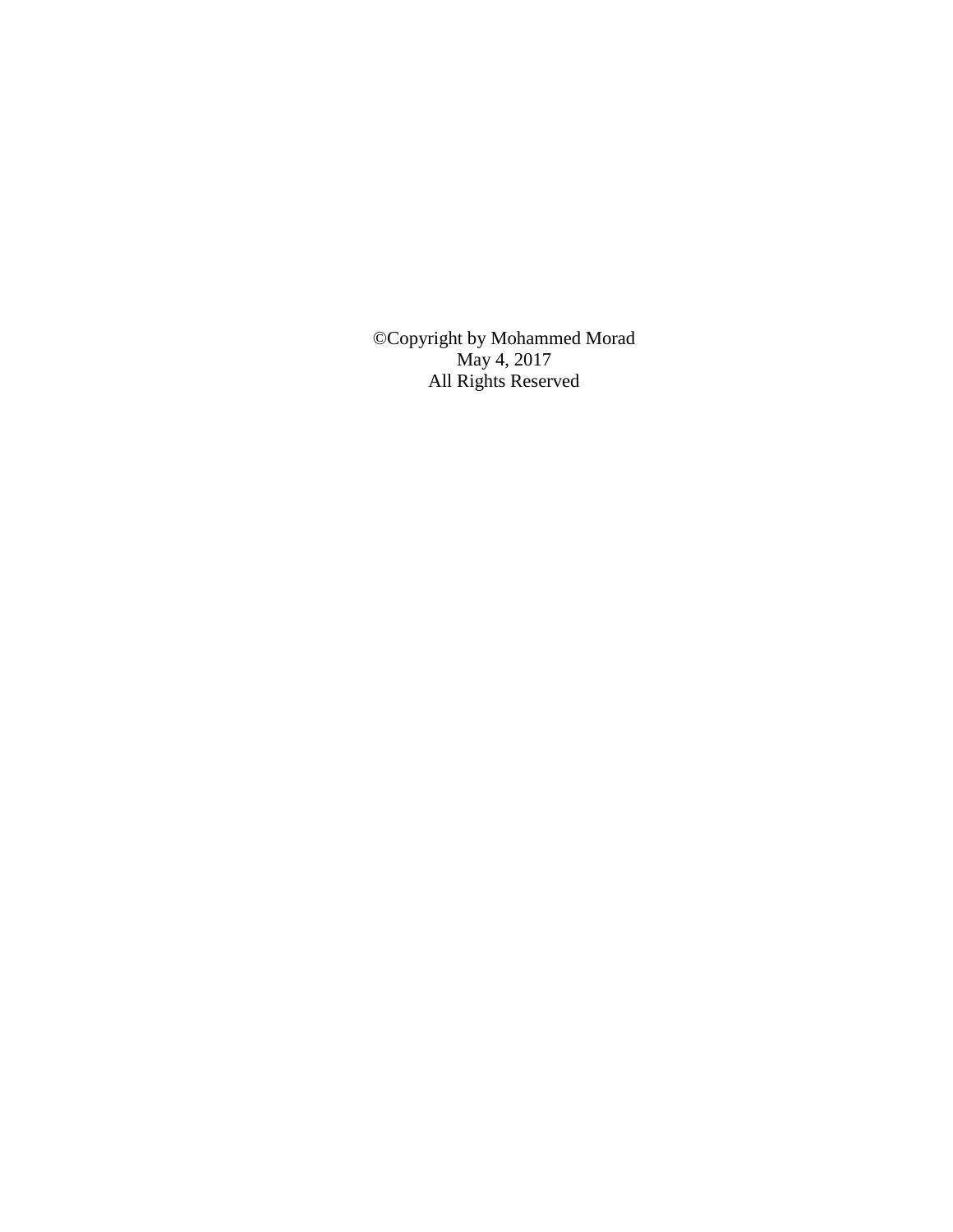©Copyright by Mohammed Morad
May 4, 2017
All Rights Reserved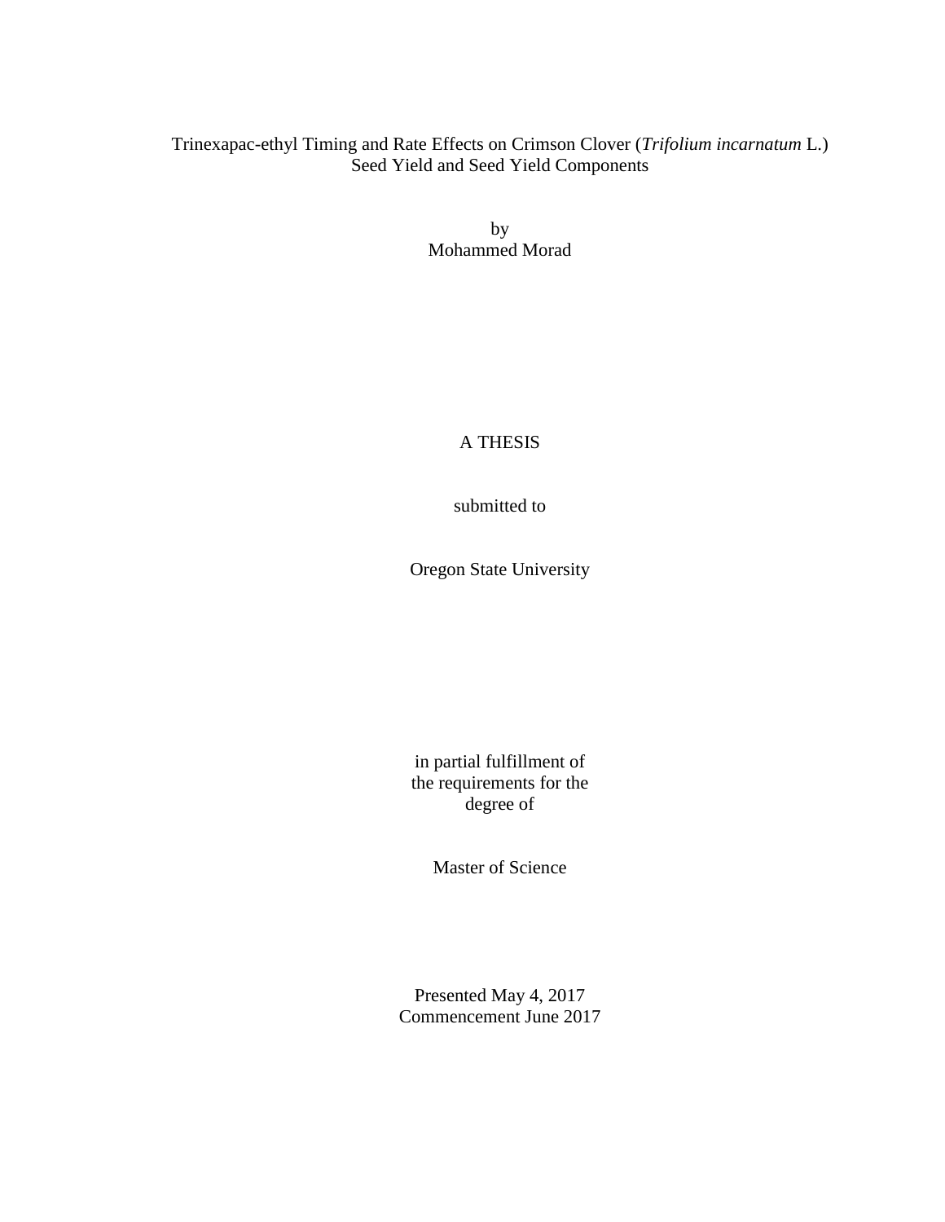Trinexapac-ethyl Timing and Rate Effects on Crimson Clover (*Trifolium incarnatum* L.) Seed Yield and Seed Yield Components

by
Mohammed Morad

A THESIS

submitted to

Oregon State University

in partial fulfillment of
the requirements for the
degree of

Master of Science

Presented May 4, 2017
Commencement June 2017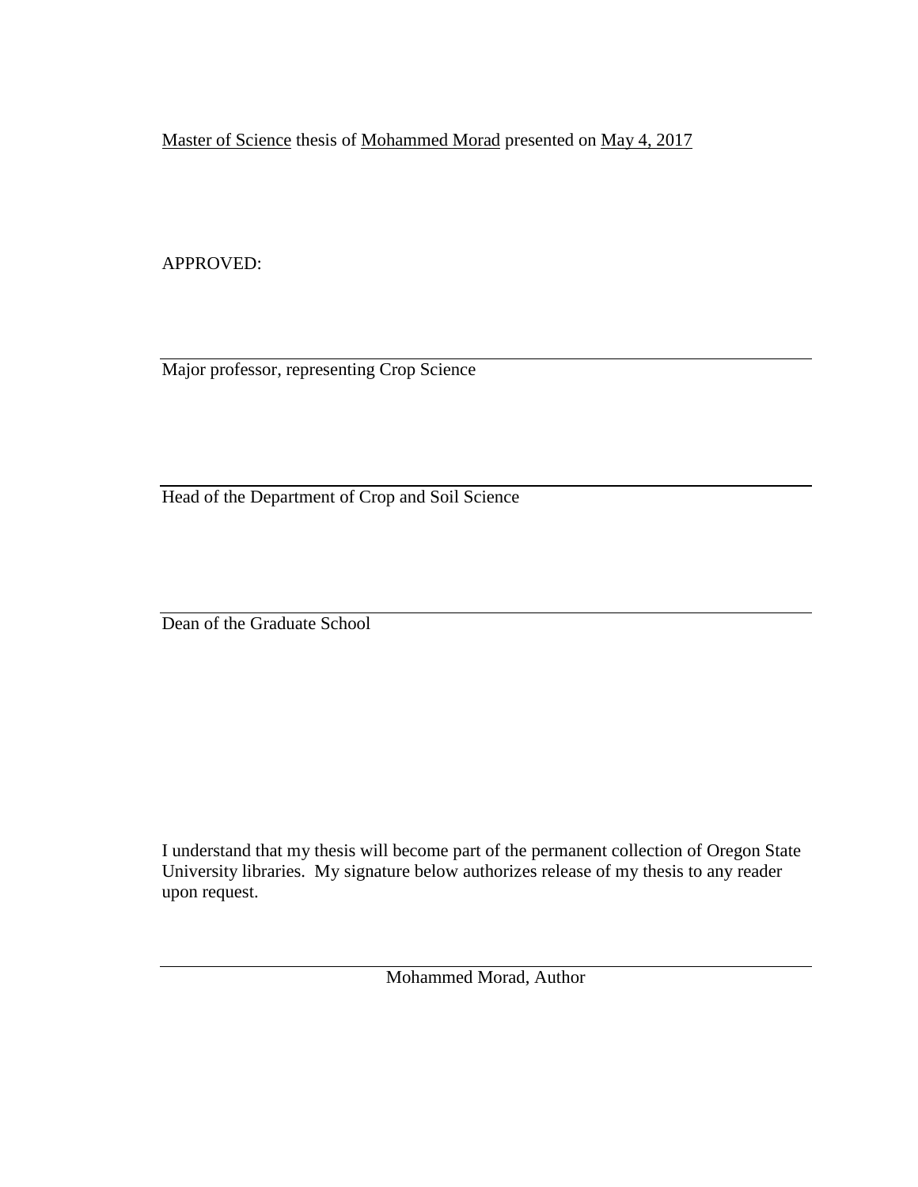Master of Science thesis of Mohammed Morad presented on May 4, 2017

APPROVED:

Major professor, representing Crop Science

Head of the Department of Crop and Soil Science

Dean of the Graduate School

I understand that my thesis will become part of the permanent collection of Oregon State University libraries. My signature below authorizes release of my thesis to any reader upon request.

Mohammed Morad, Author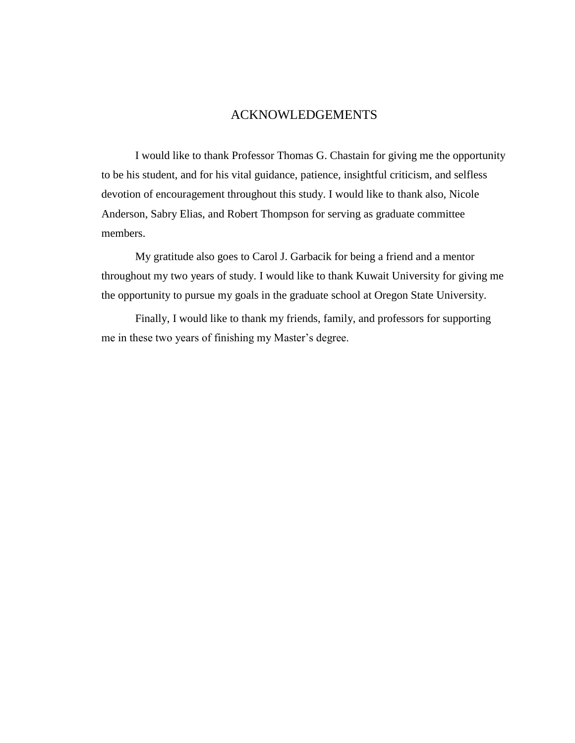# ACKNOWLEDGEMENTS

I would like to thank Professor Thomas G. Chastain for giving me the opportunity to be his student, and for his vital guidance, patience, insightful criticism, and selfless devotion of encouragement throughout this study. I would like to thank also, Nicole Anderson, Sabry Elias, and Robert Thompson for serving as graduate committee members.

My gratitude also goes to Carol J. Garbacik for being a friend and a mentor throughout my two years of study. I would like to thank Kuwait University for giving me the opportunity to pursue my goals in the graduate school at Oregon State University.

Finally, I would like to thank my friends, family, and professors for supporting me in these two years of finishing my Master's degree.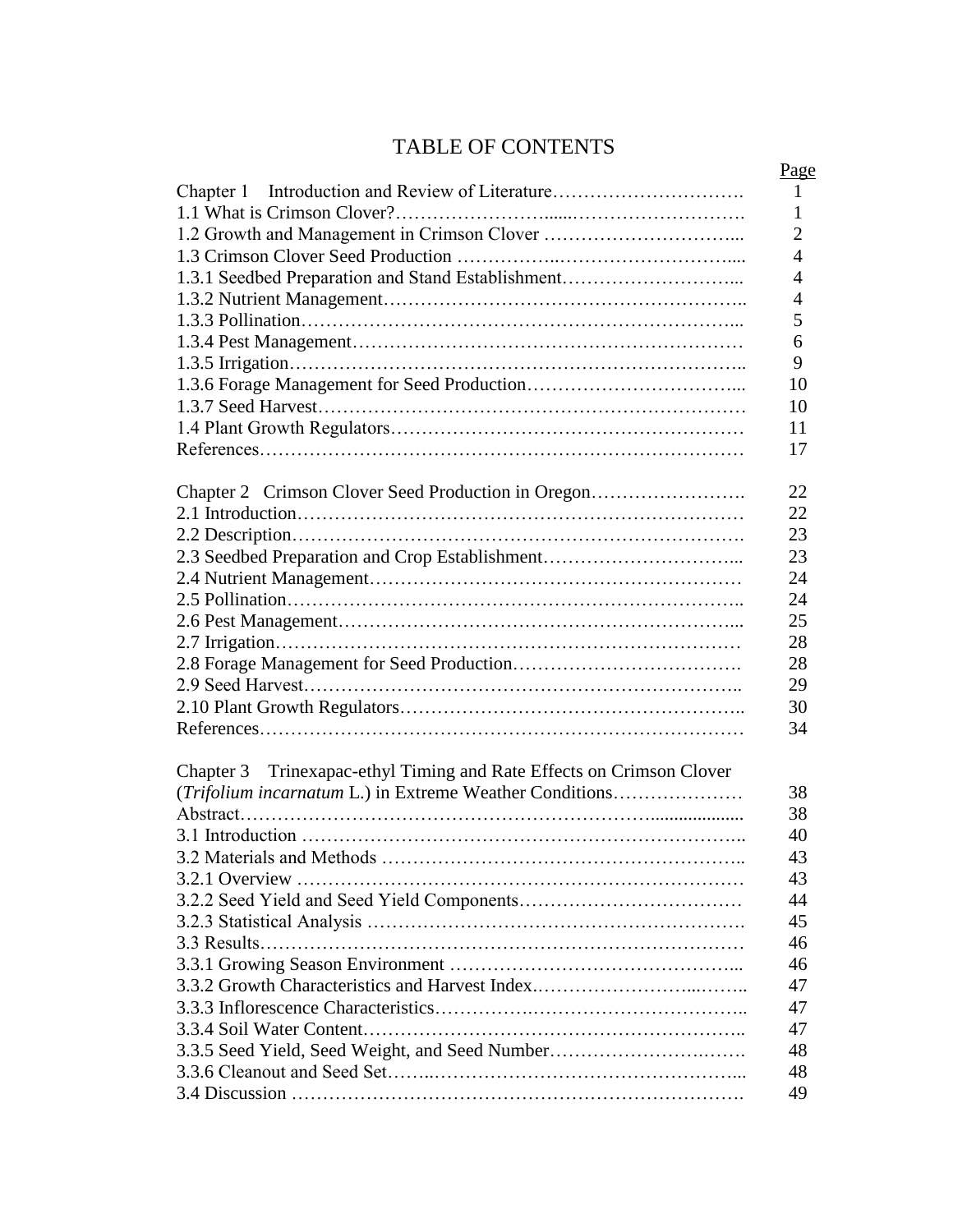# TABLE OF CONTENTS

| | Page |
|---|---|
| Chapter 1 Introduction and Review of Literature | 1 |
| 1.1 What is Crimson Clover? | 1 |
| 1.2 Growth and Management in Crimson Clover | 2 |
| 1.3 Crimson Clover Seed Production | 4 |
| 1.3.1 Seedbed Preparation and Stand Establishment | 4 |
| 1.3.2 Nutrient Management | 4 |
| 1.3.3 Pollination | 5 |
| 1.3.4 Pest Management | 6 |
| 1.3.5 Irrigation | 9 |
| 1.3.6 Forage Management for Seed Production | 10 |
| 1.3.7 Seed Harvest | 10 |
| 1.4 Plant Growth Regulators | 11 |
| References | 17 |
| | |
| Chapter 2 Crimson Clover Seed Production in Oregon | 22 |
| 2.1 Introduction | 22 |
| 2.2 Description | 23 |
| 2.3 Seedbed Preparation and Crop Establishment | 23 |
| 2.4 Nutrient Management | 24 |
| 2.5 Pollination | 24 |
| 2.6 Pest Management | 25 |
| 2.7 Irrigation | 28 |
| 2.8 Forage Management for Seed Production | 28 |
| 2.9 Seed Harvest | 29 |
| 2.10 Plant Growth Regulators | 30 |
| References | 34 |
| | |
| Chapter 3 Trinexapac-ethyl Timing and Rate Effects on Crimson Clover (*Trifolium incarnatum* L.) in Extreme Weather Conditions | 38 |
| Abstract | 38 |
| 3.1 Introduction | 40 |
| 3.2 Materials and Methods | 43 |
| 3.2.1 Overview | 43 |
| 3.2.2 Seed Yield and Seed Yield Components | 44 |
| 3.2.3 Statistical Analysis | 45 |
| 3.3 Results | 46 |
| 3.3.1 Growing Season Environment | 46 |
| 3.3.2 Growth Characteristics and Harvest Index | 47 |
| 3.3.3 Inflorescence Characteristics | 47 |
| 3.3.4 Soil Water Content | 47 |
| 3.3.5 Seed Yield, Seed Weight, and Seed Number | 48 |
| 3.3.6 Cleanout and Seed Set | 48 |
| 3.4 Discussion | 49 |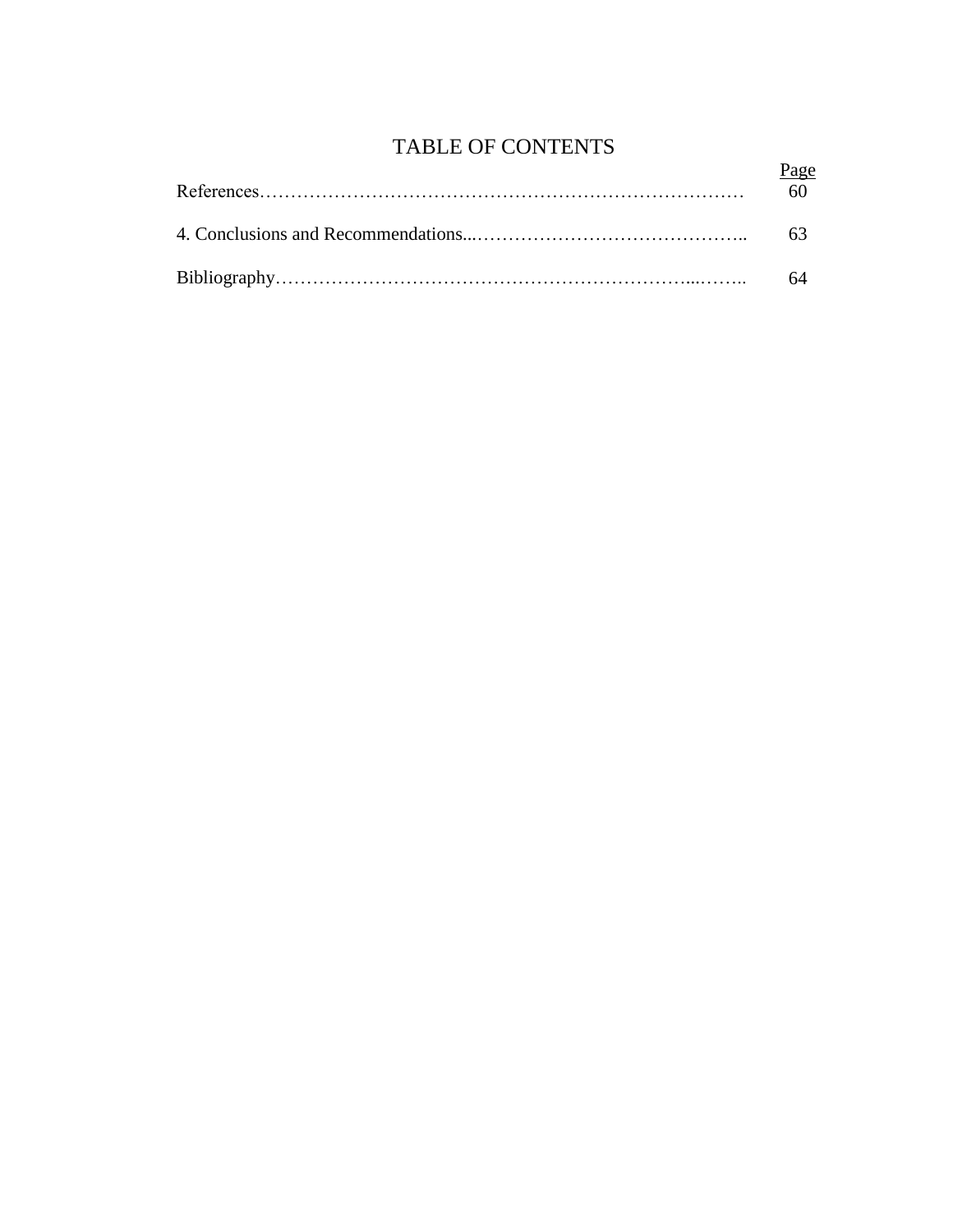# TABLE OF CONTENTS

| | Page |
|---|---|
| References…………………………………………………………………… | 60 |
| 4. Conclusions and Recommendations...…………………………………….. | 63 |
| Bibliography…………………………………………………………...…….. | 64 |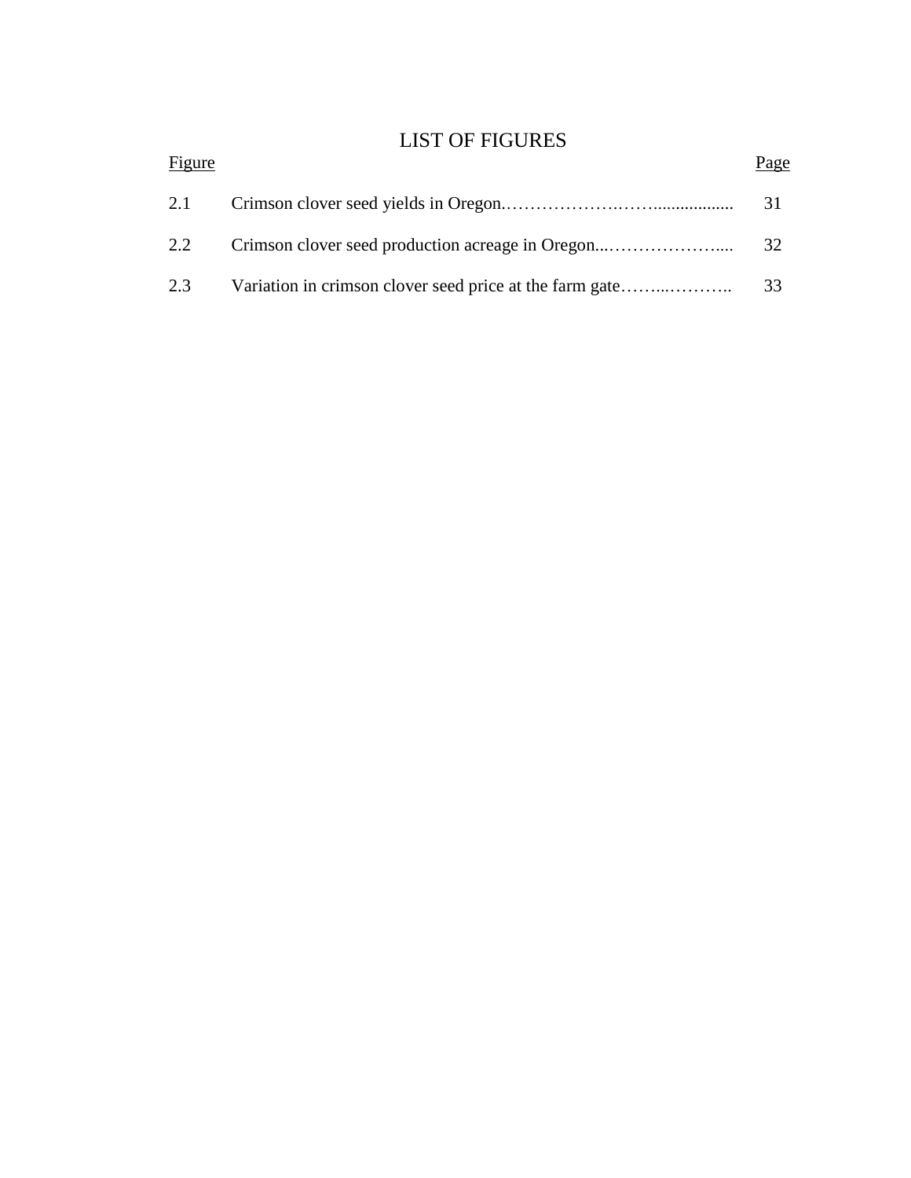# LIST OF FIGURES

| Figure | | Page |
|---|---|---|
| 2.1 | Crimson clover seed yields in Oregon | 31 |
| 2.2 | Crimson clover seed production acreage in Oregon | 32 |
| 2.3 | Variation in crimson clover seed price at the farm gate | 33 |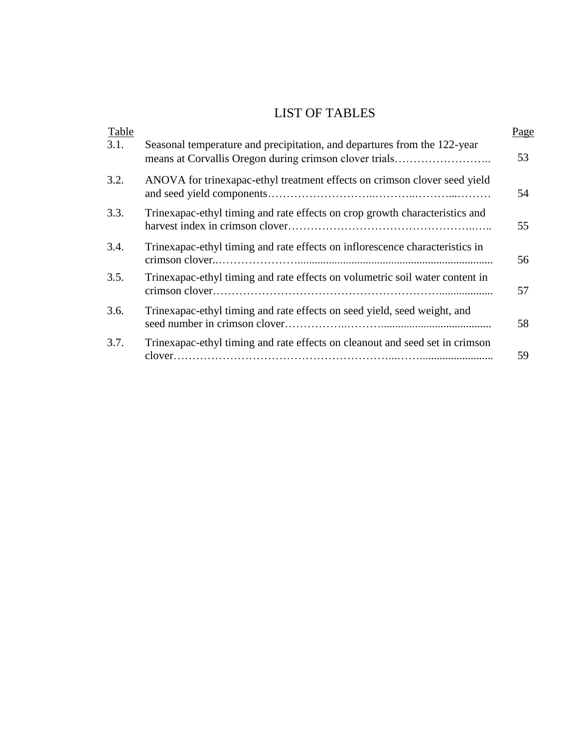# LIST OF TABLES

| Table | | Page |
|---|---|---|
| 3.1. | Seasonal temperature and precipitation, and departures from the 122-year means at Corvallis Oregon during crimson clover trials | 53 |
| 3.2. | ANOVA for trinexapac-ethyl treatment effects on crimson clover seed yield and seed yield components | 54 |
| 3.3. | Trinexapac-ethyl timing and rate effects on crop growth characteristics and harvest index in crimson clover | 55 |
| 3.4. | Trinexapac-ethyl timing and rate effects on inflorescence characteristics in crimson clover | 56 |
| 3.5. | Trinexapac-ethyl timing and rate effects on volumetric soil water content in crimson clover | 57 |
| 3.6. | Trinexapac-ethyl timing and rate effects on seed yield, seed weight, and seed number in crimson clover | 58 |
| 3.7. | Trinexapac-ethyl timing and rate effects on cleanout and seed set in crimson clover | 59 |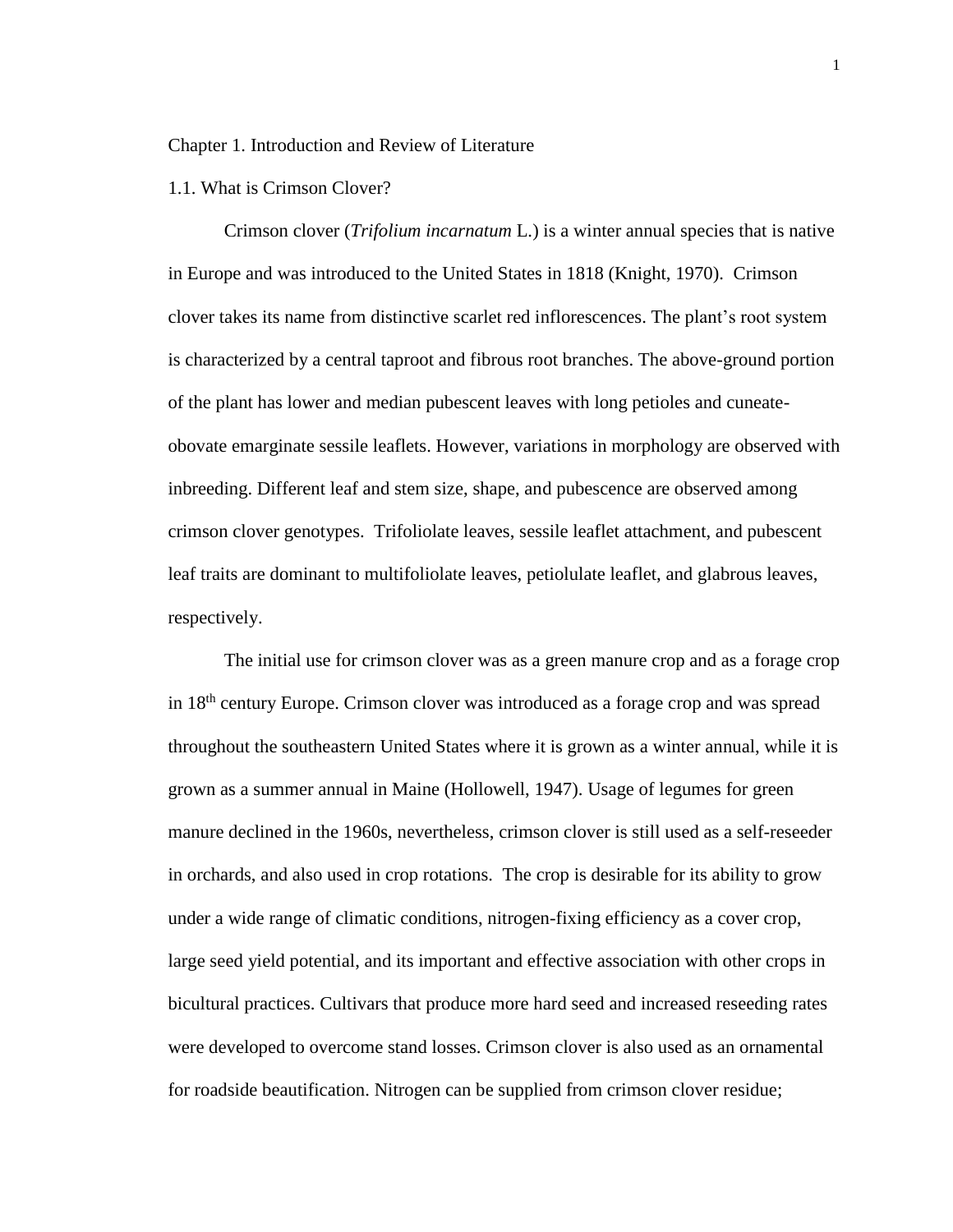# Chapter 1. Introduction and Review of Literature

## 1.1. What is Crimson Clover?

Crimson clover (*Trifolium incarnatum* L.) is a winter annual species that is native in Europe and was introduced to the United States in 1818 (Knight, 1970). Crimson clover takes its name from distinctive scarlet red inflorescences. The plant's root system is characterized by a central taproot and fibrous root branches. The above-ground portion of the plant has lower and median pubescent leaves with long petioles and cuneate-obovate emarginate sessile leaflets. However, variations in morphology are observed with inbreeding. Different leaf and stem size, shape, and pubescence are observed among crimson clover genotypes. Trifoliolate leaves, sessile leaflet attachment, and pubescent leaf traits are dominant to multifoliolate leaves, petiolulate leaflet, and glabrous leaves, respectively.

The initial use for crimson clover was as a green manure crop and as a forage crop in 18th century Europe. Crimson clover was introduced as a forage crop and was spread throughout the southeastern United States where it is grown as a winter annual, while it is grown as a summer annual in Maine (Hollowell, 1947). Usage of legumes for green manure declined in the 1960s, nevertheless, crimson clover is still used as a self-reseeder in orchards, and also used in crop rotations. The crop is desirable for its ability to grow under a wide range of climatic conditions, nitrogen-fixing efficiency as a cover crop, large seed yield potential, and its important and effective association with other crops in bicultural practices. Cultivars that produce more hard seed and increased reseeding rates were developed to overcome stand losses. Crimson clover is also used as an ornamental for roadside beautification. Nitrogen can be supplied from crimson clover residue;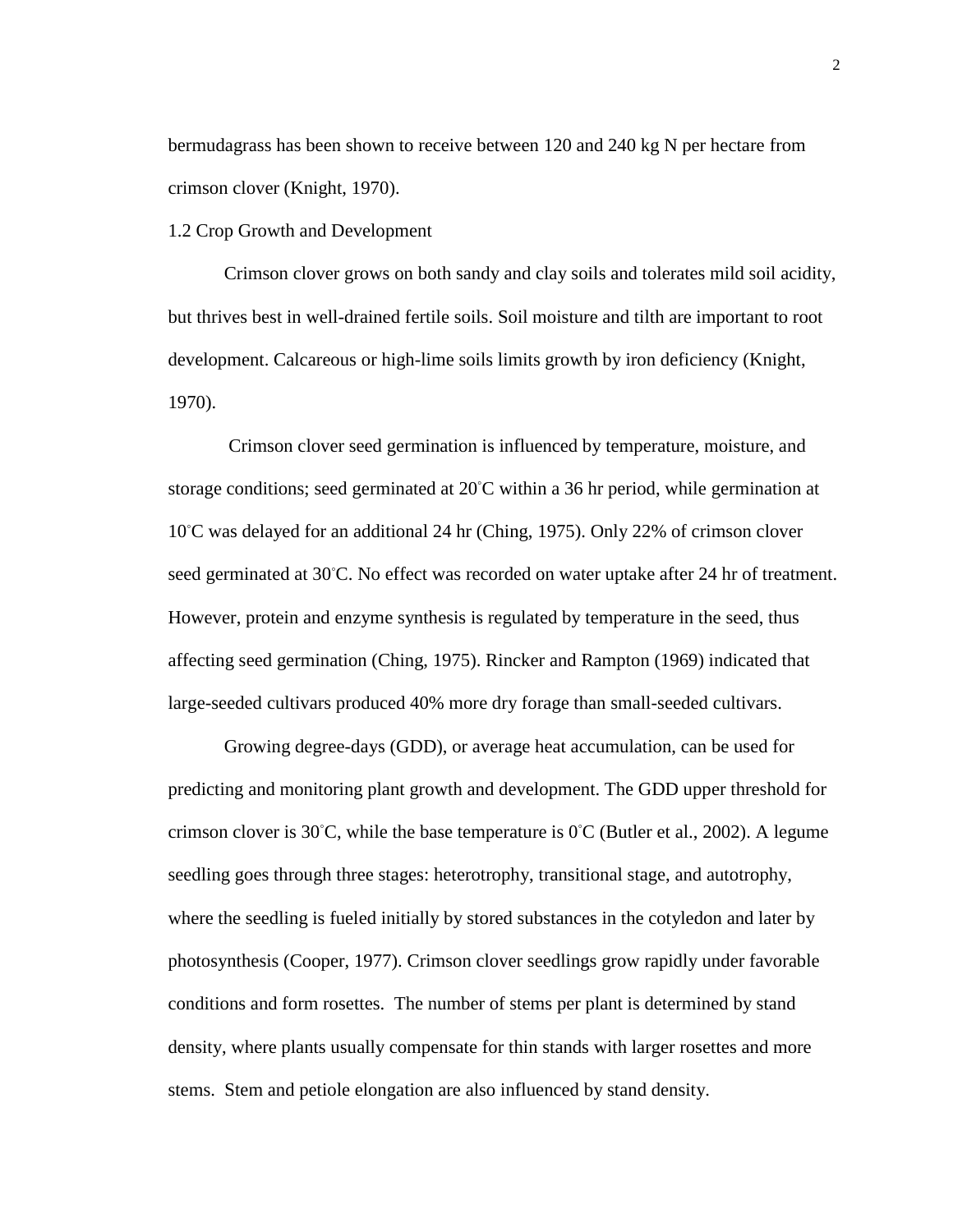bermudagrass has been shown to receive between 120 and 240 kg N per hectare from crimson clover (Knight, 1970).

### 1.2 Crop Growth and Development

Crimson clover grows on both sandy and clay soils and tolerates mild soil acidity, but thrives best in well-drained fertile soils. Soil moisture and tilth are important to root development. Calcareous or high-lime soils limits growth by iron deficiency (Knight, 1970).

Crimson clover seed germination is influenced by temperature, moisture, and storage conditions; seed germinated at 20˚C within a 36 hr period, while germination at 10˚C was delayed for an additional 24 hr (Ching, 1975). Only 22% of crimson clover seed germinated at 30˚C. No effect was recorded on water uptake after 24 hr of treatment. However, protein and enzyme synthesis is regulated by temperature in the seed, thus affecting seed germination (Ching, 1975). Rincker and Rampton (1969) indicated that large-seeded cultivars produced 40% more dry forage than small-seeded cultivars.

Growing degree-days (GDD), or average heat accumulation, can be used for predicting and monitoring plant growth and development. The GDD upper threshold for crimson clover is 30˚C, while the base temperature is 0˚C (Butler et al., 2002). A legume seedling goes through three stages: heterotrophy, transitional stage, and autotrophy, where the seedling is fueled initially by stored substances in the cotyledon and later by photosynthesis (Cooper, 1977). Crimson clover seedlings grow rapidly under favorable conditions and form rosettes. The number of stems per plant is determined by stand density, where plants usually compensate for thin stands with larger rosettes and more stems. Stem and petiole elongation are also influenced by stand density.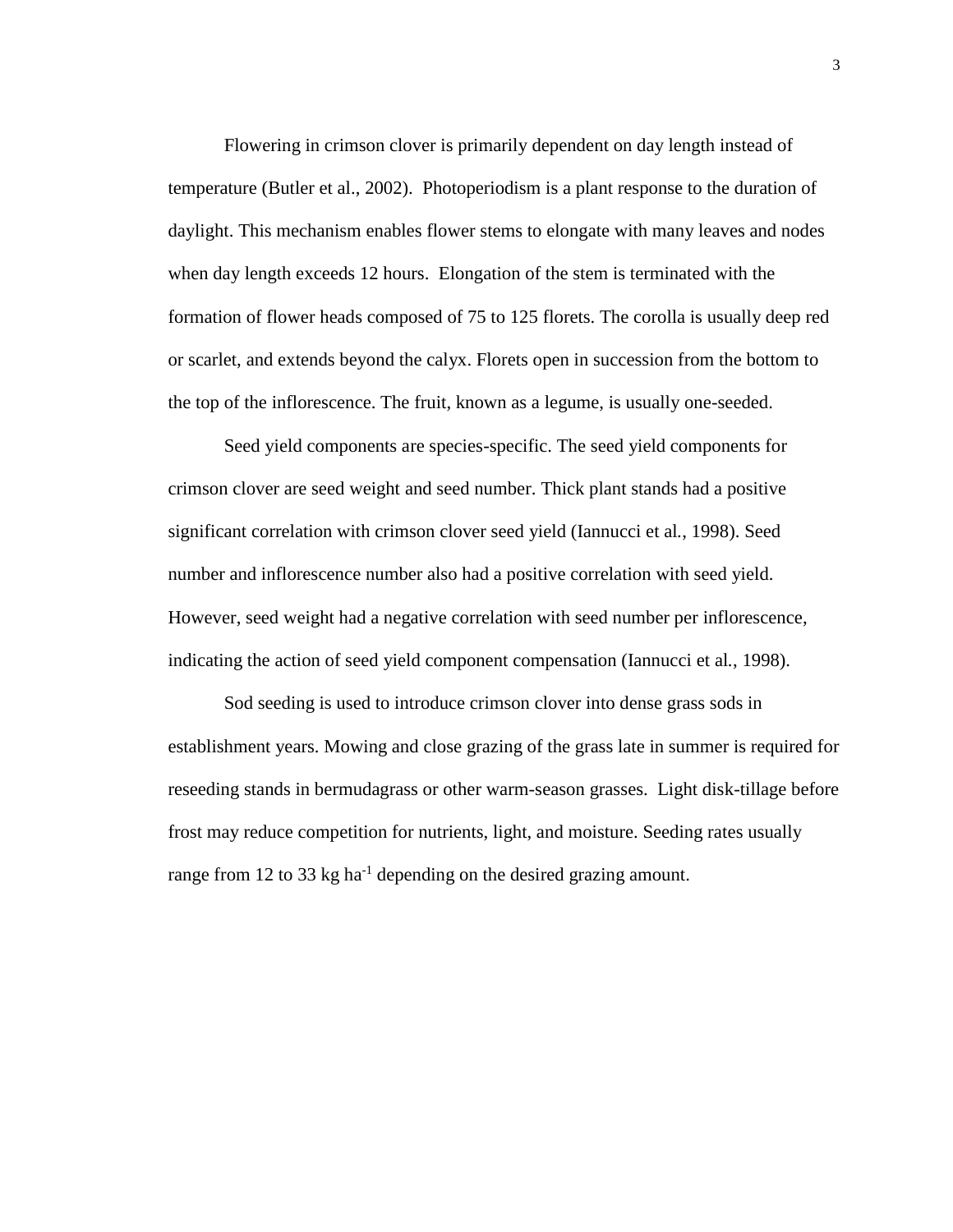Flowering in crimson clover is primarily dependent on day length instead of temperature (Butler et al., 2002). Photoperiodism is a plant response to the duration of daylight. This mechanism enables flower stems to elongate with many leaves and nodes when day length exceeds 12 hours. Elongation of the stem is terminated with the formation of flower heads composed of 75 to 125 florets. The corolla is usually deep red or scarlet, and extends beyond the calyx. Florets open in succession from the bottom to the top of the inflorescence. The fruit, known as a legume, is usually one-seeded.

Seed yield components are species-specific. The seed yield components for crimson clover are seed weight and seed number. Thick plant stands had a positive significant correlation with crimson clover seed yield (Iannucci et al*.*, 1998). Seed number and inflorescence number also had a positive correlation with seed yield. However, seed weight had a negative correlation with seed number per inflorescence, indicating the action of seed yield component compensation (Iannucci et al*.*, 1998).

Sod seeding is used to introduce crimson clover into dense grass sods in establishment years. Mowing and close grazing of the grass late in summer is required for reseeding stands in bermudagrass or other warm-season grasses. Light disk-tillage before frost may reduce competition for nutrients, light, and moisture. Seeding rates usually range from 12 to 33 kg $ha^{-1}$ depending on the desired grazing amount.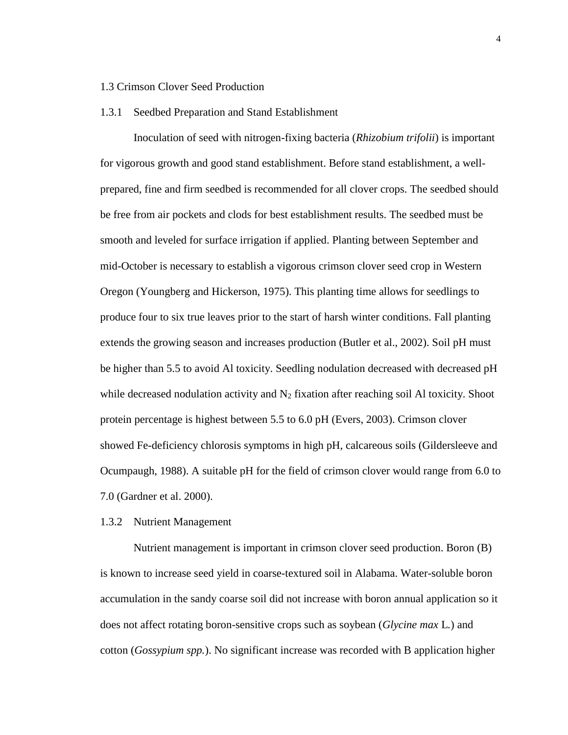## 1.3 Crimson Clover Seed Production

### 1.3.1 Seedbed Preparation and Stand Establishment

Inoculation of seed with nitrogen-fixing bacteria (*Rhizobium trifolii*) is important for vigorous growth and good stand establishment. Before stand establishment, a well-prepared, fine and firm seedbed is recommended for all clover crops. The seedbed should be free from air pockets and clods for best establishment results. The seedbed must be smooth and leveled for surface irrigation if applied. Planting between September and mid-October is necessary to establish a vigorous crimson clover seed crop in Western Oregon (Youngberg and Hickerson, 1975). This planting time allows for seedlings to produce four to six true leaves prior to the start of harsh winter conditions. Fall planting extends the growing season and increases production (Butler et al., 2002). Soil pH must be higher than 5.5 to avoid Al toxicity. Seedling nodulation decreased with decreased pH while decreased nodulation activity and $N_2$ fixation after reaching soil Al toxicity. Shoot protein percentage is highest between 5.5 to 6.0 pH (Evers, 2003). Crimson clover showed Fe-deficiency chlorosis symptoms in high pH, calcareous soils (Gildersleeve and Ocumpaugh, 1988). A suitable pH for the field of crimson clover would range from 6.0 to 7.0 (Gardner et al. 2000).

### 1.3.2 Nutrient Management

Nutrient management is important in crimson clover seed production. Boron (B) is known to increase seed yield in coarse-textured soil in Alabama. Water-soluble boron accumulation in the sandy coarse soil did not increase with boron annual application so it does not affect rotating boron-sensitive crops such as soybean (*Glycine max* L.) and cotton (*Gossypium spp.*). No significant increase was recorded with B application higher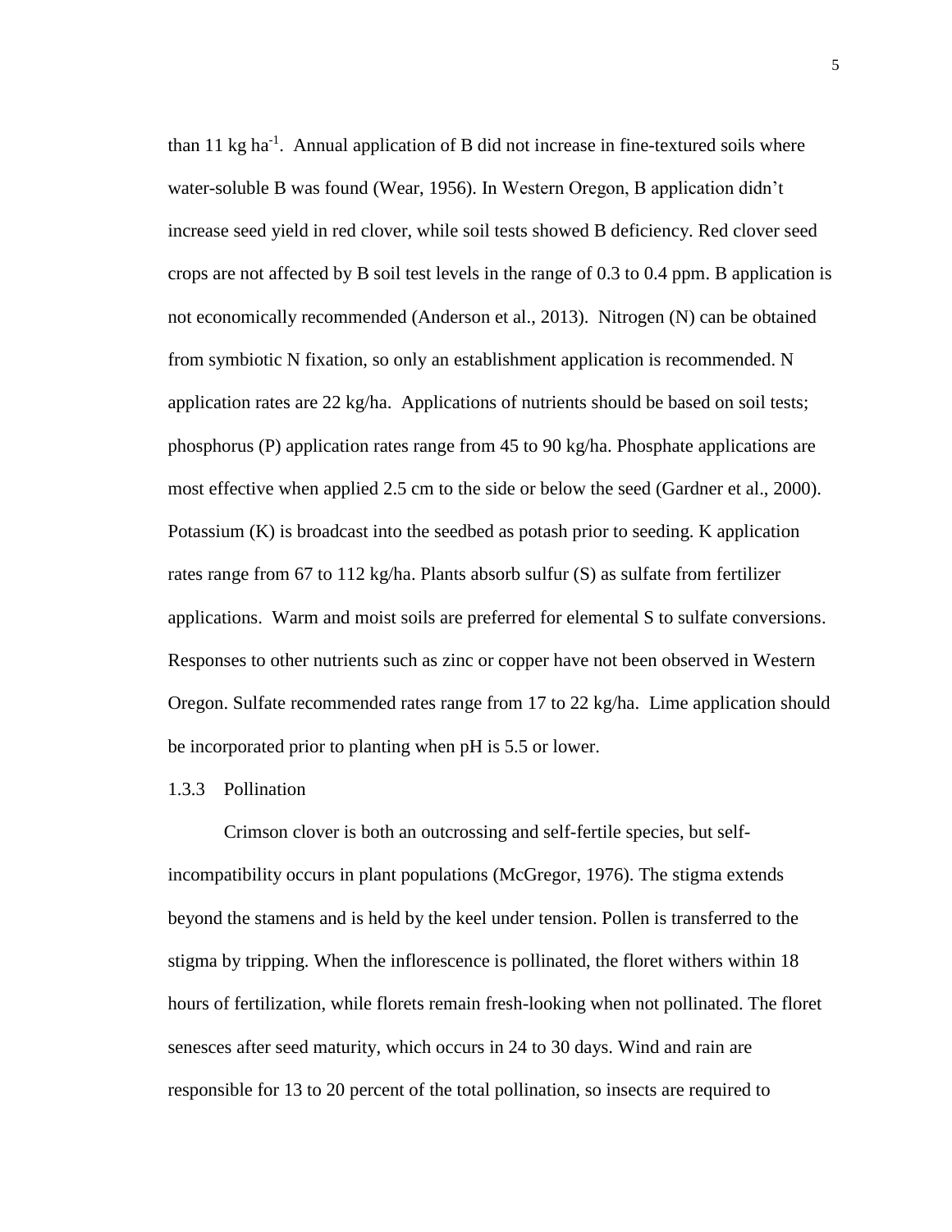than 11 kg ha$^{-1}$. Annual application of B did not increase in fine-textured soils where water-soluble B was found (Wear, 1956). In Western Oregon, B application didn't increase seed yield in red clover, while soil tests showed B deficiency. Red clover seed crops are not affected by B soil test levels in the range of 0.3 to 0.4 ppm. B application is not economically recommended (Anderson et al., 2013). Nitrogen (N) can be obtained from symbiotic N fixation, so only an establishment application is recommended. N application rates are 22 kg/ha. Applications of nutrients should be based on soil tests; phosphorus (P) application rates range from 45 to 90 kg/ha. Phosphate applications are most effective when applied 2.5 cm to the side or below the seed (Gardner et al., 2000). Potassium (K) is broadcast into the seedbed as potash prior to seeding. K application rates range from 67 to 112 kg/ha. Plants absorb sulfur (S) as sulfate from fertilizer applications. Warm and moist soils are preferred for elemental S to sulfate conversions. Responses to other nutrients such as zinc or copper have not been observed in Western Oregon. Sulfate recommended rates range from 17 to 22 kg/ha. Lime application should be incorporated prior to planting when pH is 5.5 or lower.

### 1.3.3 Pollination

Crimson clover is both an outcrossing and self-fertile species, but self-incompatibility occurs in plant populations (McGregor, 1976). The stigma extends beyond the stamens and is held by the keel under tension. Pollen is transferred to the stigma by tripping. When the inflorescence is pollinated, the floret withers within 18 hours of fertilization, while florets remain fresh-looking when not pollinated. The floret senesces after seed maturity, which occurs in 24 to 30 days. Wind and rain are responsible for 13 to 20 percent of the total pollination, so insects are required to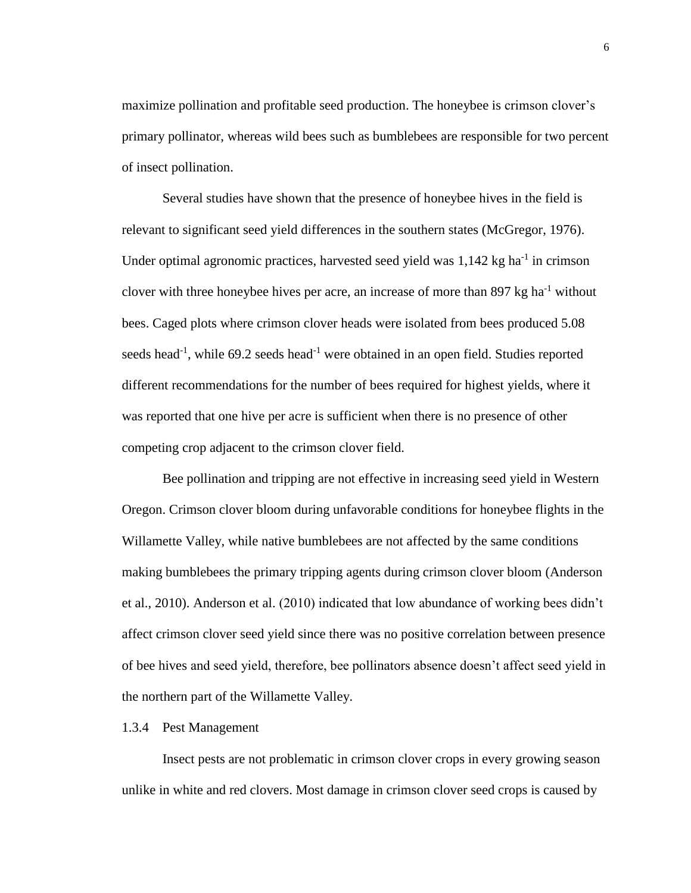maximize pollination and profitable seed production. The honeybee is crimson clover's primary pollinator, whereas wild bees such as bumblebees are responsible for two percent of insect pollination.

Several studies have shown that the presence of honeybee hives in the field is relevant to significant seed yield differences in the southern states (McGregor, 1976). Under optimal agronomic practices, harvested seed yield was 1,142 kg ha$^{-1}$ in crimson clover with three honeybee hives per acre, an increase of more than 897 kg ha$^{-1}$ without bees. Caged plots where crimson clover heads were isolated from bees produced 5.08 seeds head$^{-1}$, while 69.2 seeds head$^{-1}$ were obtained in an open field. Studies reported different recommendations for the number of bees required for highest yields, where it was reported that one hive per acre is sufficient when there is no presence of other competing crop adjacent to the crimson clover field.

Bee pollination and tripping are not effective in increasing seed yield in Western Oregon. Crimson clover bloom during unfavorable conditions for honeybee flights in the Willamette Valley, while native bumblebees are not affected by the same conditions making bumblebees the primary tripping agents during crimson clover bloom (Anderson et al., 2010). Anderson et al. (2010) indicated that low abundance of working bees didn't affect crimson clover seed yield since there was no positive correlation between presence of bee hives and seed yield, therefore, bee pollinators absence doesn't affect seed yield in the northern part of the Willamette Valley.

### 1.3.4 Pest Management

Insect pests are not problematic in crimson clover crops in every growing season unlike in white and red clovers. Most damage in crimson clover seed crops is caused by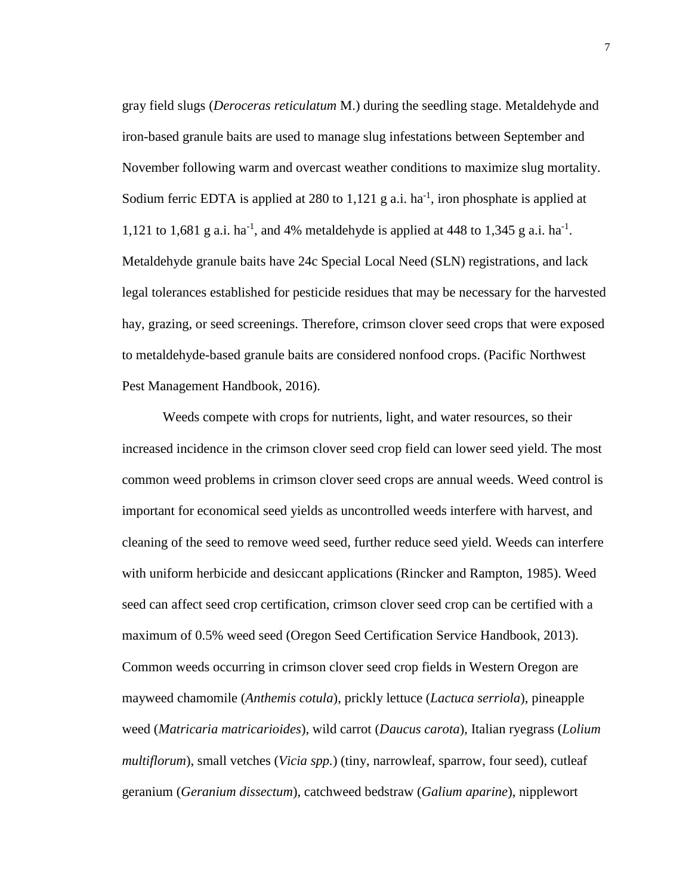gray field slugs (*Deroceras reticulatum* M.) during the seedling stage. Metaldehyde and iron-based granule baits are used to manage slug infestations between September and November following warm and overcast weather conditions to maximize slug mortality. Sodium ferric EDTA is applied at 280 to 1,121 g a.i. $ha^{-1}$, iron phosphate is applied at 1,121 to 1,681 g a.i. $ha^{-1}$, and 4% metaldehyde is applied at 448 to 1,345 g a.i. $ha^{-1}$. Metaldehyde granule baits have 24c Special Local Need (SLN) registrations, and lack legal tolerances established for pesticide residues that may be necessary for the harvested hay, grazing, or seed screenings. Therefore, crimson clover seed crops that were exposed to metaldehyde-based granule baits are considered nonfood crops. (Pacific Northwest Pest Management Handbook, 2016).

Weeds compete with crops for nutrients, light, and water resources, so their increased incidence in the crimson clover seed crop field can lower seed yield. The most common weed problems in crimson clover seed crops are annual weeds. Weed control is important for economical seed yields as uncontrolled weeds interfere with harvest, and cleaning of the seed to remove weed seed, further reduce seed yield. Weeds can interfere with uniform herbicide and desiccant applications (Rincker and Rampton, 1985). Weed seed can affect seed crop certification, crimson clover seed crop can be certified with a maximum of 0.5% weed seed (Oregon Seed Certification Service Handbook, 2013). Common weeds occurring in crimson clover seed crop fields in Western Oregon are mayweed chamomile (*Anthemis cotula*), prickly lettuce (*Lactuca serriola*), pineapple weed (*Matricaria matricarioides*), wild carrot (*Daucus carota*), Italian ryegrass (*Lolium multiflorum*), small vetches (*Vicia spp.*) (tiny, narrowleaf, sparrow, four seed), cutleaf geranium (*Geranium dissectum*), catchweed bedstraw (*Galium aparine*), nipplewort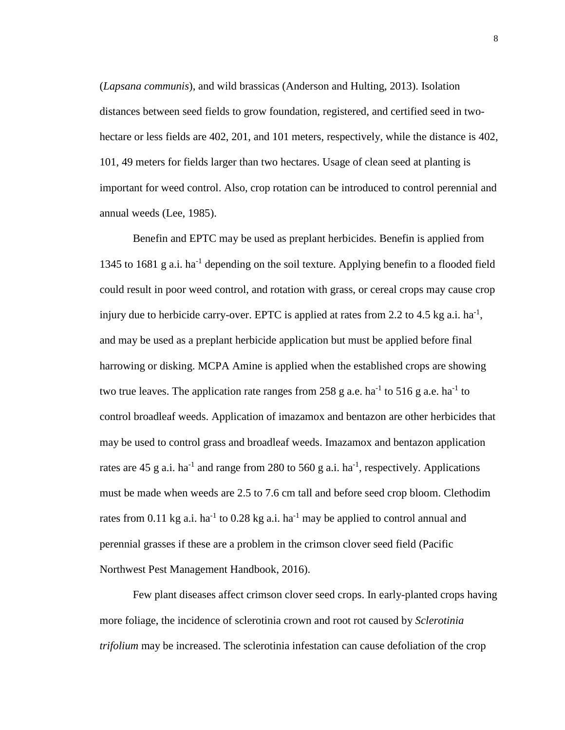(*Lapsana communis*), and wild brassicas (Anderson and Hulting, 2013). Isolation distances between seed fields to grow foundation, registered, and certified seed in two-hectare or less fields are 402, 201, and 101 meters, respectively, while the distance is 402, 101, 49 meters for fields larger than two hectares. Usage of clean seed at planting is important for weed control. Also, crop rotation can be introduced to control perennial and annual weeds (Lee, 1985).

Benefin and EPTC may be used as preplant herbicides. Benefin is applied from 1345 to 1681 g a.i. $ha^{-1}$ depending on the soil texture. Applying benefin to a flooded field could result in poor weed control, and rotation with grass, or cereal crops may cause crop injury due to herbicide carry-over. EPTC is applied at rates from 2.2 to 4.5 kg a.i. $ha^{-1}$, and may be used as a preplant herbicide application but must be applied before final harrowing or disking. MCPA Amine is applied when the established crops are showing two true leaves. The application rate ranges from 258 g a.e. $ha^{-1}$ to 516 g a.e. $ha^{-1}$ to control broadleaf weeds. Application of imazamox and bentazon are other herbicides that may be used to control grass and broadleaf weeds. Imazamox and bentazon application rates are 45 g a.i. $ha^{-1}$ and range from 280 to 560 g a.i. $ha^{-1}$, respectively. Applications must be made when weeds are 2.5 to 7.6 cm tall and before seed crop bloom. Clethodim rates from 0.11 kg a.i. $ha^{-1}$ to 0.28 kg a.i. $ha^{-1}$ may be applied to control annual and perennial grasses if these are a problem in the crimson clover seed field (Pacific Northwest Pest Management Handbook, 2016).

Few plant diseases affect crimson clover seed crops. In early-planted crops having more foliage, the incidence of sclerotinia crown and root rot caused by *Sclerotinia trifolium* may be increased. The sclerotinia infestation can cause defoliation of the crop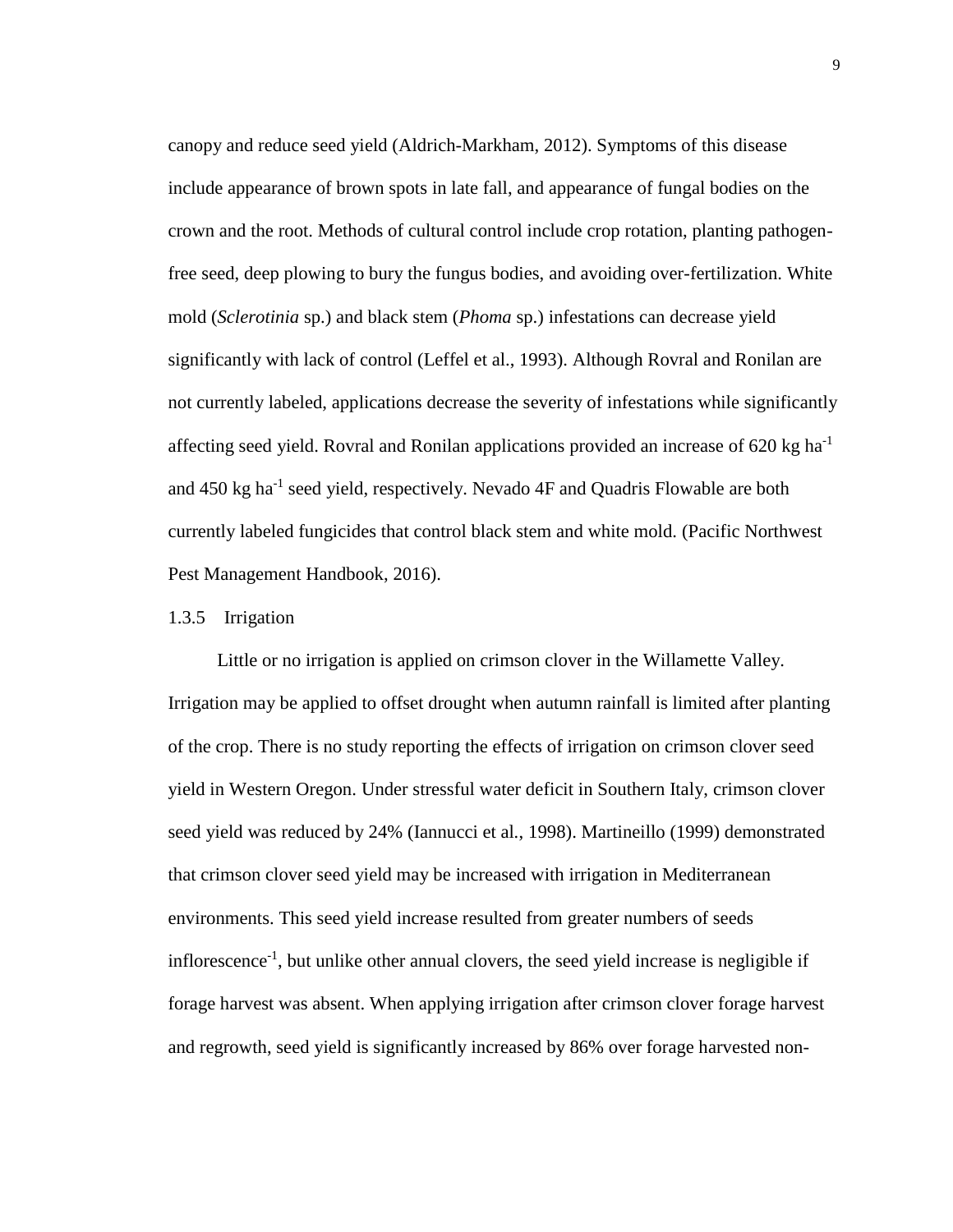canopy and reduce seed yield (Aldrich-Markham, 2012). Symptoms of this disease include appearance of brown spots in late fall, and appearance of fungal bodies on the crown and the root. Methods of cultural control include crop rotation, planting pathogen-free seed, deep plowing to bury the fungus bodies, and avoiding over-fertilization. White mold (*Sclerotinia* sp.) and black stem (*Phoma* sp.) infestations can decrease yield significantly with lack of control (Leffel et al., 1993). Although Rovral and Ronilan are not currently labeled, applications decrease the severity of infestations while significantly affecting seed yield. Rovral and Ronilan applications provided an increase of 620 kg $ha^{-1}$ and 450 kg $ha^{-1}$ seed yield, respectively. Nevado 4F and Quadris Flowable are both currently labeled fungicides that control black stem and white mold. (Pacific Northwest Pest Management Handbook, 2016).

### 1.3.5 Irrigation

Little or no irrigation is applied on crimson clover in the Willamette Valley. Irrigation may be applied to offset drought when autumn rainfall is limited after planting of the crop. There is no study reporting the effects of irrigation on crimson clover seed yield in Western Oregon. Under stressful water deficit in Southern Italy, crimson clover seed yield was reduced by 24% (Iannucci et al., 1998). Martineillo (1999) demonstrated that crimson clover seed yield may be increased with irrigation in Mediterranean environments. This seed yield increase resulted from greater numbers of seeds $inflorescence^{-1}$, but unlike other annual clovers, the seed yield increase is negligible if forage harvest was absent. When applying irrigation after crimson clover forage harvest and regrowth, seed yield is significantly increased by 86% over forage harvested non-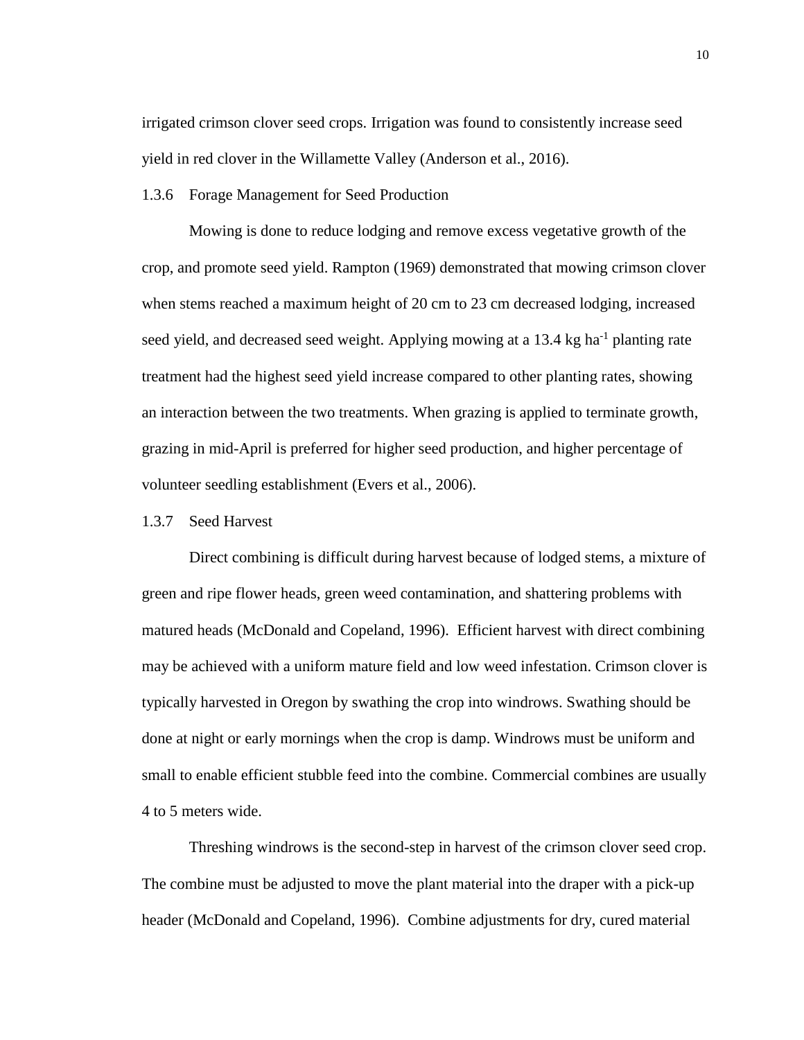irrigated crimson clover seed crops. Irrigation was found to consistently increase seed yield in red clover in the Willamette Valley (Anderson et al., 2016).

### 1.3.6 Forage Management for Seed Production

Mowing is done to reduce lodging and remove excess vegetative growth of the crop, and promote seed yield. Rampton (1969) demonstrated that mowing crimson clover when stems reached a maximum height of 20 cm to 23 cm decreased lodging, increased seed yield, and decreased seed weight. Applying mowing at a 13.4 kg $ha^{-1}$ planting rate treatment had the highest seed yield increase compared to other planting rates, showing an interaction between the two treatments. When grazing is applied to terminate growth, grazing in mid-April is preferred for higher seed production, and higher percentage of volunteer seedling establishment (Evers et al., 2006).

### 1.3.7 Seed Harvest

Direct combining is difficult during harvest because of lodged stems, a mixture of green and ripe flower heads, green weed contamination, and shattering problems with matured heads (McDonald and Copeland, 1996). Efficient harvest with direct combining may be achieved with a uniform mature field and low weed infestation. Crimson clover is typically harvested in Oregon by swathing the crop into windrows. Swathing should be done at night or early mornings when the crop is damp. Windrows must be uniform and small to enable efficient stubble feed into the combine. Commercial combines are usually 4 to 5 meters wide.

Threshing windrows is the second-step in harvest of the crimson clover seed crop. The combine must be adjusted to move the plant material into the draper with a pick-up header (McDonald and Copeland, 1996). Combine adjustments for dry, cured material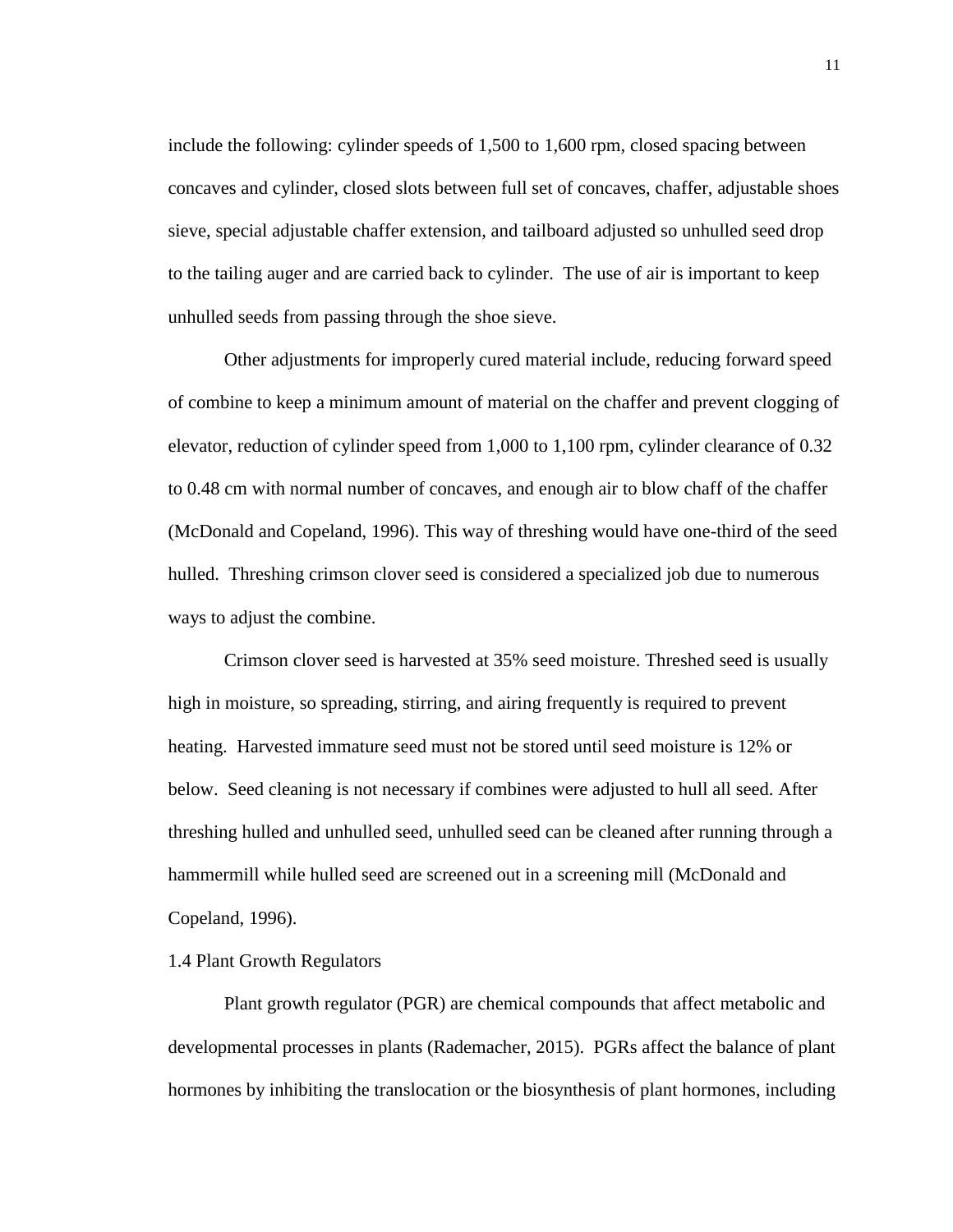include the following: cylinder speeds of 1,500 to 1,600 rpm, closed spacing between concaves and cylinder, closed slots between full set of concaves, chaffer, adjustable shoes sieve, special adjustable chaffer extension, and tailboard adjusted so unhulled seed drop to the tailing auger and are carried back to cylinder. The use of air is important to keep unhulled seeds from passing through the shoe sieve.

Other adjustments for improperly cured material include, reducing forward speed of combine to keep a minimum amount of material on the chaffer and prevent clogging of elevator, reduction of cylinder speed from 1,000 to 1,100 rpm, cylinder clearance of 0.32 to 0.48 cm with normal number of concaves, and enough air to blow chaff of the chaffer (McDonald and Copeland, 1996). This way of threshing would have one-third of the seed hulled. Threshing crimson clover seed is considered a specialized job due to numerous ways to adjust the combine.

Crimson clover seed is harvested at 35% seed moisture. Threshed seed is usually high in moisture, so spreading, stirring, and airing frequently is required to prevent heating. Harvested immature seed must not be stored until seed moisture is 12% or below. Seed cleaning is not necessary if combines were adjusted to hull all seed. After threshing hulled and unhulled seed, unhulled seed can be cleaned after running through a hammermill while hulled seed are screened out in a screening mill (McDonald and Copeland, 1996).

### 1.4 Plant Growth Regulators

Plant growth regulator (PGR) are chemical compounds that affect metabolic and developmental processes in plants (Rademacher, 2015). PGRs affect the balance of plant hormones by inhibiting the translocation or the biosynthesis of plant hormones, including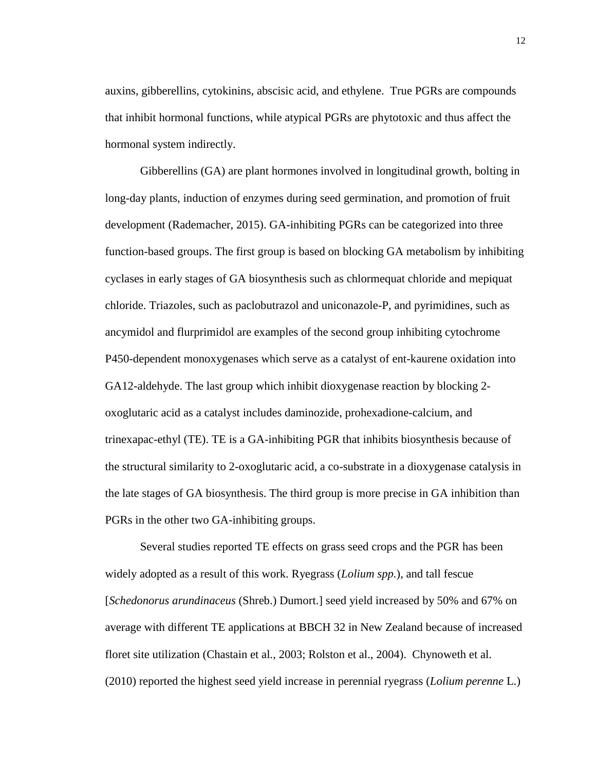auxins, gibberellins, cytokinins, abscisic acid, and ethylene. True PGRs are compounds that inhibit hormonal functions, while atypical PGRs are phytotoxic and thus affect the hormonal system indirectly.

Gibberellins (GA) are plant hormones involved in longitudinal growth, bolting in long-day plants, induction of enzymes during seed germination, and promotion of fruit development (Rademacher, 2015). GA-inhibiting PGRs can be categorized into three function-based groups. The first group is based on blocking GA metabolism by inhibiting cyclases in early stages of GA biosynthesis such as chlormequat chloride and mepiquat chloride. Triazoles, such as paclobutrazol and uniconazole-P, and pyrimidines, such as ancymidol and flurprimidol are examples of the second group inhibiting cytochrome P450-dependent monoxygenases which serve as a catalyst of ent-kaurene oxidation into GA12-aldehyde. The last group which inhibit dioxygenase reaction by blocking 2-oxoglutaric acid as a catalyst includes daminozide, prohexadione-calcium, and trinexapac-ethyl (TE). TE is a GA-inhibiting PGR that inhibits biosynthesis because of the structural similarity to 2-oxoglutaric acid, a co-substrate in a dioxygenase catalysis in the late stages of GA biosynthesis. The third group is more precise in GA inhibition than PGRs in the other two GA-inhibiting groups.

Several studies reported TE effects on grass seed crops and the PGR has been widely adopted as a result of this work. Ryegrass (*Lolium spp.*), and tall fescue [*Schedonorus arundinaceus* (Shreb.) Dumort.] seed yield increased by 50% and 67% on average with different TE applications at BBCH 32 in New Zealand because of increased floret site utilization (Chastain et al., 2003; Rolston et al., 2004). Chynoweth et al. (2010) reported the highest seed yield increase in perennial ryegrass (*Lolium perenne* L.)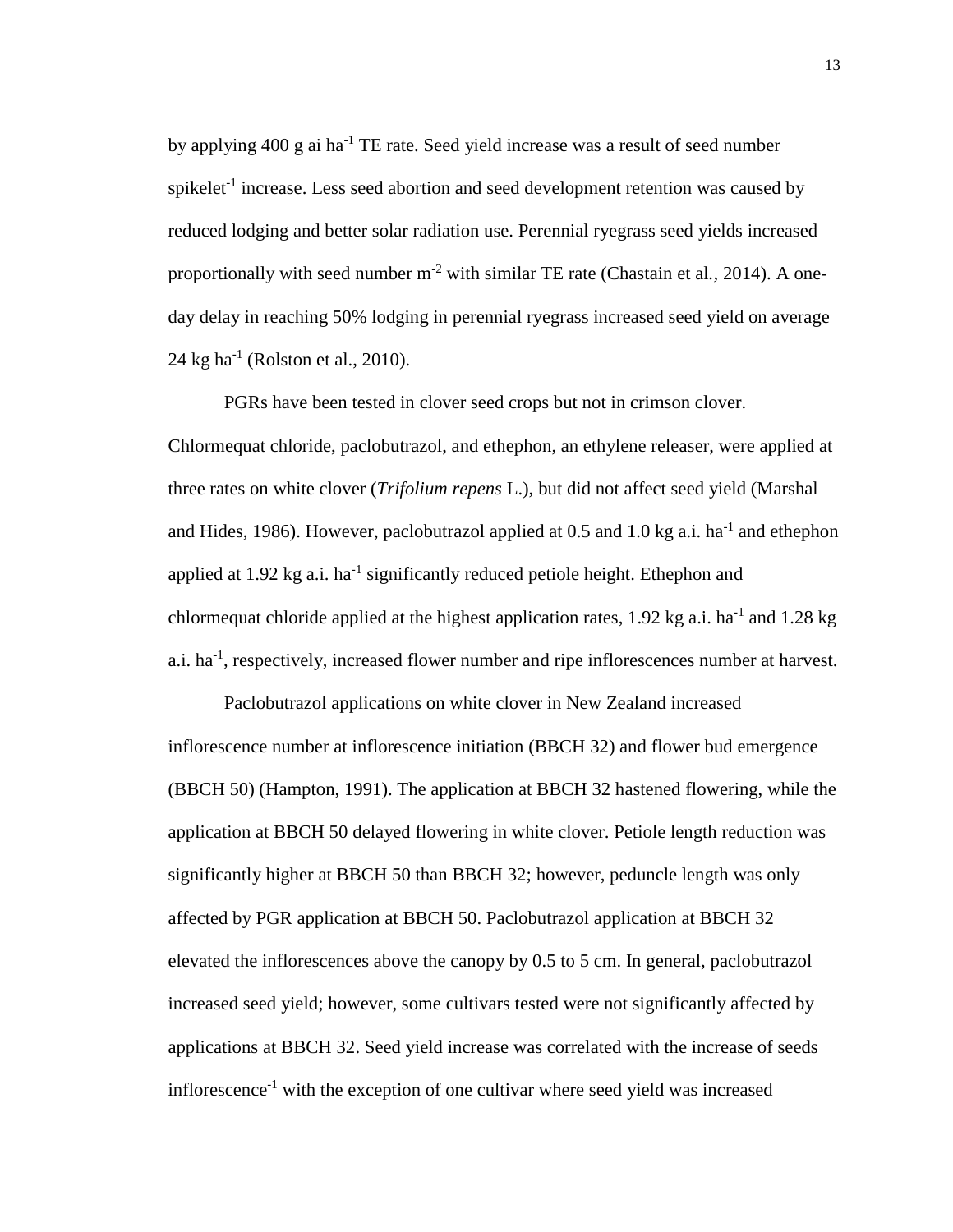by applying 400 g ai $ha^{-1}$ TE rate. Seed yield increase was a result of seed number $spikelet^{-1}$ increase. Less seed abortion and seed development retention was caused by reduced lodging and better solar radiation use. Perennial ryegrass seed yields increased proportionally with seed number $m^{-2}$ with similar TE rate (Chastain et al., 2014). A one-day delay in reaching 50% lodging in perennial ryegrass increased seed yield on average 24 kg $ha^{-1}$ (Rolston et al., 2010).

PGRs have been tested in clover seed crops but not in crimson clover. Chlormequat chloride, paclobutrazol, and ethephon, an ethylene releaser, were applied at three rates on white clover (*Trifolium repens* L.), but did not affect seed yield (Marshal and Hides, 1986). However, paclobutrazol applied at 0.5 and 1.0 kg a.i. $ha^{-1}$ and ethephon applied at 1.92 kg a.i. $ha^{-1}$ significantly reduced petiole height. Ethephon and chlormequat chloride applied at the highest application rates, 1.92 kg a.i. $ha^{-1}$ and 1.28 kg a.i. $ha^{-1}$, respectively, increased flower number and ripe inflorescences number at harvest.

Paclobutrazol applications on white clover in New Zealand increased inflorescence number at inflorescence initiation (BBCH 32) and flower bud emergence (BBCH 50) (Hampton, 1991). The application at BBCH 32 hastened flowering, while the application at BBCH 50 delayed flowering in white clover. Petiole length reduction was significantly higher at BBCH 50 than BBCH 32; however, peduncle length was only affected by PGR application at BBCH 50. Paclobutrazol application at BBCH 32 elevated the inflorescences above the canopy by 0.5 to 5 cm. In general, paclobutrazol increased seed yield; however, some cultivars tested were not significantly affected by applications at BBCH 32. Seed yield increase was correlated with the increase of seeds $inflorescence^{-1}$ with the exception of one cultivar where seed yield was increased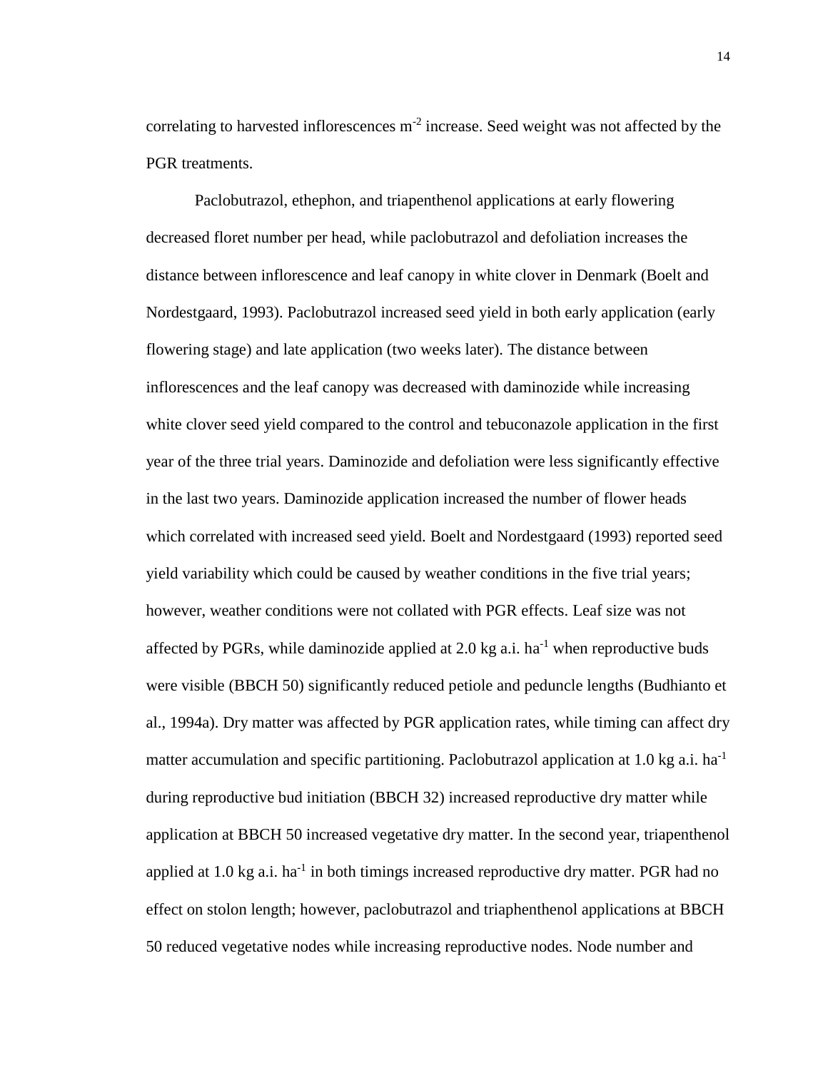correlating to harvested inflorescences $m^{-2}$ increase. Seed weight was not affected by the PGR treatments.

Paclobutrazol, ethephon, and triapenthenol applications at early flowering decreased floret number per head, while paclobutrazol and defoliation increases the distance between inflorescence and leaf canopy in white clover in Denmark (Boelt and Nordestgaard, 1993). Paclobutrazol increased seed yield in both early application (early flowering stage) and late application (two weeks later). The distance between inflorescences and the leaf canopy was decreased with daminozide while increasing white clover seed yield compared to the control and tebuconazole application in the first year of the three trial years. Daminozide and defoliation were less significantly effective in the last two years. Daminozide application increased the number of flower heads which correlated with increased seed yield. Boelt and Nordestgaard (1993) reported seed yield variability which could be caused by weather conditions in the five trial years; however, weather conditions were not collated with PGR effects. Leaf size was not affected by PGRs, while daminozide applied at 2.0 kg a.i. $ha^{-1}$ when reproductive buds were visible (BBCH 50) significantly reduced petiole and peduncle lengths (Budhianto et al., 1994a). Dry matter was affected by PGR application rates, while timing can affect dry matter accumulation and specific partitioning. Paclobutrazol application at 1.0 kg a.i. $ha^{-1}$ during reproductive bud initiation (BBCH 32) increased reproductive dry matter while application at BBCH 50 increased vegetative dry matter. In the second year, triapenthenol applied at 1.0 kg a.i. $ha^{-1}$ in both timings increased reproductive dry matter. PGR had no effect on stolon length; however, paclobutrazol and triaphenthenol applications at BBCH 50 reduced vegetative nodes while increasing reproductive nodes. Node number and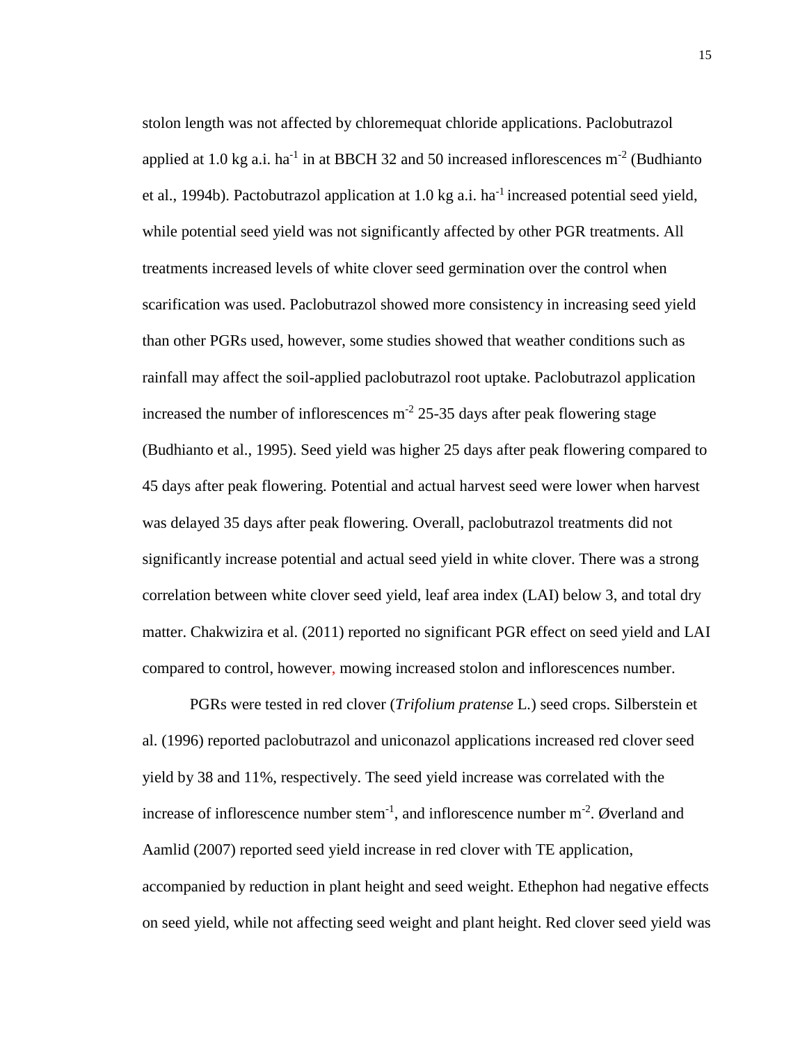stolon length was not affected by chloremequat chloride applications. Paclobutrazol applied at 1.0 kg a.i. ha$^{-1}$ in at BBCH 32 and 50 increased inflorescences m$^{-2}$ (Budhianto et al., 1994b). Pactobutrazol application at 1.0 kg a.i. ha$^{-1}$ increased potential seed yield, while potential seed yield was not significantly affected by other PGR treatments. All treatments increased levels of white clover seed germination over the control when scarification was used. Paclobutrazol showed more consistency in increasing seed yield than other PGRs used, however, some studies showed that weather conditions such as rainfall may affect the soil-applied paclobutrazol root uptake. Paclobutrazol application increased the number of inflorescences m$^{-2}$ 25-35 days after peak flowering stage (Budhianto et al., 1995). Seed yield was higher 25 days after peak flowering compared to 45 days after peak flowering. Potential and actual harvest seed were lower when harvest was delayed 35 days after peak flowering. Overall, paclobutrazol treatments did not significantly increase potential and actual seed yield in white clover. There was a strong correlation between white clover seed yield, leaf area index (LAI) below 3, and total dry matter. Chakwizira et al. (2011) reported no significant PGR effect on seed yield and LAI compared to control, however, mowing increased stolon and inflorescences number.

PGRs were tested in red clover (*Trifolium pratense* L.) seed crops. Silberstein et al. (1996) reported paclobutrazol and uniconazol applications increased red clover seed yield by 38 and 11%, respectively. The seed yield increase was correlated with the increase of inflorescence number stem$^{-1}$, and inflorescence number m$^{-2}$. Øverland and Aamlid (2007) reported seed yield increase in red clover with TE application, accompanied by reduction in plant height and seed weight. Ethephon had negative effects on seed yield, while not affecting seed weight and plant height. Red clover seed yield was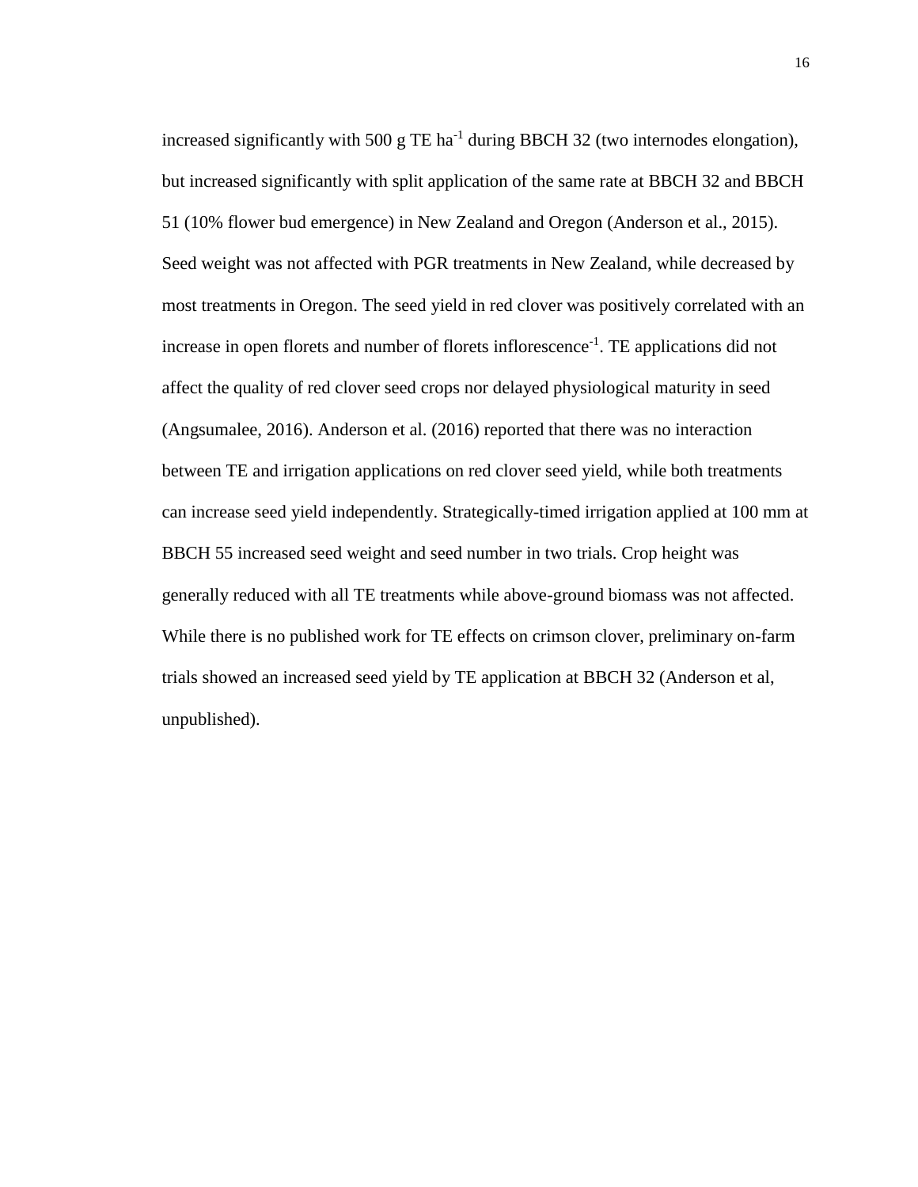increased significantly with 500 g TE $ha^{-1}$ during BBCH 32 (two internodes elongation), but increased significantly with split application of the same rate at BBCH 32 and BBCH 51 (10% flower bud emergence) in New Zealand and Oregon (Anderson et al., 2015). Seed weight was not affected with PGR treatments in New Zealand, while decreased by most treatments in Oregon. The seed yield in red clover was positively correlated with an increase in open florets and number of florets $inflorescence^{-1}$. TE applications did not affect the quality of red clover seed crops nor delayed physiological maturity in seed (Angsumalee, 2016). Anderson et al. (2016) reported that there was no interaction between TE and irrigation applications on red clover seed yield, while both treatments can increase seed yield independently. Strategically-timed irrigation applied at 100 mm at BBCH 55 increased seed weight and seed number in two trials. Crop height was generally reduced with all TE treatments while above-ground biomass was not affected. While there is no published work for TE effects on crimson clover, preliminary on-farm trials showed an increased seed yield by TE application at BBCH 32 (Anderson et al, unpublished).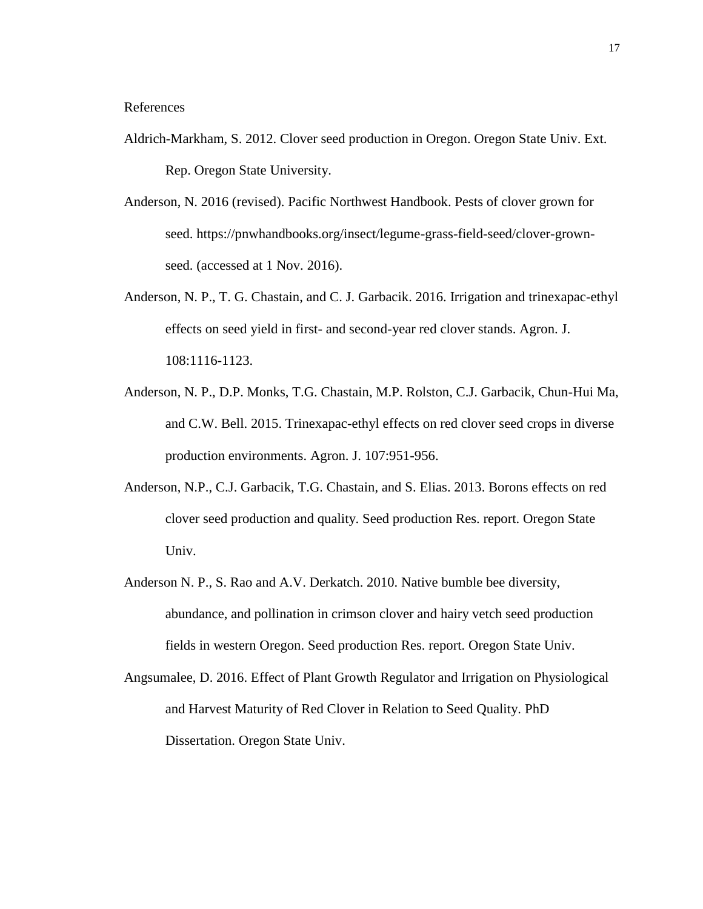References

Aldrich-Markham, S. 2012. Clover seed production in Oregon. Oregon State Univ. Ext. Rep. Oregon State University.

Anderson, N. 2016 (revised). Pacific Northwest Handbook. Pests of clover grown for seed. https://pnwhandbooks.org/insect/legume-grass-field-seed/clover-grown-seed. (accessed at 1 Nov. 2016).

Anderson, N. P., T. G. Chastain, and C. J. Garbacik. 2016. Irrigation and trinexapac-ethyl effects on seed yield in first- and second-year red clover stands. Agron. J. 108:1116-1123.

Anderson, N. P., D.P. Monks, T.G. Chastain, M.P. Rolston, C.J. Garbacik, Chun-Hui Ma, and C.W. Bell. 2015. Trinexapac-ethyl effects on red clover seed crops in diverse production environments. Agron. J. 107:951-956.

Anderson, N.P., C.J. Garbacik, T.G. Chastain, and S. Elias. 2013. Borons effects on red clover seed production and quality. Seed production Res. report. Oregon State Univ.

Anderson N. P., S. Rao and A.V. Derkatch. 2010. Native bumble bee diversity, abundance, and pollination in crimson clover and hairy vetch seed production fields in western Oregon. Seed production Res. report. Oregon State Univ.

Angsumalee, D. 2016. Effect of Plant Growth Regulator and Irrigation on Physiological and Harvest Maturity of Red Clover in Relation to Seed Quality. PhD Dissertation. Oregon State Univ.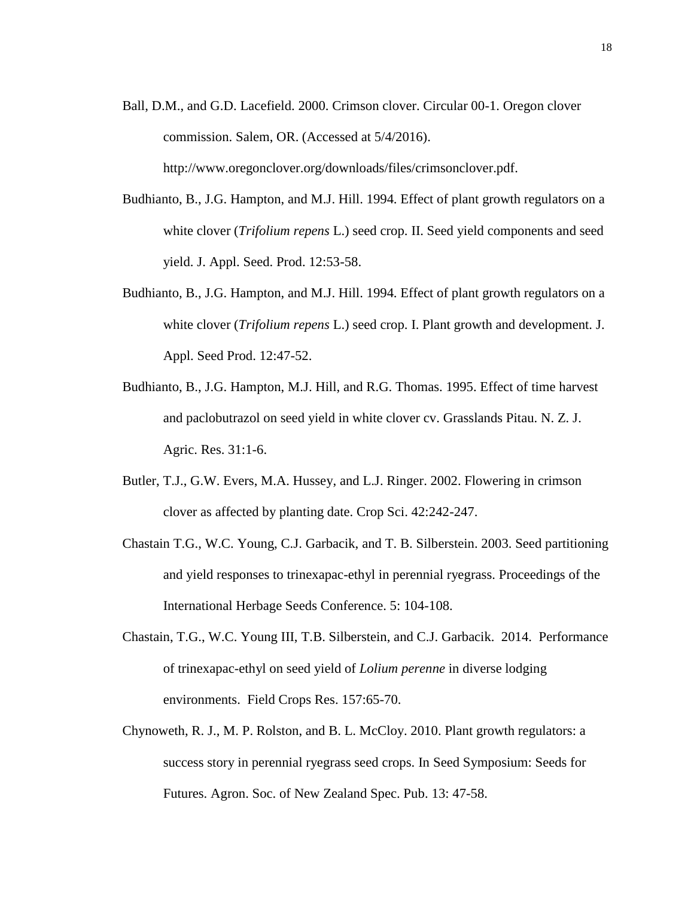Ball, D.M., and G.D. Lacefield. 2000. Crimson clover. Circular 00-1. Oregon clover commission. Salem, OR. (Accessed at 5/4/2016). http://www.oregonclover.org/downloads/files/crimsonclover.pdf.

Budhianto, B., J.G. Hampton, and M.J. Hill. 1994. Effect of plant growth regulators on a white clover (*Trifolium repens* L.) seed crop. II. Seed yield components and seed yield. J. Appl. Seed. Prod. 12:53-58.

Budhianto, B., J.G. Hampton, and M.J. Hill. 1994. Effect of plant growth regulators on a white clover (*Trifolium repens* L.) seed crop. I. Plant growth and development. J. Appl. Seed Prod. 12:47-52.

Budhianto, B., J.G. Hampton, M.J. Hill, and R.G. Thomas. 1995. Effect of time harvest and paclobutrazol on seed yield in white clover cv. Grasslands Pitau. N. Z. J. Agric. Res. 31:1-6.

Butler, T.J., G.W. Evers, M.A. Hussey, and L.J. Ringer. 2002. Flowering in crimson clover as affected by planting date. Crop Sci. 42:242-247.

Chastain T.G., W.C. Young, C.J. Garbacik, and T. B. Silberstein. 2003. Seed partitioning and yield responses to trinexapac-ethyl in perennial ryegrass. Proceedings of the International Herbage Seeds Conference. 5: 104-108.

Chastain, T.G., W.C. Young III, T.B. Silberstein, and C.J. Garbacik. 2014. Performance of trinexapac-ethyl on seed yield of *Lolium perenne* in diverse lodging environments. Field Crops Res. 157:65-70.

Chynoweth, R. J., M. P. Rolston, and B. L. McCloy. 2010. Plant growth regulators: a success story in perennial ryegrass seed crops. In Seed Symposium: Seeds for Futures. Agron. Soc. of New Zealand Spec. Pub. 13: 47-58.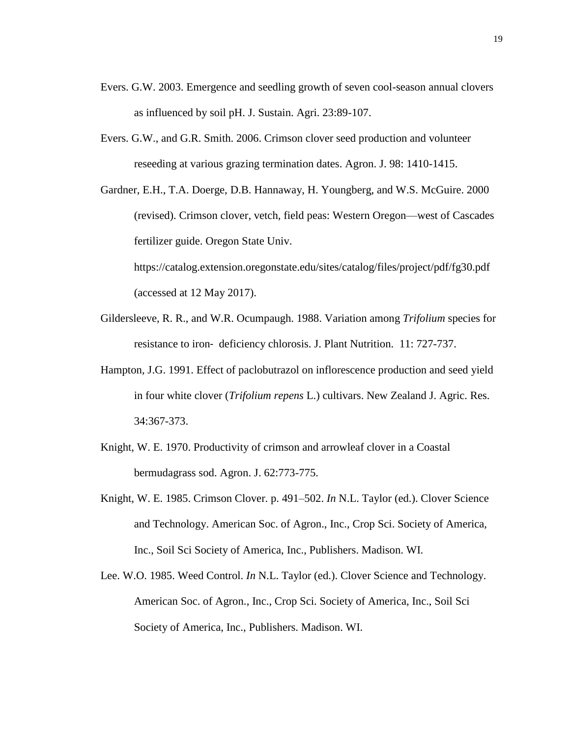Evers. G.W. 2003. Emergence and seedling growth of seven cool-season annual clovers as influenced by soil pH. J. Sustain. Agri. 23:89-107.

Evers. G.W., and G.R. Smith. 2006. Crimson clover seed production and volunteer reseeding at various grazing termination dates. Agron. J. 98: 1410-1415.

Gardner, E.H., T.A. Doerge, D.B. Hannaway, H. Youngberg, and W.S. McGuire. 2000 (revised). Crimson clover, vetch, field peas: Western Oregon—west of Cascades fertilizer guide. Oregon State Univ. https://catalog.extension.oregonstate.edu/sites/catalog/files/project/pdf/fg30.pdf (accessed at 12 May 2017).

Gildersleeve, R. R., and W.R. Ocumpaugh. 1988. Variation among *Trifolium* species for resistance to iron- deficiency chlorosis. J. Plant Nutrition. 11: 727-737.

Hampton, J.G. 1991. Effect of paclobutrazol on inflorescence production and seed yield in four white clover (*Trifolium repens* L.) cultivars. New Zealand J. Agric. Res. 34:367-373.

Knight, W. E. 1970. Productivity of crimson and arrowleaf clover in a Coastal bermudagrass sod. Agron. J. 62:773-775.

Knight, W. E. 1985. Crimson Clover. p. 491–502. *In* N.L. Taylor (ed.). Clover Science and Technology. American Soc. of Agron., Inc., Crop Sci. Society of America, Inc., Soil Sci Society of America, Inc., Publishers. Madison. WI.

Lee. W.O. 1985. Weed Control. *In* N.L. Taylor (ed.). Clover Science and Technology. American Soc. of Agron., Inc., Crop Sci. Society of America, Inc., Soil Sci Society of America, Inc., Publishers. Madison. WI.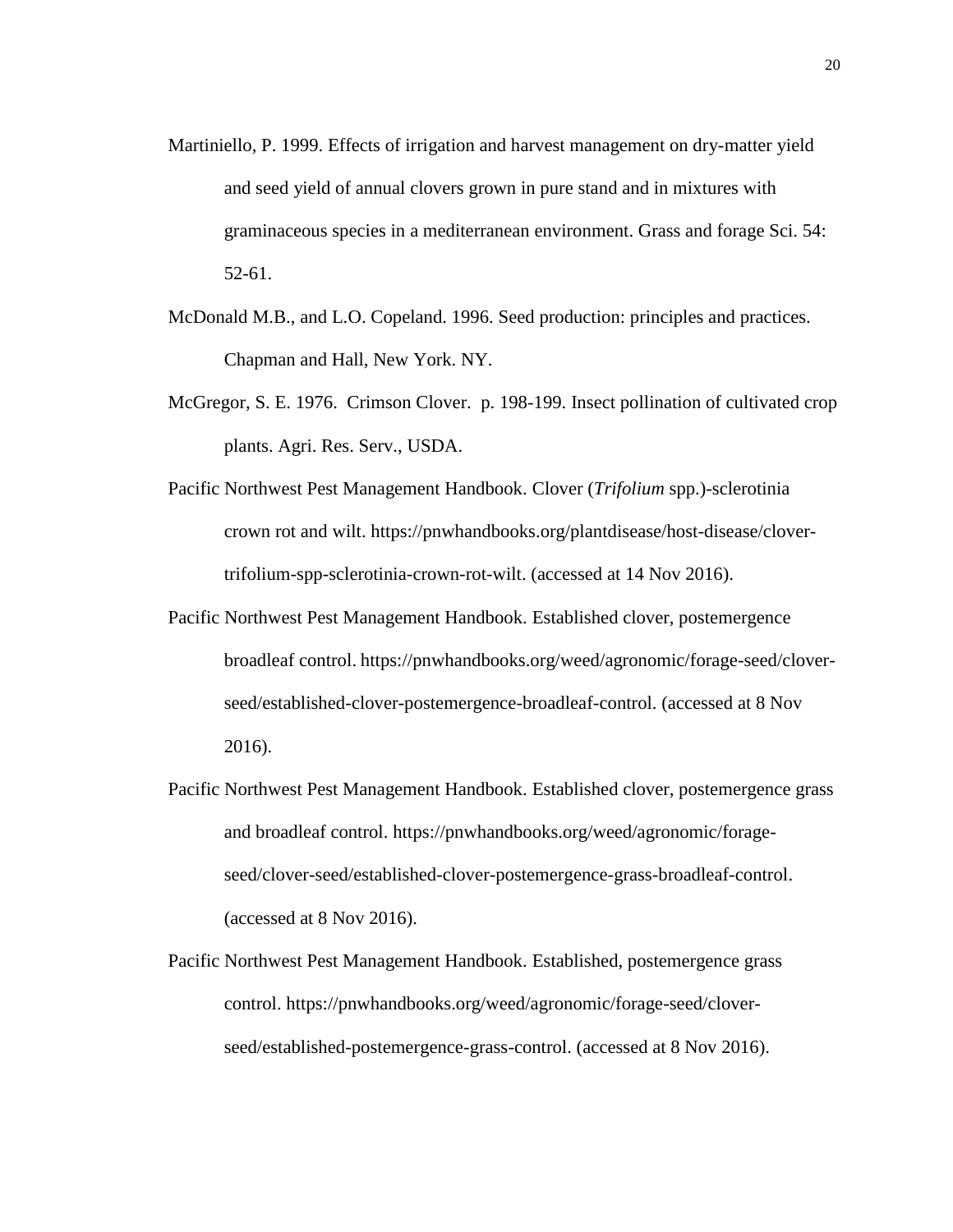Martiniello, P. 1999. Effects of irrigation and harvest management on dry-matter yield and seed yield of annual clovers grown in pure stand and in mixtures with graminaceous species in a mediterranean environment. Grass and forage Sci. 54: 52-61.

McDonald M.B., and L.O. Copeland. 1996. Seed production: principles and practices. Chapman and Hall, New York. NY.

McGregor, S. E. 1976. Crimson Clover. p. 198-199. Insect pollination of cultivated crop plants. Agri. Res. Serv., USDA.

Pacific Northwest Pest Management Handbook. Clover (*Trifolium* spp.)-sclerotinia crown rot and wilt. https://pnwhandbooks.org/plantdisease/host-disease/clover-trifolium-spp-sclerotinia-crown-rot-wilt. (accessed at 14 Nov 2016).

Pacific Northwest Pest Management Handbook. Established clover, postemergence broadleaf control. https://pnwhandbooks.org/weed/agronomic/forage-seed/clover-seed/established-clover-postemergence-broadleaf-control. (accessed at 8 Nov 2016).

Pacific Northwest Pest Management Handbook. Established clover, postemergence grass and broadleaf control. https://pnwhandbooks.org/weed/agronomic/forage-seed/clover-seed/established-clover-postemergence-grass-broadleaf-control. (accessed at 8 Nov 2016).

Pacific Northwest Pest Management Handbook. Established, postemergence grass control. https://pnwhandbooks.org/weed/agronomic/forage-seed/clover-seed/established-postemergence-grass-control. (accessed at 8 Nov 2016).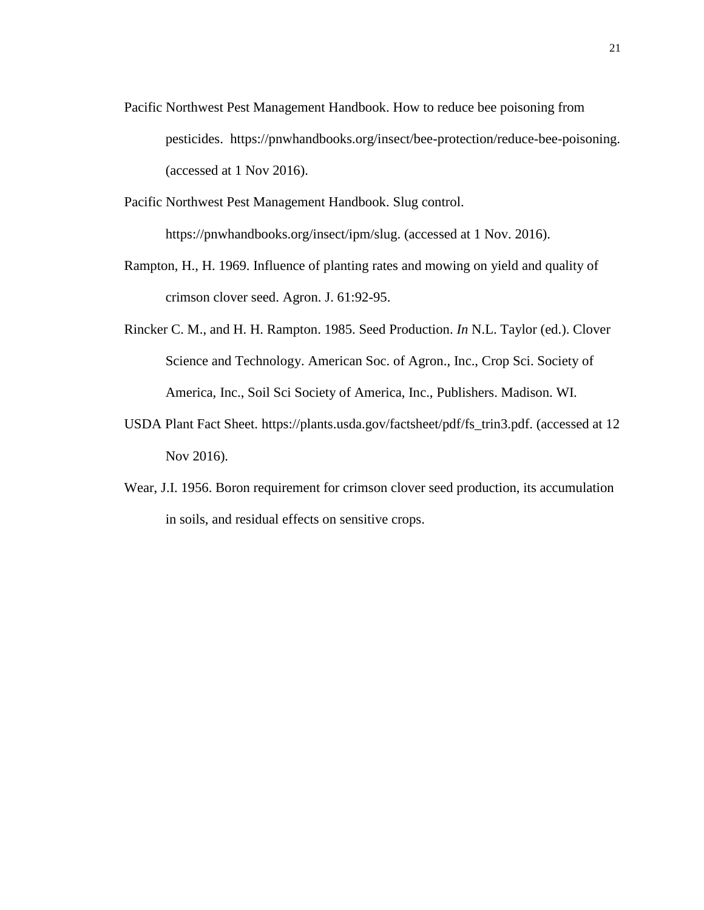Pacific Northwest Pest Management Handbook. How to reduce bee poisoning from pesticides. https://pnwhandbooks.org/insect/bee-protection/reduce-bee-poisoning. (accessed at 1 Nov 2016).

Pacific Northwest Pest Management Handbook. Slug control. https://pnwhandbooks.org/insect/ipm/slug. (accessed at 1 Nov. 2016).

Rampton, H., H. 1969. Influence of planting rates and mowing on yield and quality of crimson clover seed. Agron. J. 61:92-95.

Rincker C. M., and H. H. Rampton. 1985. Seed Production. *In* N.L. Taylor (ed.). Clover Science and Technology. American Soc. of Agron., Inc., Crop Sci. Society of America, Inc., Soil Sci Society of America, Inc., Publishers. Madison. WI.

USDA Plant Fact Sheet. https://plants.usda.gov/factsheet/pdf/fs_trin3.pdf. (accessed at 12 Nov 2016).

Wear, J.I. 1956. Boron requirement for crimson clover seed production, its accumulation in soils, and residual effects on sensitive crops.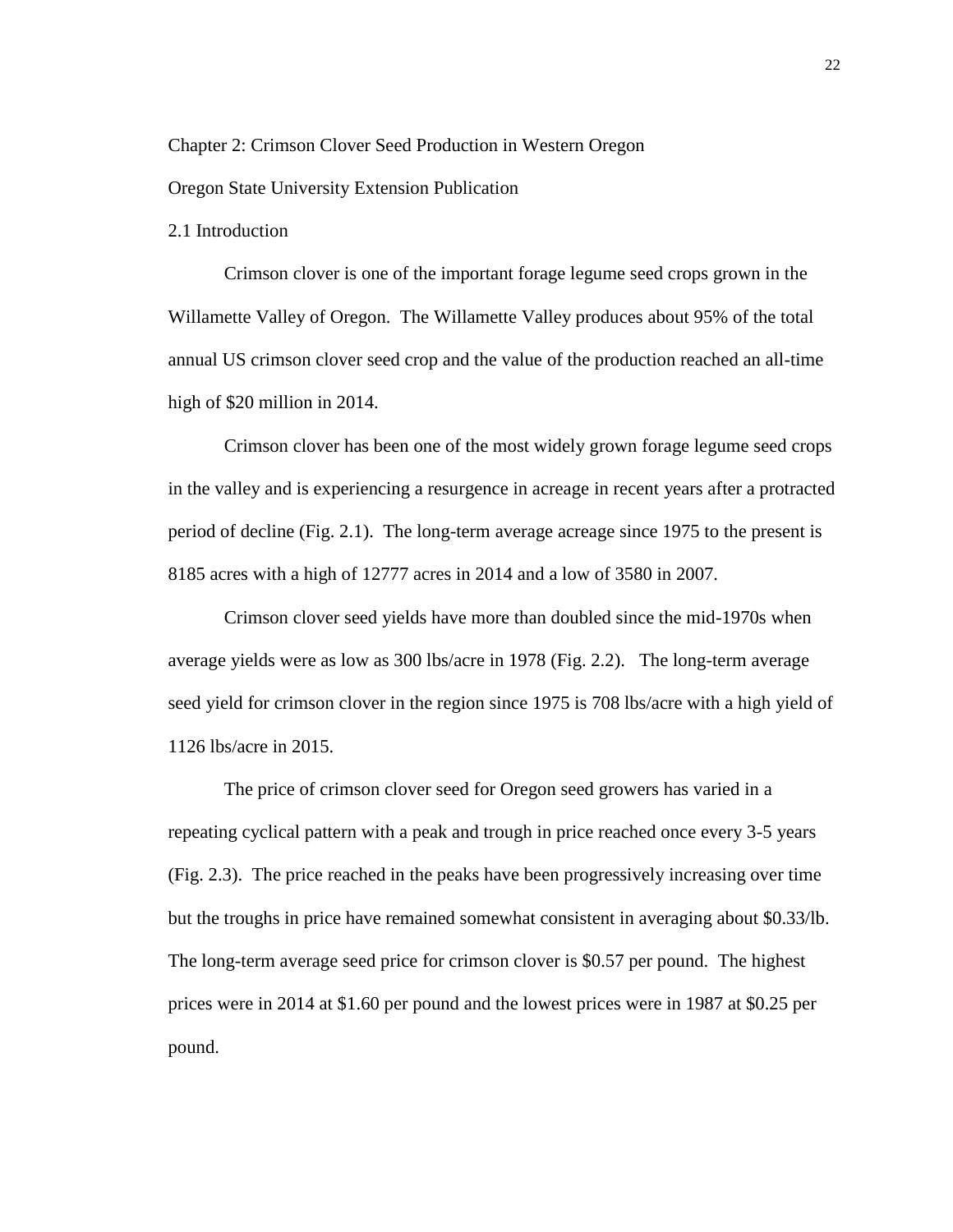# Chapter 2: Crimson Clover Seed Production in Western Oregon

Oregon State University Extension Publication

## 2.1 Introduction

Crimson clover is one of the important forage legume seed crops grown in the Willamette Valley of Oregon. The Willamette Valley produces about 95% of the total annual US crimson clover seed crop and the value of the production reached an all-time high of $20 million in 2014.

Crimson clover has been one of the most widely grown forage legume seed crops in the valley and is experiencing a resurgence in acreage in recent years after a protracted period of decline (Fig. 2.1). The long-term average acreage since 1975 to the present is 8185 acres with a high of 12777 acres in 2014 and a low of 3580 in 2007.

Crimson clover seed yields have more than doubled since the mid-1970s when average yields were as low as 300 lbs/acre in 1978 (Fig. 2.2). The long-term average seed yield for crimson clover in the region since 1975 is 708 lbs/acre with a high yield of 1126 lbs/acre in 2015.

The price of crimson clover seed for Oregon seed growers has varied in a repeating cyclical pattern with a peak and trough in price reached once every 3-5 years (Fig. 2.3). The price reached in the peaks have been progressively increasing over time but the troughs in price have remained somewhat consistent in averaging about $0.33/lb. The long-term average seed price for crimson clover is $0.57 per pound. The highest prices were in 2014 at $1.60 per pound and the lowest prices were in 1987 at $0.25 per pound.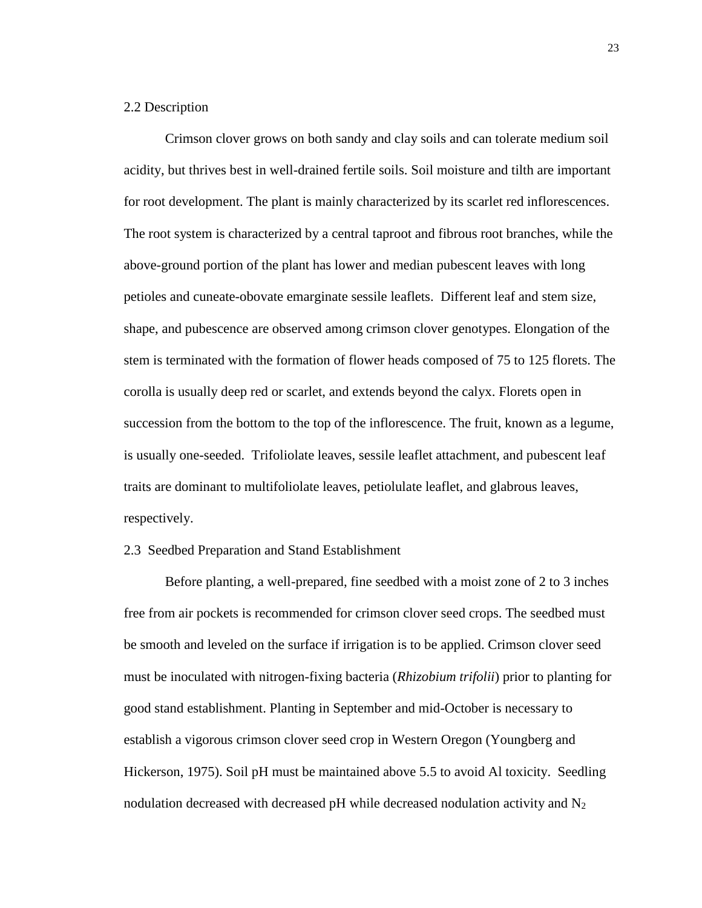## 2.2 Description

Crimson clover grows on both sandy and clay soils and can tolerate medium soil acidity, but thrives best in well-drained fertile soils. Soil moisture and tilth are important for root development. The plant is mainly characterized by its scarlet red inflorescences. The root system is characterized by a central taproot and fibrous root branches, while the above-ground portion of the plant has lower and median pubescent leaves with long petioles and cuneate-obovate emarginate sessile leaflets. Different leaf and stem size, shape, and pubescence are observed among crimson clover genotypes. Elongation of the stem is terminated with the formation of flower heads composed of 75 to 125 florets. The corolla is usually deep red or scarlet, and extends beyond the calyx. Florets open in succession from the bottom to the top of the inflorescence. The fruit, known as a legume, is usually one-seeded. Trifoliolate leaves, sessile leaflet attachment, and pubescent leaf traits are dominant to multifoliolate leaves, petiolulate leaflet, and glabrous leaves, respectively.

## 2.3 Seedbed Preparation and Stand Establishment

Before planting, a well-prepared, fine seedbed with a moist zone of 2 to 3 inches free from air pockets is recommended for crimson clover seed crops. The seedbed must be smooth and leveled on the surface if irrigation is to be applied. Crimson clover seed must be inoculated with nitrogen-fixing bacteria (*Rhizobium trifolii*) prior to planting for good stand establishment. Planting in September and mid-October is necessary to establish a vigorous crimson clover seed crop in Western Oregon (Youngberg and Hickerson, 1975). Soil pH must be maintained above 5.5 to avoid Al toxicity. Seedling nodulation decreased with decreased pH while decreased nodulation activity and $N_2$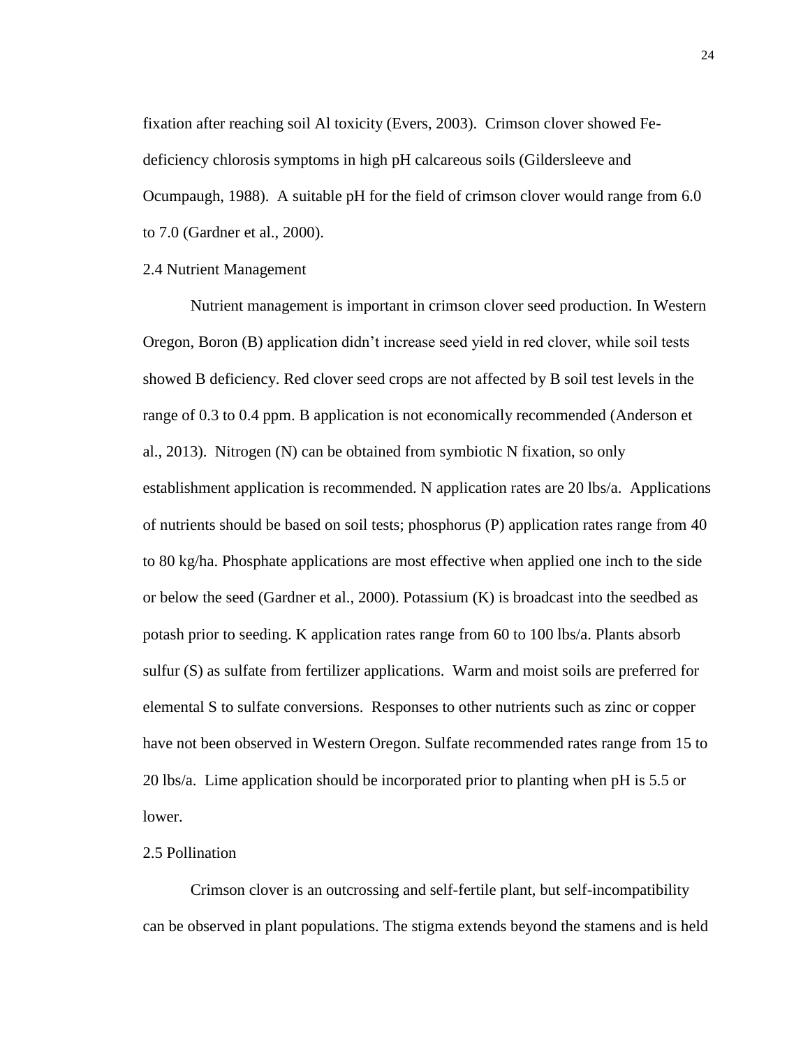fixation after reaching soil Al toxicity (Evers, 2003). Crimson clover showed Fe-deficiency chlorosis symptoms in high pH calcareous soils (Gildersleeve and Ocumpaugh, 1988). A suitable pH for the field of crimson clover would range from 6.0 to 7.0 (Gardner et al., 2000).

## 2.4 Nutrient Management

Nutrient management is important in crimson clover seed production. In Western Oregon, Boron (B) application didn't increase seed yield in red clover, while soil tests showed B deficiency. Red clover seed crops are not affected by B soil test levels in the range of 0.3 to 0.4 ppm. B application is not economically recommended (Anderson et al., 2013). Nitrogen (N) can be obtained from symbiotic N fixation, so only establishment application is recommended. N application rates are 20 lbs/a. Applications of nutrients should be based on soil tests; phosphorus (P) application rates range from 40 to 80 kg/ha. Phosphate applications are most effective when applied one inch to the side or below the seed (Gardner et al., 2000). Potassium (K) is broadcast into the seedbed as potash prior to seeding. K application rates range from 60 to 100 lbs/a. Plants absorb sulfur (S) as sulfate from fertilizer applications. Warm and moist soils are preferred for elemental S to sulfate conversions. Responses to other nutrients such as zinc or copper have not been observed in Western Oregon. Sulfate recommended rates range from 15 to 20 lbs/a. Lime application should be incorporated prior to planting when pH is 5.5 or lower.

## 2.5 Pollination

Crimson clover is an outcrossing and self-fertile plant, but self-incompatibility can be observed in plant populations. The stigma extends beyond the stamens and is held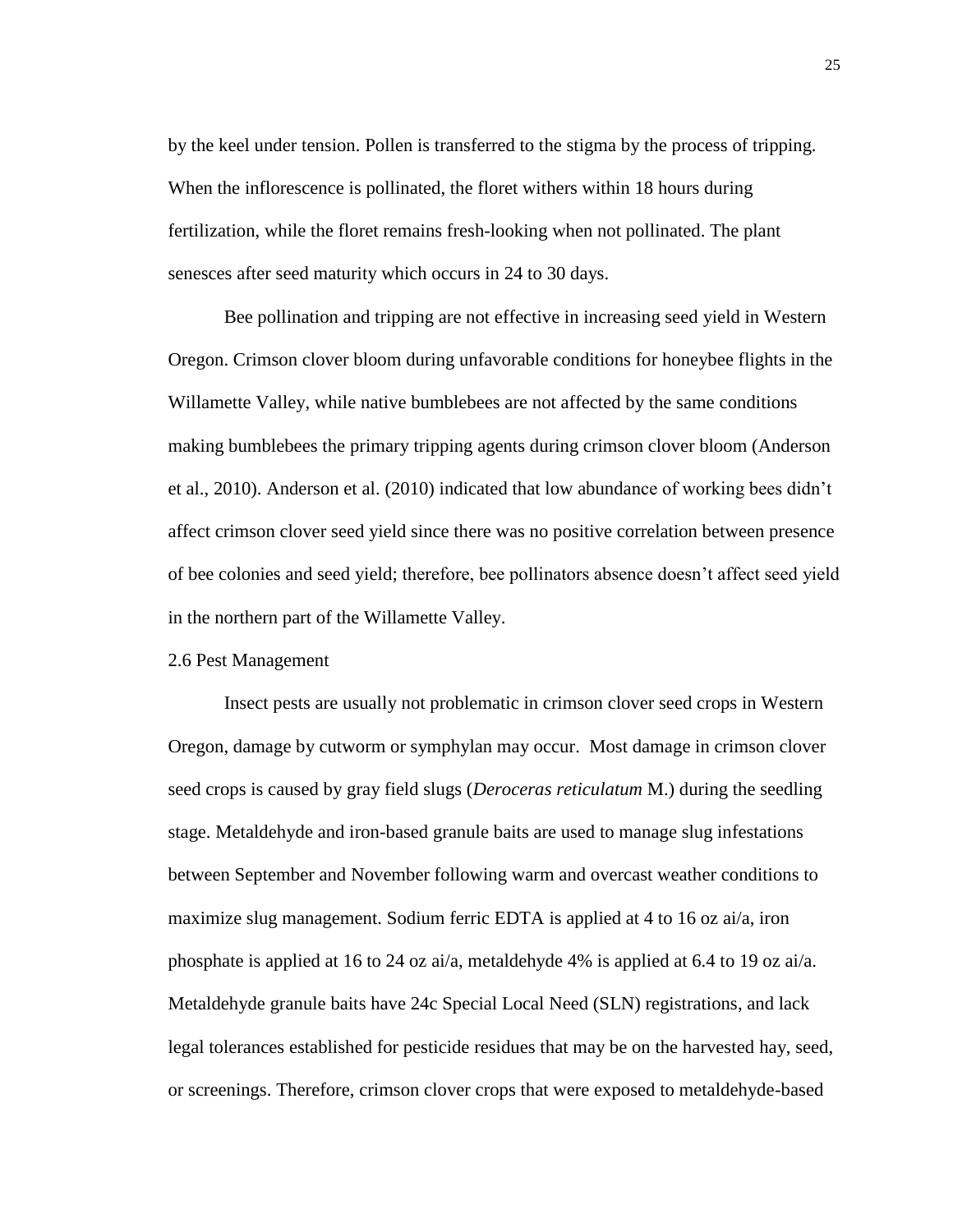by the keel under tension. Pollen is transferred to the stigma by the process of tripping. When the inflorescence is pollinated, the floret withers within 18 hours during fertilization, while the floret remains fresh-looking when not pollinated. The plant senesces after seed maturity which occurs in 24 to 30 days.

Bee pollination and tripping are not effective in increasing seed yield in Western Oregon. Crimson clover bloom during unfavorable conditions for honeybee flights in the Willamette Valley, while native bumblebees are not affected by the same conditions making bumblebees the primary tripping agents during crimson clover bloom (Anderson et al., 2010). Anderson et al. (2010) indicated that low abundance of working bees didn't affect crimson clover seed yield since there was no positive correlation between presence of bee colonies and seed yield; therefore, bee pollinators absence doesn't affect seed yield in the northern part of the Willamette Valley.

## 2.6 Pest Management

Insect pests are usually not problematic in crimson clover seed crops in Western Oregon, damage by cutworm or symphylan may occur. Most damage in crimson clover seed crops is caused by gray field slugs (*Deroceras reticulatum* M.) during the seedling stage. Metaldehyde and iron-based granule baits are used to manage slug infestations between September and November following warm and overcast weather conditions to maximize slug management. Sodium ferric EDTA is applied at 4 to 16 oz ai/a, iron phosphate is applied at 16 to 24 oz ai/a, metaldehyde 4% is applied at 6.4 to 19 oz ai/a. Metaldehyde granule baits have 24c Special Local Need (SLN) registrations, and lack legal tolerances established for pesticide residues that may be on the harvested hay, seed, or screenings. Therefore, crimson clover crops that were exposed to metaldehyde-based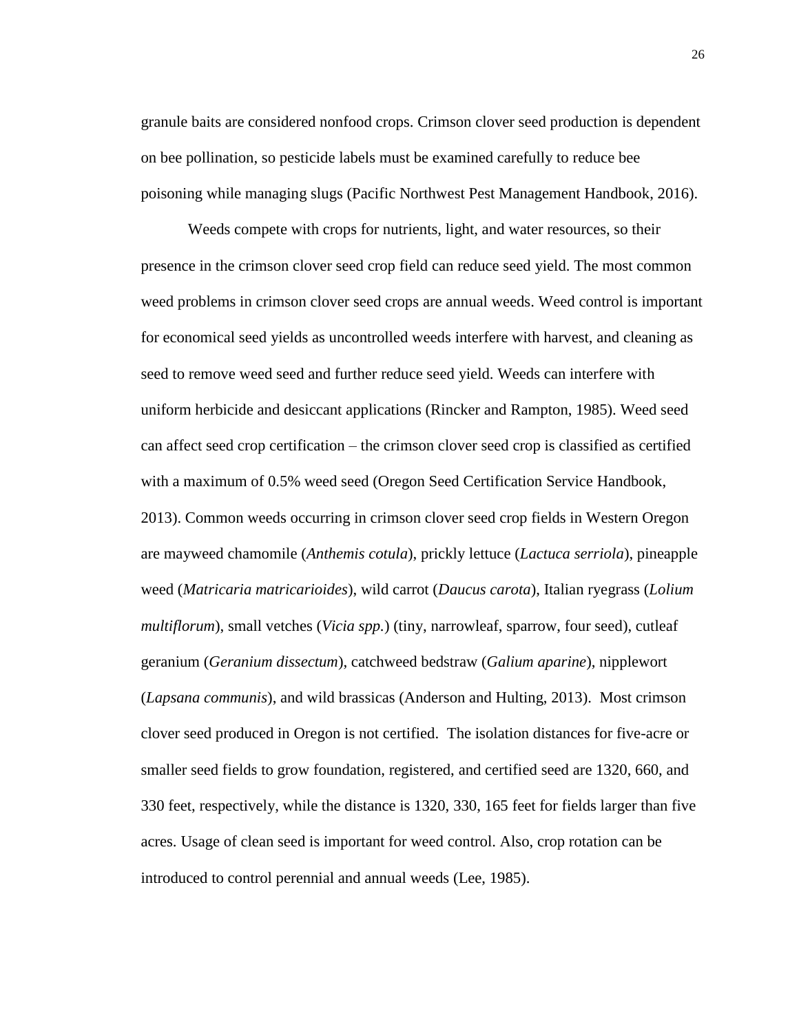granule baits are considered nonfood crops. Crimson clover seed production is dependent on bee pollination, so pesticide labels must be examined carefully to reduce bee poisoning while managing slugs (Pacific Northwest Pest Management Handbook, 2016).

Weeds compete with crops for nutrients, light, and water resources, so their presence in the crimson clover seed crop field can reduce seed yield. The most common weed problems in crimson clover seed crops are annual weeds. Weed control is important for economical seed yields as uncontrolled weeds interfere with harvest, and cleaning as seed to remove weed seed and further reduce seed yield. Weeds can interfere with uniform herbicide and desiccant applications (Rincker and Rampton, 1985). Weed seed can affect seed crop certification – the crimson clover seed crop is classified as certified with a maximum of 0.5% weed seed (Oregon Seed Certification Service Handbook, 2013). Common weeds occurring in crimson clover seed crop fields in Western Oregon are mayweed chamomile (*Anthemis cotula*), prickly lettuce (*Lactuca serriola*), pineapple weed (*Matricaria matricarioides*), wild carrot (*Daucus carota*), Italian ryegrass (*Lolium multiflorum*), small vetches (*Vicia spp.*) (tiny, narrowleaf, sparrow, four seed), cutleaf geranium (*Geranium dissectum*), catchweed bedstraw (*Galium aparine*), nipplewort (*Lapsana communis*), and wild brassicas (Anderson and Hulting, 2013). Most crimson clover seed produced in Oregon is not certified. The isolation distances for five-acre or smaller seed fields to grow foundation, registered, and certified seed are 1320, 660, and 330 feet, respectively, while the distance is 1320, 330, 165 feet for fields larger than five acres. Usage of clean seed is important for weed control. Also, crop rotation can be introduced to control perennial and annual weeds (Lee, 1985).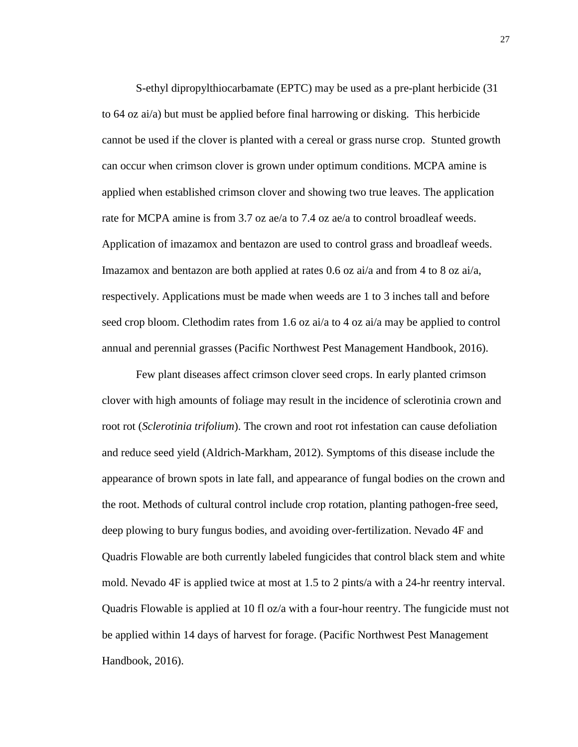S-ethyl dipropylthiocarbamate (EPTC) may be used as a pre-plant herbicide (31 to 64 oz ai/a) but must be applied before final harrowing or disking.  This herbicide cannot be used if the clover is planted with a cereal or grass nurse crop.  Stunted growth can occur when crimson clover is grown under optimum conditions. MCPA amine is applied when established crimson clover and showing two true leaves. The application rate for MCPA amine is from 3.7 oz ae/a to 7.4 oz ae/a to control broadleaf weeds. Application of imazamox and bentazon are used to control grass and broadleaf weeds. Imazamox and bentazon are both applied at rates 0.6 oz ai/a and from 4 to 8 oz ai/a, respectively. Applications must be made when weeds are 1 to 3 inches tall and before seed crop bloom. Clethodim rates from 1.6 oz ai/a to 4 oz ai/a may be applied to control annual and perennial grasses (Pacific Northwest Pest Management Handbook, 2016).

Few plant diseases affect crimson clover seed crops. In early planted crimson clover with high amounts of foliage may result in the incidence of sclerotinia crown and root rot (*Sclerotinia trifolium*). The crown and root rot infestation can cause defoliation and reduce seed yield (Aldrich-Markham, 2012). Symptoms of this disease include the appearance of brown spots in late fall, and appearance of fungal bodies on the crown and the root. Methods of cultural control include crop rotation, planting pathogen-free seed, deep plowing to bury fungus bodies, and avoiding over-fertilization. Nevado 4F and Quadris Flowable are both currently labeled fungicides that control black stem and white mold. Nevado 4F is applied twice at most at 1.5 to 2 pints/a with a 24-hr reentry interval. Quadris Flowable is applied at 10 fl oz/a with a four-hour reentry. The fungicide must not be applied within 14 days of harvest for forage. (Pacific Northwest Pest Management Handbook, 2016).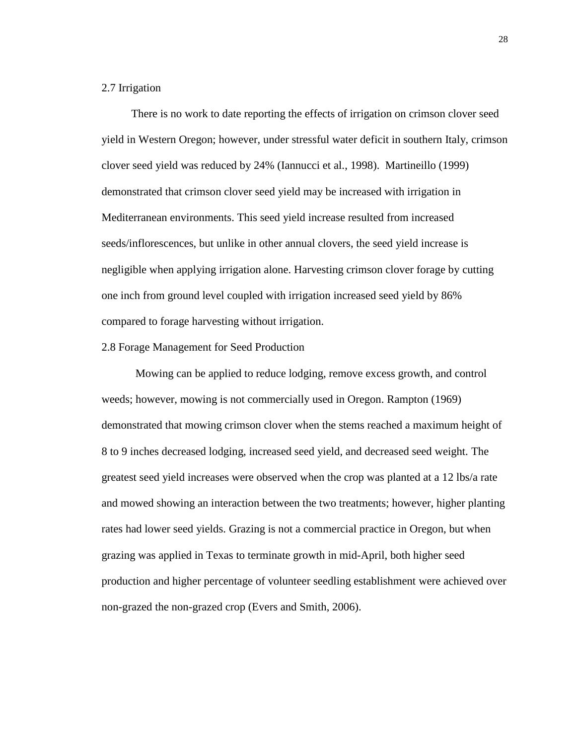## 2.7 Irrigation

There is no work to date reporting the effects of irrigation on crimson clover seed yield in Western Oregon; however, under stressful water deficit in southern Italy, crimson clover seed yield was reduced by 24% (Iannucci et al., 1998). Martineillo (1999) demonstrated that crimson clover seed yield may be increased with irrigation in Mediterranean environments. This seed yield increase resulted from increased seeds/inflorescences, but unlike in other annual clovers, the seed yield increase is negligible when applying irrigation alone. Harvesting crimson clover forage by cutting one inch from ground level coupled with irrigation increased seed yield by 86% compared to forage harvesting without irrigation.

## 2.8 Forage Management for Seed Production

Mowing can be applied to reduce lodging, remove excess growth, and control weeds; however, mowing is not commercially used in Oregon. Rampton (1969) demonstrated that mowing crimson clover when the stems reached a maximum height of 8 to 9 inches decreased lodging, increased seed yield, and decreased seed weight. The greatest seed yield increases were observed when the crop was planted at a 12 lbs/a rate and mowed showing an interaction between the two treatments; however, higher planting rates had lower seed yields. Grazing is not a commercial practice in Oregon, but when grazing was applied in Texas to terminate growth in mid-April, both higher seed production and higher percentage of volunteer seedling establishment were achieved over non-grazed the non-grazed crop (Evers and Smith, 2006).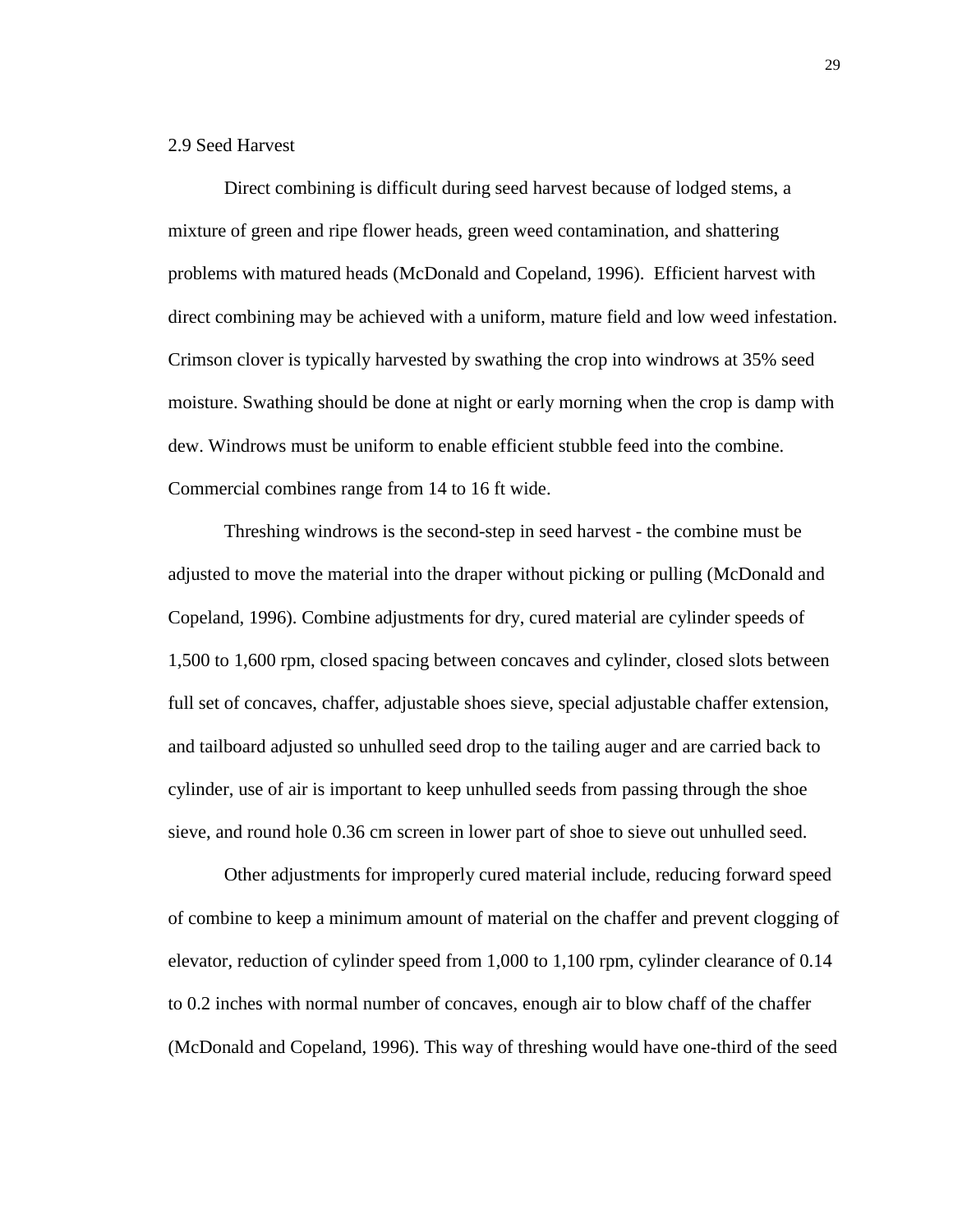## 2.9 Seed Harvest

Direct combining is difficult during seed harvest because of lodged stems, a mixture of green and ripe flower heads, green weed contamination, and shattering problems with matured heads (McDonald and Copeland, 1996). Efficient harvest with direct combining may be achieved with a uniform, mature field and low weed infestation. Crimson clover is typically harvested by swathing the crop into windrows at 35% seed moisture. Swathing should be done at night or early morning when the crop is damp with dew. Windrows must be uniform to enable efficient stubble feed into the combine. Commercial combines range from 14 to 16 ft wide.

Threshing windrows is the second-step in seed harvest - the combine must be adjusted to move the material into the draper without picking or pulling (McDonald and Copeland, 1996). Combine adjustments for dry, cured material are cylinder speeds of 1,500 to 1,600 rpm, closed spacing between concaves and cylinder, closed slots between full set of concaves, chaffer, adjustable shoes sieve, special adjustable chaffer extension, and tailboard adjusted so unhulled seed drop to the tailing auger and are carried back to cylinder, use of air is important to keep unhulled seeds from passing through the shoe sieve, and round hole 0.36 cm screen in lower part of shoe to sieve out unhulled seed.

Other adjustments for improperly cured material include, reducing forward speed of combine to keep a minimum amount of material on the chaffer and prevent clogging of elevator, reduction of cylinder speed from 1,000 to 1,100 rpm, cylinder clearance of 0.14 to 0.2 inches with normal number of concaves, enough air to blow chaff of the chaffer (McDonald and Copeland, 1996). This way of threshing would have one-third of the seed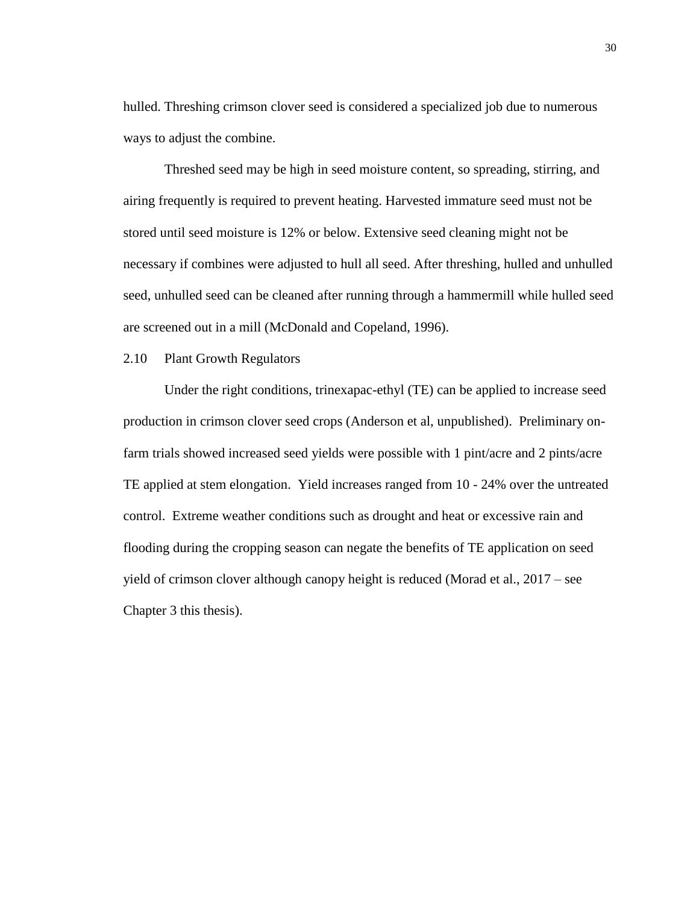hulled. Threshing crimson clover seed is considered a specialized job due to numerous ways to adjust the combine.

Threshed seed may be high in seed moisture content, so spreading, stirring, and airing frequently is required to prevent heating. Harvested immature seed must not be stored until seed moisture is 12% or below. Extensive seed cleaning might not be necessary if combines were adjusted to hull all seed. After threshing, hulled and unhulled seed, unhulled seed can be cleaned after running through a hammermill while hulled seed are screened out in a mill (McDonald and Copeland, 1996).

## 2.10 Plant Growth Regulators

Under the right conditions, trinexapac-ethyl (TE) can be applied to increase seed production in crimson clover seed crops (Anderson et al, unpublished). Preliminary on-farm trials showed increased seed yields were possible with 1 pint/acre and 2 pints/acre TE applied at stem elongation. Yield increases ranged from 10 - 24% over the untreated control. Extreme weather conditions such as drought and heat or excessive rain and flooding during the cropping season can negate the benefits of TE application on seed yield of crimson clover although canopy height is reduced (Morad et al., 2017 – see Chapter 3 this thesis).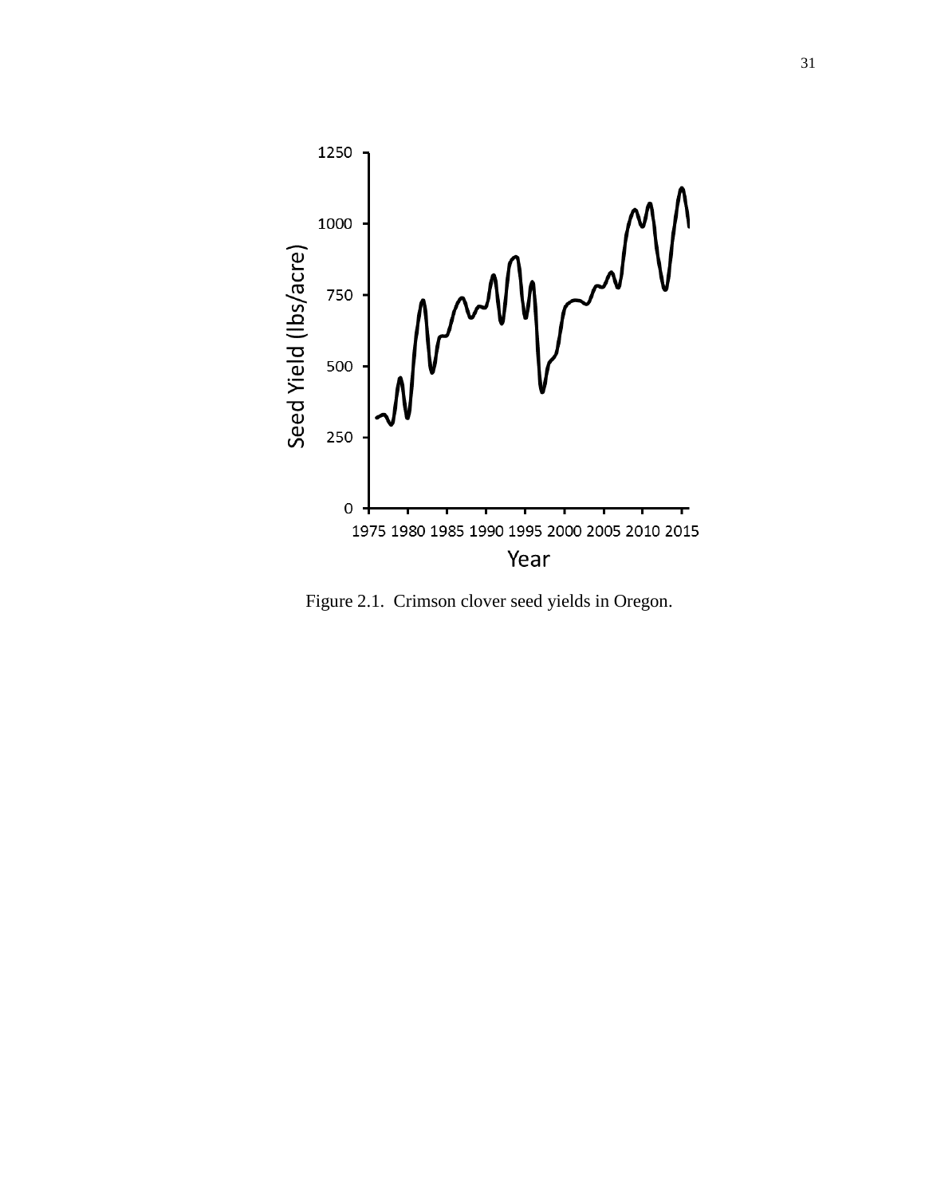Figure 2.1. Crimson clover seed yields in Oregon.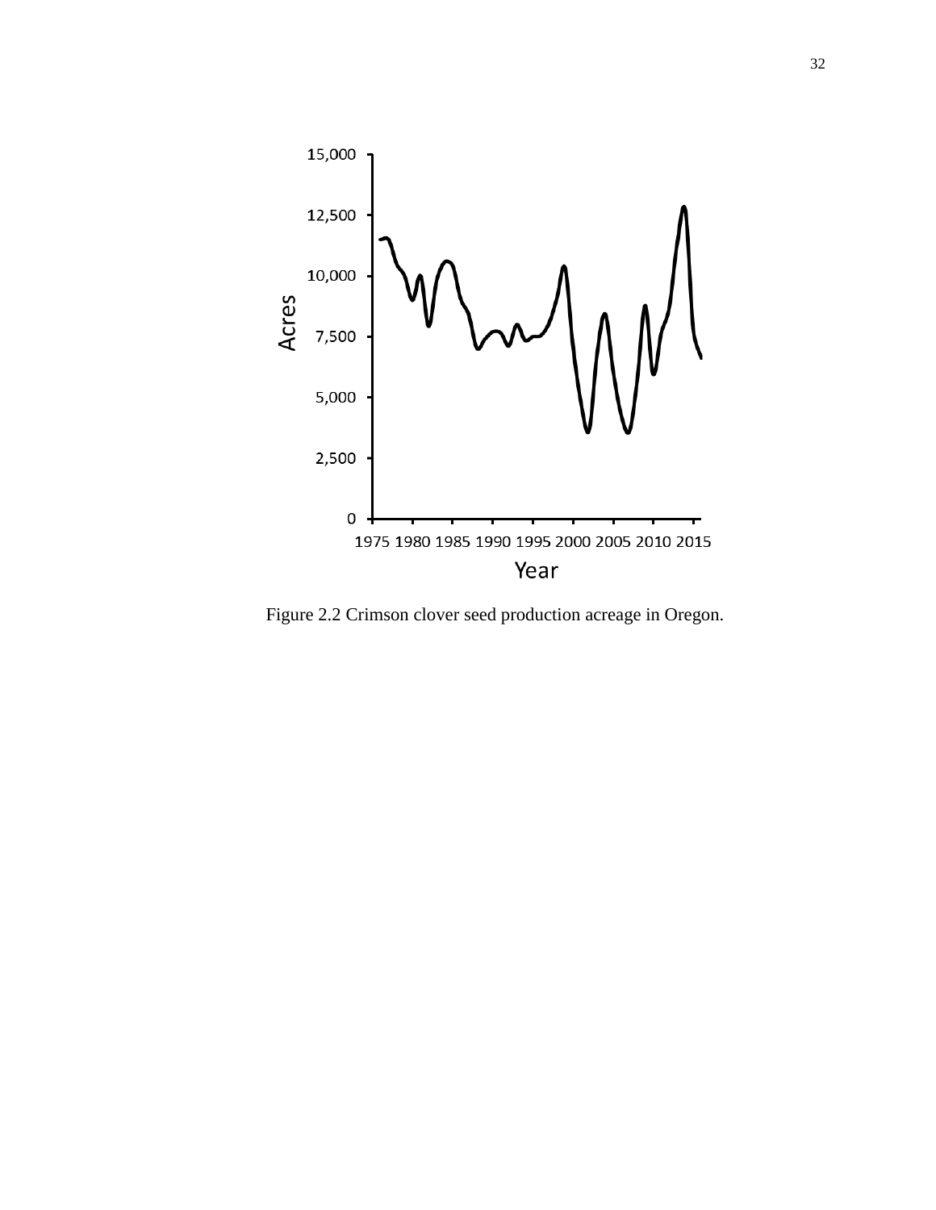Figure 2.2 Crimson clover seed production acreage in Oregon.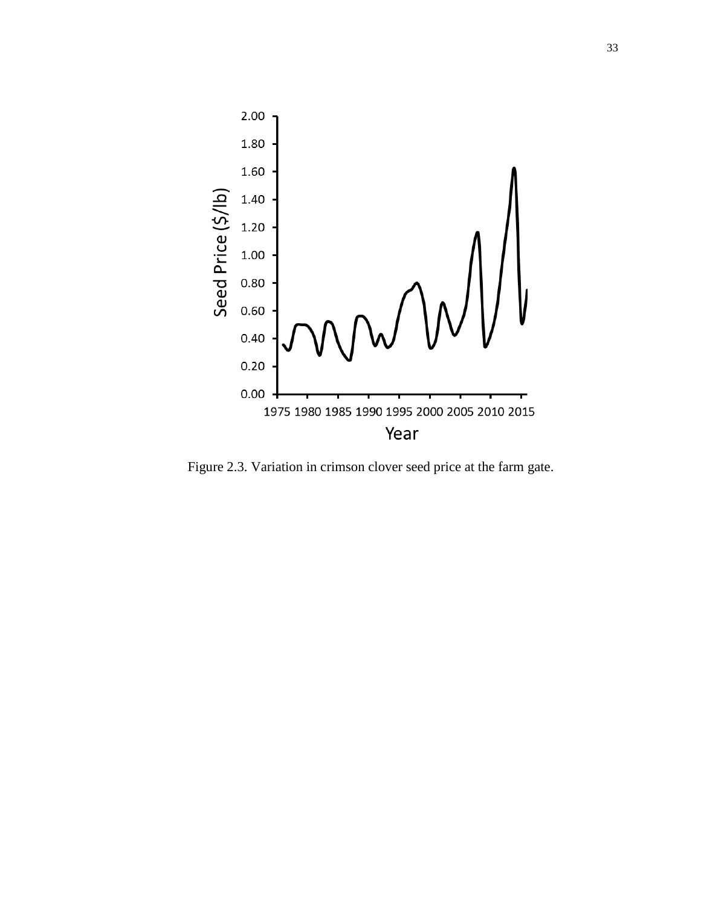Figure 2.3. Variation in crimson clover seed price at the farm gate.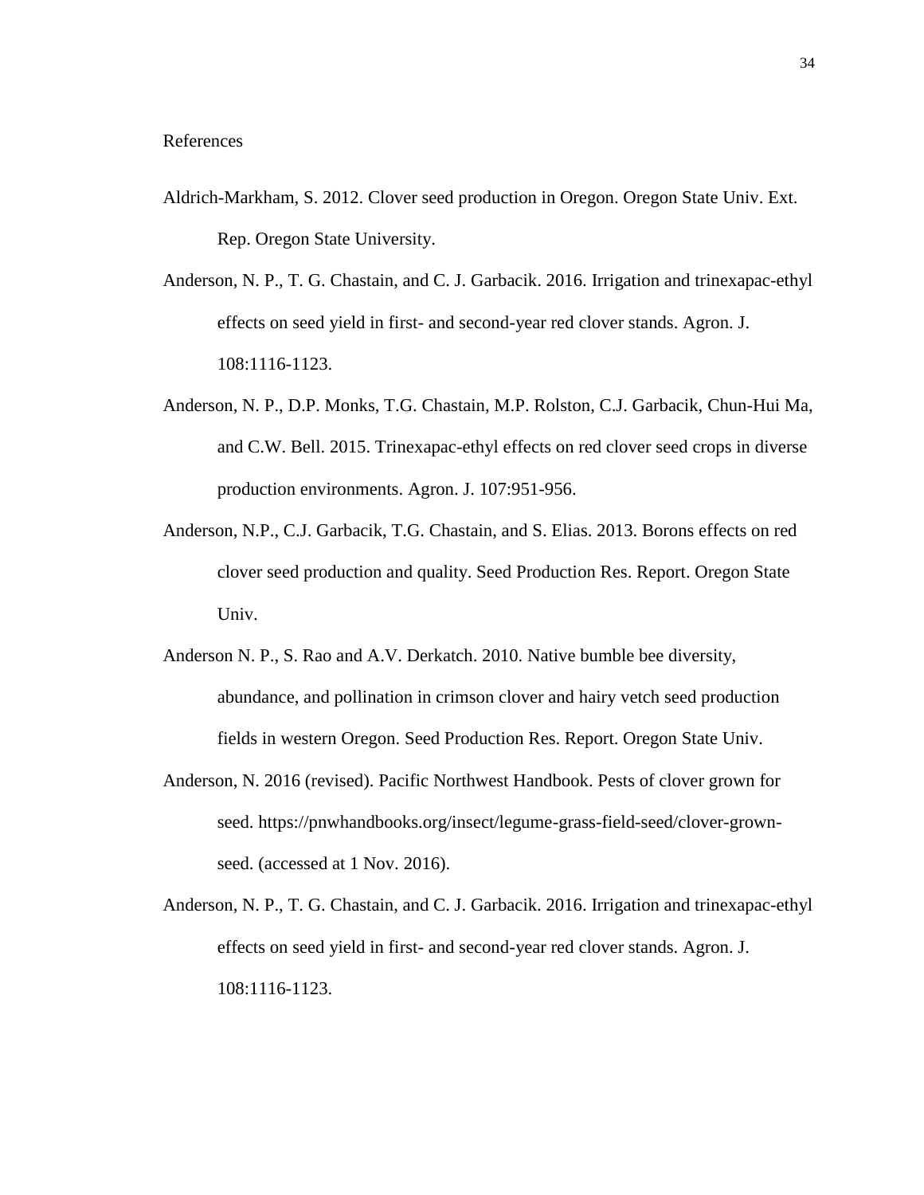References

Aldrich-Markham, S. 2012. Clover seed production in Oregon. Oregon State Univ. Ext. Rep. Oregon State University.

Anderson, N. P., T. G. Chastain, and C. J. Garbacik. 2016. Irrigation and trinexapac-ethyl effects on seed yield in first- and second-year red clover stands. Agron. J. 108:1116-1123.

Anderson, N. P., D.P. Monks, T.G. Chastain, M.P. Rolston, C.J. Garbacik, Chun-Hui Ma, and C.W. Bell. 2015. Trinexapac-ethyl effects on red clover seed crops in diverse production environments. Agron. J. 107:951-956.

Anderson, N.P., C.J. Garbacik, T.G. Chastain, and S. Elias. 2013. Borons effects on red clover seed production and quality. Seed Production Res. Report. Oregon State Univ.

Anderson N. P., S. Rao and A.V. Derkatch. 2010. Native bumble bee diversity, abundance, and pollination in crimson clover and hairy vetch seed production fields in western Oregon. Seed Production Res. Report. Oregon State Univ.

Anderson, N. 2016 (revised). Pacific Northwest Handbook. Pests of clover grown for seed. https://pnwhandbooks.org/insect/legume-grass-field-seed/clover-grown-seed. (accessed at 1 Nov. 2016).

Anderson, N. P., T. G. Chastain, and C. J. Garbacik. 2016. Irrigation and trinexapac-ethyl effects on seed yield in first- and second-year red clover stands. Agron. J. 108:1116-1123.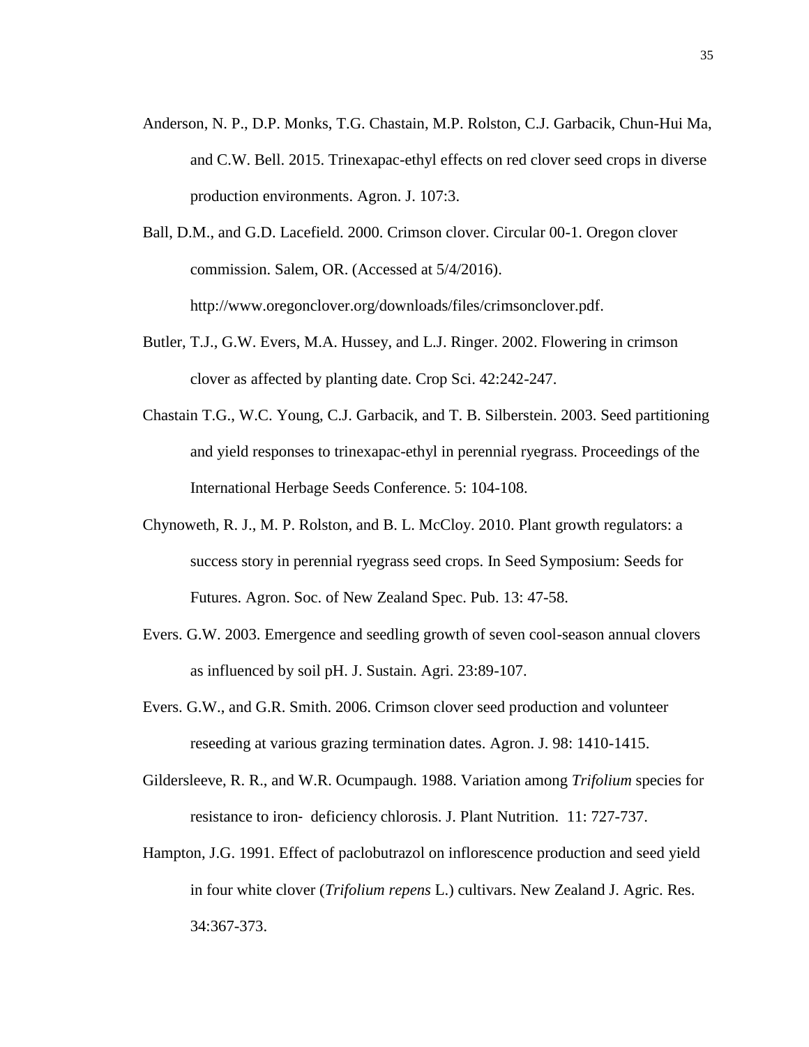Anderson, N. P., D.P. Monks, T.G. Chastain, M.P. Rolston, C.J. Garbacik, Chun-Hui Ma, and C.W. Bell. 2015. Trinexapac-ethyl effects on red clover seed crops in diverse production environments. Agron. J. 107:3.

Ball, D.M., and G.D. Lacefield. 2000. Crimson clover. Circular 00-1. Oregon clover commission. Salem, OR. (Accessed at 5/4/2016). http://www.oregonclover.org/downloads/files/crimsonclover.pdf.

Butler, T.J., G.W. Evers, M.A. Hussey, and L.J. Ringer. 2002. Flowering in crimson clover as affected by planting date. Crop Sci. 42:242-247.

Chastain T.G., W.C. Young, C.J. Garbacik, and T. B. Silberstein. 2003. Seed partitioning and yield responses to trinexapac-ethyl in perennial ryegrass. Proceedings of the International Herbage Seeds Conference. 5: 104-108.

Chynoweth, R. J., M. P. Rolston, and B. L. McCloy. 2010. Plant growth regulators: a success story in perennial ryegrass seed crops. In Seed Symposium: Seeds for Futures. Agron. Soc. of New Zealand Spec. Pub. 13: 47-58.

Evers. G.W. 2003. Emergence and seedling growth of seven cool-season annual clovers as influenced by soil pH. J. Sustain. Agri. 23:89-107.

Evers. G.W., and G.R. Smith. 2006. Crimson clover seed production and volunteer reseeding at various grazing termination dates. Agron. J. 98: 1410-1415.

Gildersleeve, R. R., and W.R. Ocumpaugh. 1988. Variation among *Trifolium* species for resistance to iron- deficiency chlorosis. J. Plant Nutrition. 11: 727-737.

Hampton, J.G. 1991. Effect of paclobutrazol on inflorescence production and seed yield in four white clover (*Trifolium repens* L.) cultivars. New Zealand J. Agric. Res. 34:367-373.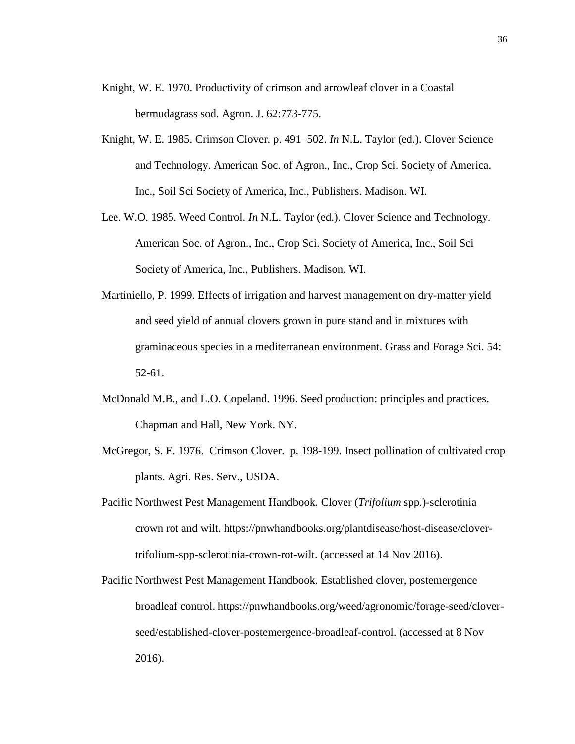Knight, W. E. 1970. Productivity of crimson and arrowleaf clover in a Coastal bermudagrass sod. Agron. J. 62:773-775.

Knight, W. E. 1985. Crimson Clover. p. 491–502. *In* N.L. Taylor (ed.). Clover Science and Technology. American Soc. of Agron., Inc., Crop Sci. Society of America, Inc., Soil Sci Society of America, Inc., Publishers. Madison. WI.

Lee. W.O. 1985. Weed Control. *In* N.L. Taylor (ed.). Clover Science and Technology. American Soc. of Agron., Inc., Crop Sci. Society of America, Inc., Soil Sci Society of America, Inc., Publishers. Madison. WI.

Martiniello, P. 1999. Effects of irrigation and harvest management on dry-matter yield and seed yield of annual clovers grown in pure stand and in mixtures with graminaceous species in a mediterranean environment. Grass and Forage Sci. 54: 52-61.

McDonald M.B., and L.O. Copeland. 1996. Seed production: principles and practices. Chapman and Hall, New York. NY.

McGregor, S. E. 1976. Crimson Clover. p. 198-199. Insect pollination of cultivated crop plants. Agri. Res. Serv., USDA.

Pacific Northwest Pest Management Handbook. Clover (*Trifolium* spp.)-sclerotinia crown rot and wilt. https://pnwhandbooks.org/plantdisease/host-disease/clover-trifolium-spp-sclerotinia-crown-rot-wilt. (accessed at 14 Nov 2016).

Pacific Northwest Pest Management Handbook. Established clover, postemergence broadleaf control. https://pnwhandbooks.org/weed/agronomic/forage-seed/clover-seed/established-clover-postemergence-broadleaf-control. (accessed at 8 Nov 2016).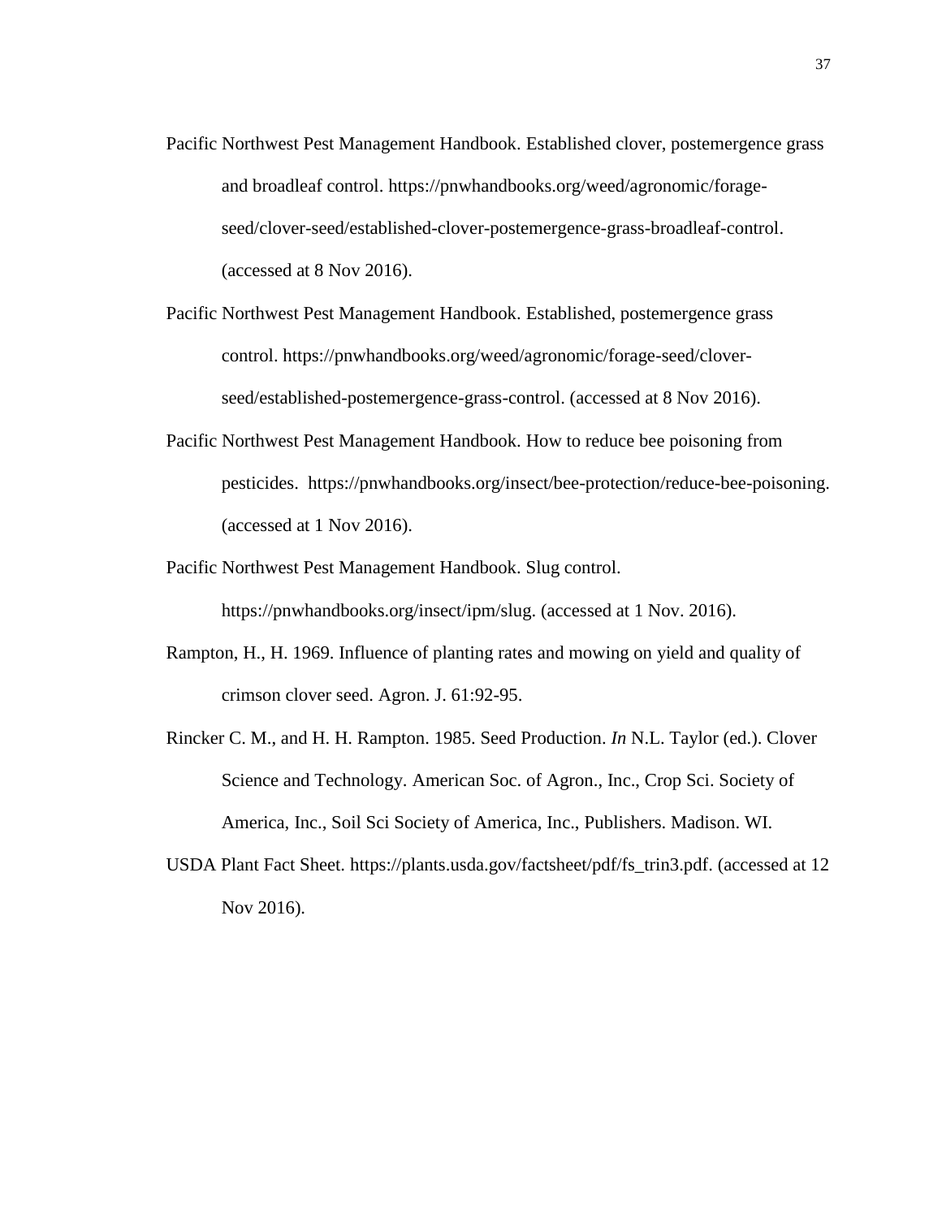Pacific Northwest Pest Management Handbook. Established clover, postemergence grass and broadleaf control. https://pnwhandbooks.org/weed/agronomic/forage-seed/clover-seed/established-clover-postemergence-grass-broadleaf-control. (accessed at 8 Nov 2016).

Pacific Northwest Pest Management Handbook. Established, postemergence grass control. https://pnwhandbooks.org/weed/agronomic/forage-seed/clover-seed/established-postemergence-grass-control. (accessed at 8 Nov 2016).

Pacific Northwest Pest Management Handbook. How to reduce bee poisoning from pesticides. https://pnwhandbooks.org/insect/bee-protection/reduce-bee-poisoning. (accessed at 1 Nov 2016).

Pacific Northwest Pest Management Handbook. Slug control. https://pnwhandbooks.org/insect/ipm/slug. (accessed at 1 Nov. 2016).

Rampton, H., H. 1969. Influence of planting rates and mowing on yield and quality of crimson clover seed. Agron. J. 61:92-95.

Rincker C. M., and H. H. Rampton. 1985. Seed Production. *In* N.L. Taylor (ed.). Clover Science and Technology. American Soc. of Agron., Inc., Crop Sci. Society of America, Inc., Soil Sci Society of America, Inc., Publishers. Madison. WI.

USDA Plant Fact Sheet. https://plants.usda.gov/factsheet/pdf/fs_trin3.pdf. (accessed at 12 Nov 2016).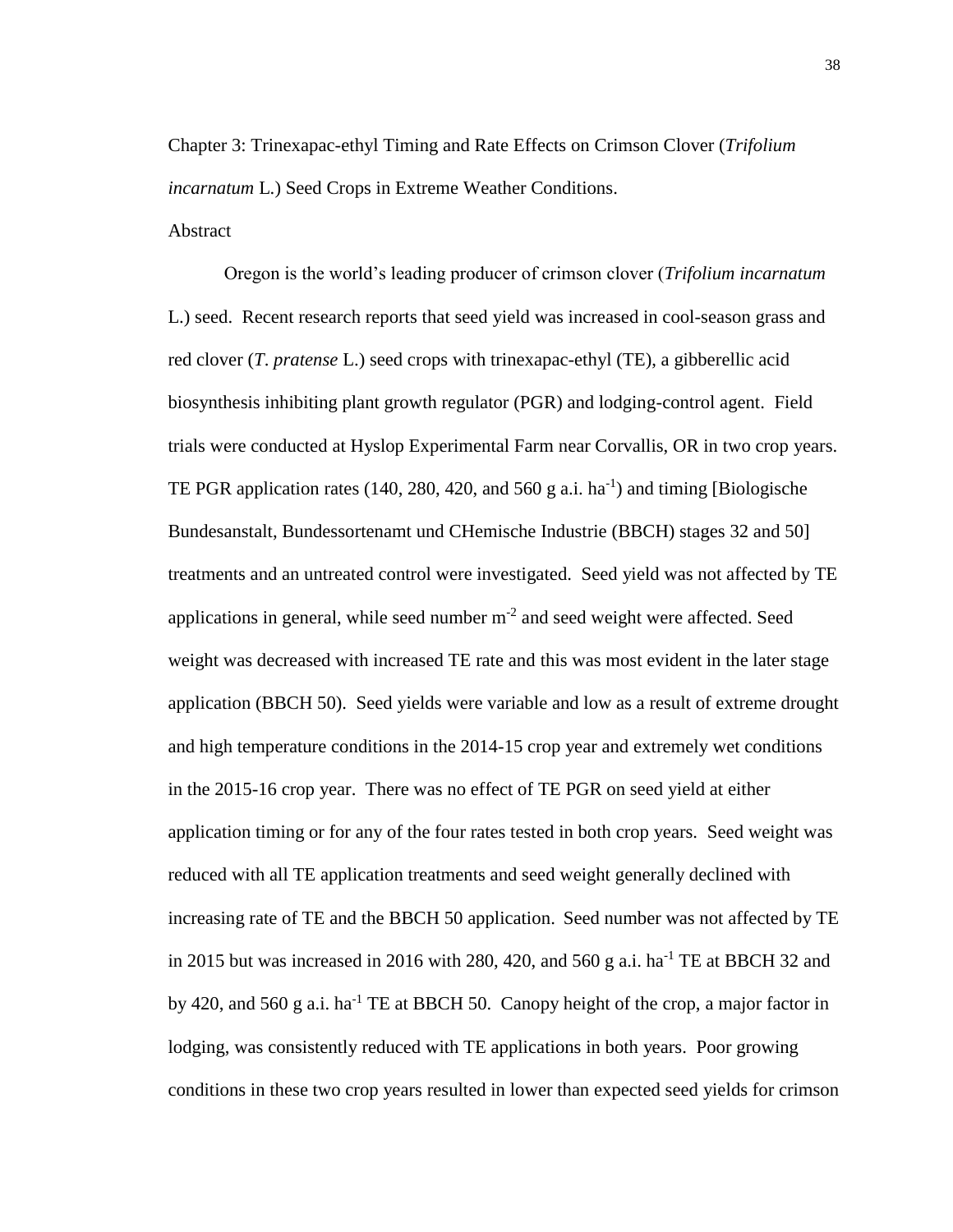# Chapter 3: Trinexapac-ethyl Timing and Rate Effects on Crimson Clover (*Trifolium incarnatum* L.) Seed Crops in Extreme Weather Conditions.

## Abstract

Oregon is the world's leading producer of crimson clover (*Trifolium incarnatum* L.) seed. Recent research reports that seed yield was increased in cool-season grass and red clover (*T. pratense* L.) seed crops with trinexapac-ethyl (TE), a gibberellic acid biosynthesis inhibiting plant growth regulator (PGR) and lodging-control agent. Field trials were conducted at Hyslop Experimental Farm near Corvallis, OR in two crop years. TE PGR application rates (140, 280, 420, and 560 g a.i. $ha^{-1}$) and timing [Biologische Bundesanstalt, Bundessortenamt und CHemische Industrie (BBCH) stages 32 and 50] treatments and an untreated control were investigated. Seed yield was not affected by TE applications in general, while seed number $m^{-2}$ and seed weight were affected. Seed weight was decreased with increased TE rate and this was most evident in the later stage application (BBCH 50). Seed yields were variable and low as a result of extreme drought and high temperature conditions in the 2014-15 crop year and extremely wet conditions in the 2015-16 crop year. There was no effect of TE PGR on seed yield at either application timing or for any of the four rates tested in both crop years. Seed weight was reduced with all TE application treatments and seed weight generally declined with increasing rate of TE and the BBCH 50 application. Seed number was not affected by TE in 2015 but was increased in 2016 with 280, 420, and 560 g a.i. $ha^{-1}$ TE at BBCH 32 and by 420, and 560 g a.i. $ha^{-1}$ TE at BBCH 50. Canopy height of the crop, a major factor in lodging, was consistently reduced with TE applications in both years. Poor growing conditions in these two crop years resulted in lower than expected seed yields for crimson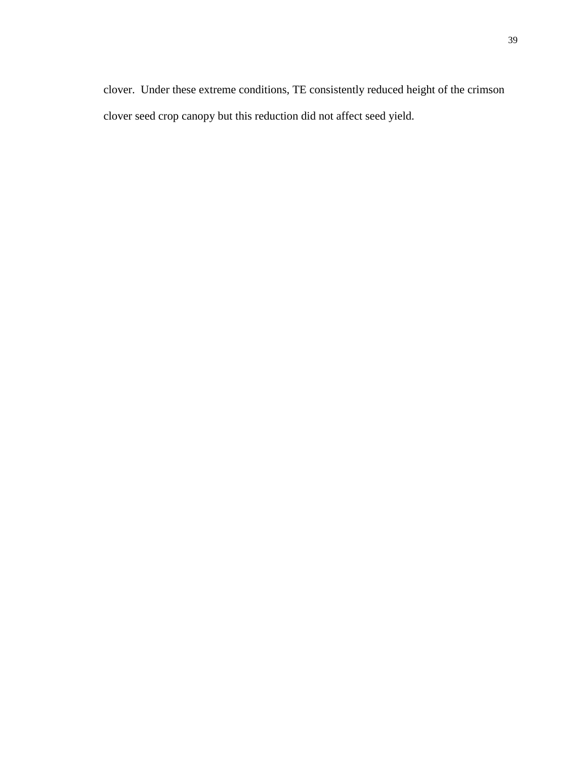clover. Under these extreme conditions, TE consistently reduced height of the crimson clover seed crop canopy but this reduction did not affect seed yield.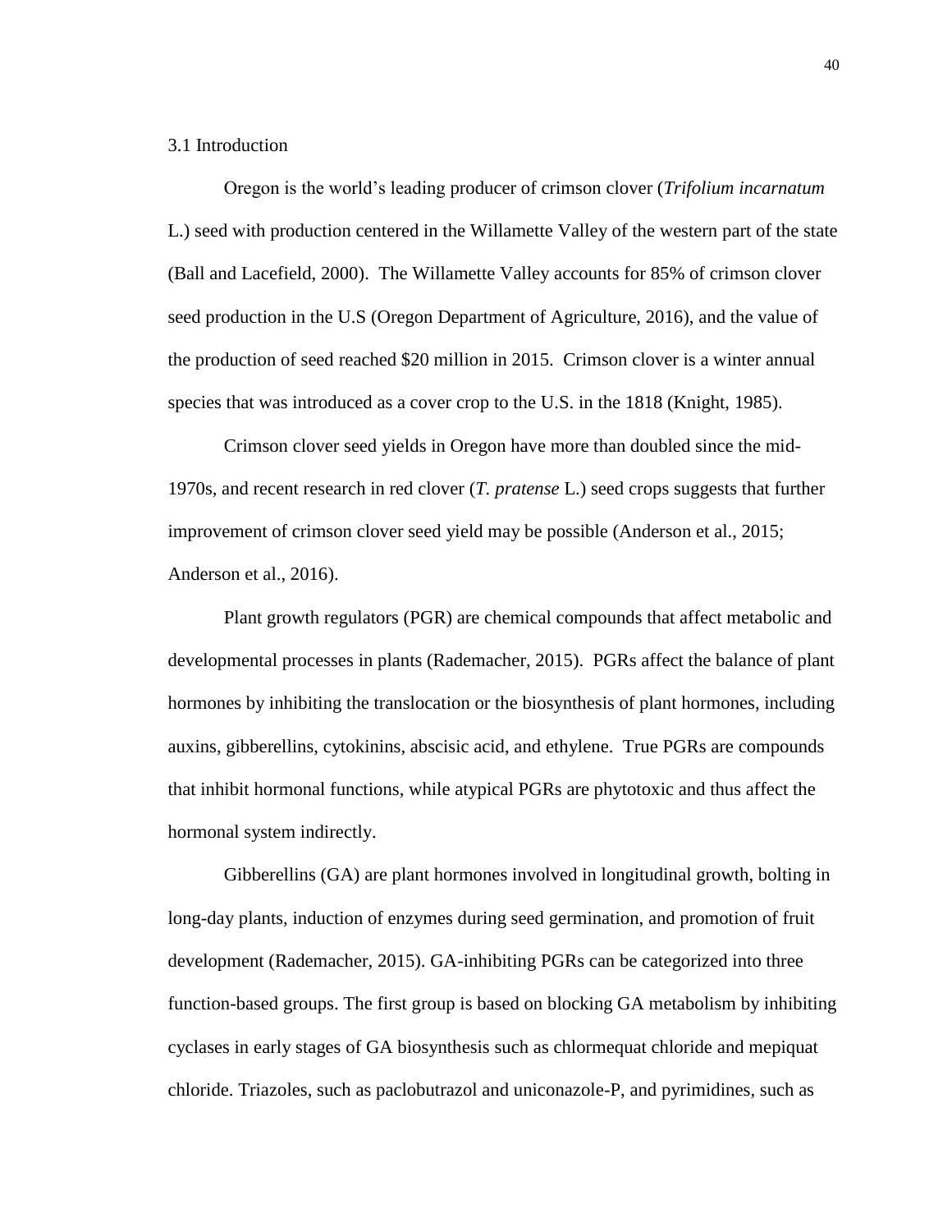## 3.1 Introduction

Oregon is the world's leading producer of crimson clover (*Trifolium incarnatum* L.) seed with production centered in the Willamette Valley of the western part of the state (Ball and Lacefield, 2000). The Willamette Valley accounts for 85% of crimson clover seed production in the U.S (Oregon Department of Agriculture, 2016), and the value of the production of seed reached $20 million in 2015. Crimson clover is a winter annual species that was introduced as a cover crop to the U.S. in the 1818 (Knight, 1985).

Crimson clover seed yields in Oregon have more than doubled since the mid-1970s, and recent research in red clover (*T. pratense* L.) seed crops suggests that further improvement of crimson clover seed yield may be possible (Anderson et al., 2015; Anderson et al., 2016).

Plant growth regulators (PGR) are chemical compounds that affect metabolic and developmental processes in plants (Rademacher, 2015). PGRs affect the balance of plant hormones by inhibiting the translocation or the biosynthesis of plant hormones, including auxins, gibberellins, cytokinins, abscisic acid, and ethylene. True PGRs are compounds that inhibit hormonal functions, while atypical PGRs are phytotoxic and thus affect the hormonal system indirectly.

Gibberellins (GA) are plant hormones involved in longitudinal growth, bolting in long-day plants, induction of enzymes during seed germination, and promotion of fruit development (Rademacher, 2015). GA-inhibiting PGRs can be categorized into three function-based groups. The first group is based on blocking GA metabolism by inhibiting cyclases in early stages of GA biosynthesis such as chlormequat chloride and mepiquat chloride. Triazoles, such as paclobutrazol and uniconazole-P, and pyrimidines, such as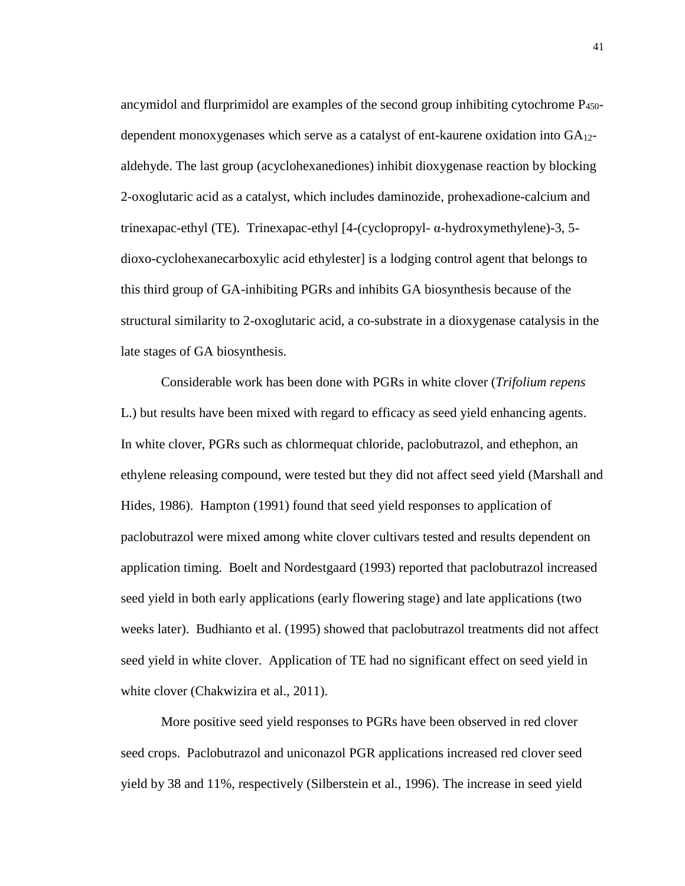ancymidol and flurprimidol are examples of the second group inhibiting cytochrome $P_{450}$-dependent monoxygenases which serve as a catalyst of ent-kaurene oxidation into $GA_{12}$-aldehyde. The last group (acyclohexanediones) inhibit dioxygenase reaction by blocking 2-oxoglutaric acid as a catalyst, which includes daminozide, prohexadione-calcium and trinexapac-ethyl (TE). Trinexapac-ethyl [4-(cyclopropyl- α-hydroxymethylene)-3, 5-dioxo-cyclohexanecarboxylic acid ethylester] is a lodging control agent that belongs to this third group of GA-inhibiting PGRs and inhibits GA biosynthesis because of the structural similarity to 2-oxoglutaric acid, a co-substrate in a dioxygenase catalysis in the late stages of GA biosynthesis.

Considerable work has been done with PGRs in white clover (*Trifolium repens* L.) but results have been mixed with regard to efficacy as seed yield enhancing agents. In white clover, PGRs such as chlormequat chloride, paclobutrazol, and ethephon, an ethylene releasing compound, were tested but they did not affect seed yield (Marshall and Hides, 1986). Hampton (1991) found that seed yield responses to application of paclobutrazol were mixed among white clover cultivars tested and results dependent on application timing. Boelt and Nordestgaard (1993) reported that paclobutrazol increased seed yield in both early applications (early flowering stage) and late applications (two weeks later). Budhianto et al. (1995) showed that paclobutrazol treatments did not affect seed yield in white clover. Application of TE had no significant effect on seed yield in white clover (Chakwizira et al., 2011).

More positive seed yield responses to PGRs have been observed in red clover seed crops. Paclobutrazol and uniconazol PGR applications increased red clover seed yield by 38 and 11%, respectively (Silberstein et al., 1996). The increase in seed yield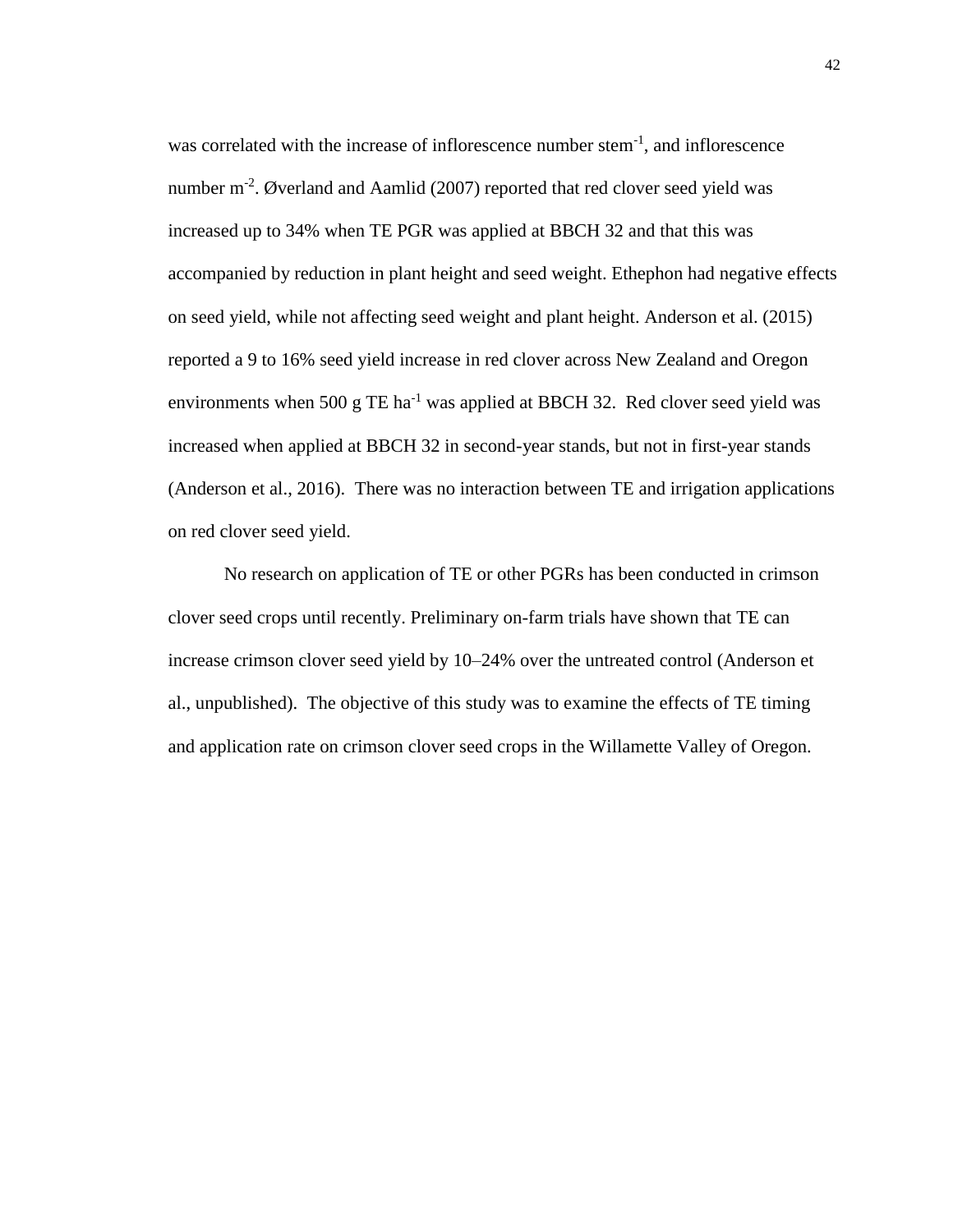was correlated with the increase of inflorescence number stem$^{-1}$, and inflorescence number m$^{-2}$. Øverland and Aamlid (2007) reported that red clover seed yield was increased up to 34% when TE PGR was applied at BBCH 32 and that this was accompanied by reduction in plant height and seed weight. Ethephon had negative effects on seed yield, while not affecting seed weight and plant height. Anderson et al. (2015) reported a 9 to 16% seed yield increase in red clover across New Zealand and Oregon environments when 500 g TE ha$^{-1}$ was applied at BBCH 32. Red clover seed yield was increased when applied at BBCH 32 in second-year stands, but not in first-year stands (Anderson et al., 2016). There was no interaction between TE and irrigation applications on red clover seed yield.

No research on application of TE or other PGRs has been conducted in crimson clover seed crops until recently. Preliminary on-farm trials have shown that TE can increase crimson clover seed yield by 10–24% over the untreated control (Anderson et al., unpublished). The objective of this study was to examine the effects of TE timing and application rate on crimson clover seed crops in the Willamette Valley of Oregon.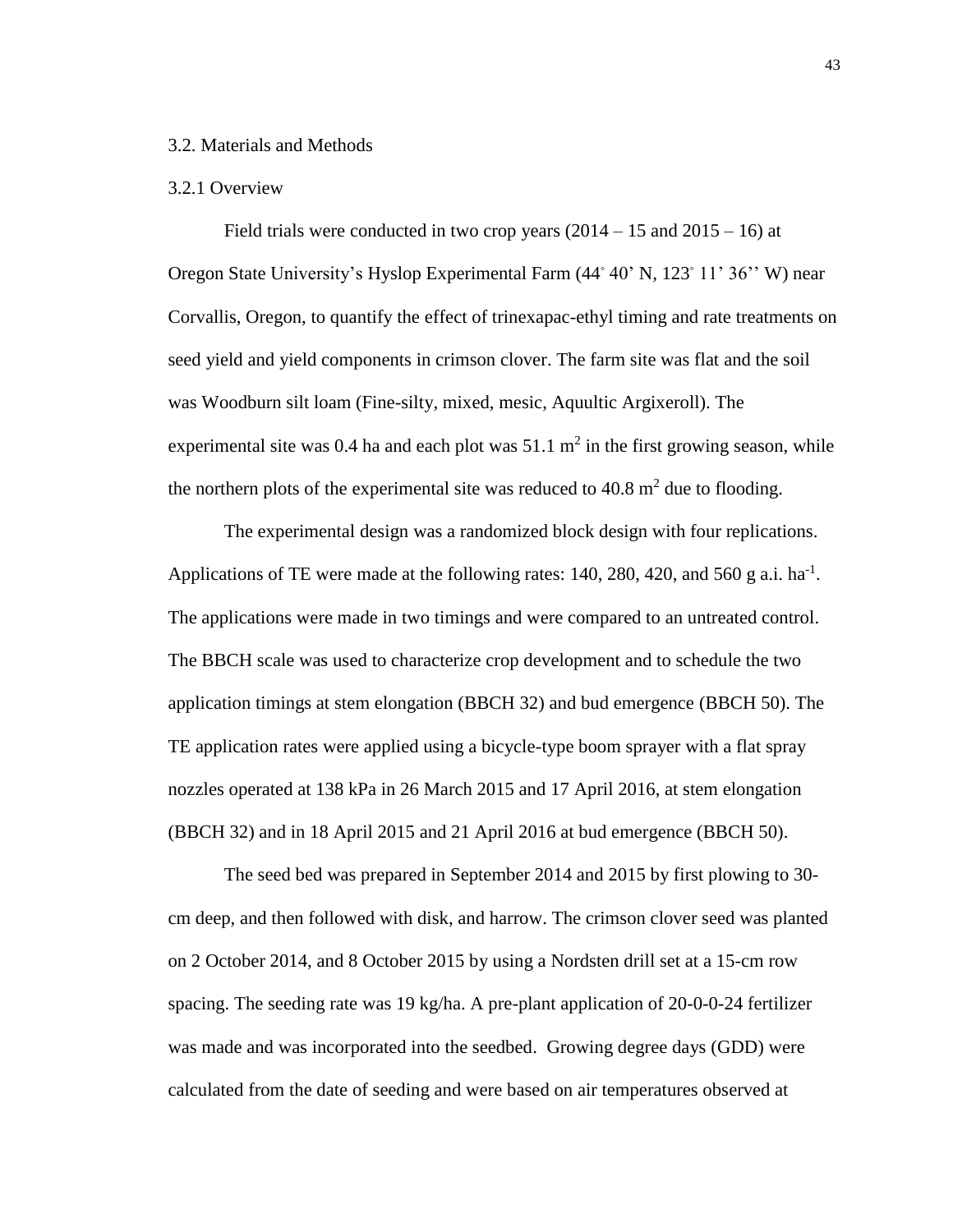### 3.2. Materials and Methods

#### 3.2.1 Overview

Field trials were conducted in two crop years (2014 – 15 and 2015 – 16) at Oregon State University's Hyslop Experimental Farm (44˚ 40' N, 123˚ 11' 36'' W) near Corvallis, Oregon, to quantify the effect of trinexapac-ethyl timing and rate treatments on seed yield and yield components in crimson clover. The farm site was flat and the soil was Woodburn silt loam (Fine-silty, mixed, mesic, Aquultic Argixeroll). The experimental site was 0.4 ha and each plot was 51.1 $m^2$ in the first growing season, while the northern plots of the experimental site was reduced to 40.8 $m^2$ due to flooding.

The experimental design was a randomized block design with four replications. Applications of TE were made at the following rates: 140, 280, 420, and 560 g a.i. $ha^{-1}$. The applications were made in two timings and were compared to an untreated control. The BBCH scale was used to characterize crop development and to schedule the two application timings at stem elongation (BBCH 32) and bud emergence (BBCH 50). The TE application rates were applied using a bicycle-type boom sprayer with a flat spray nozzles operated at 138 kPa in 26 March 2015 and 17 April 2016, at stem elongation (BBCH 32) and in 18 April 2015 and 21 April 2016 at bud emergence (BBCH 50).

The seed bed was prepared in September 2014 and 2015 by first plowing to 30-cm deep, and then followed with disk, and harrow. The crimson clover seed was planted on 2 October 2014, and 8 October 2015 by using a Nordsten drill set at a 15-cm row spacing. The seeding rate was 19 kg/ha. A pre-plant application of 20-0-0-24 fertilizer was made and was incorporated into the seedbed. Growing degree days (GDD) were calculated from the date of seeding and were based on air temperatures observed at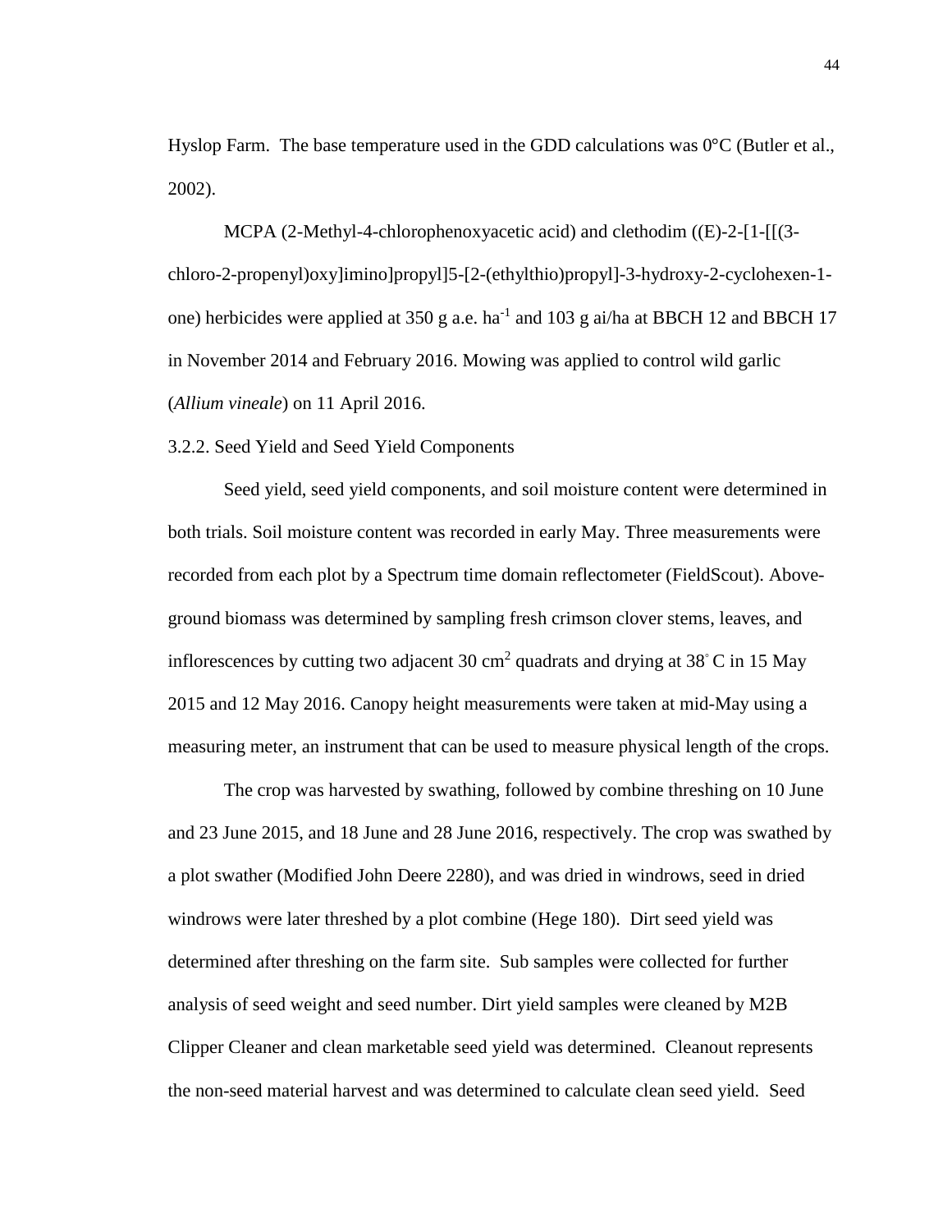Hyslop Farm. The base temperature used in the GDD calculations was 0°C (Butler et al., 2002).

MCPA (2-Methyl-4-chlorophenoxyacetic acid) and clethodim ((E)-2-[1-[[(3-chloro-2-propenyl)oxy]imino]propyl]5-[2-(ethylthio)propyl]-3-hydroxy-2-cyclohexen-1-one) herbicides were applied at 350 g a.e. $ha^{-1}$ and 103 g ai/ha at BBCH 12 and BBCH 17 in November 2014 and February 2016. Mowing was applied to control wild garlic (*Allium vineale*) on 11 April 2016.

3.2.2. Seed Yield and Seed Yield Components

Seed yield, seed yield components, and soil moisture content were determined in both trials. Soil moisture content was recorded in early May. Three measurements were recorded from each plot by a Spectrum time domain reflectometer (FieldScout). Above-ground biomass was determined by sampling fresh crimson clover stems, leaves, and inflorescences by cutting two adjacent 30 $cm^2$ quadrats and drying at 38° C in 15 May 2015 and 12 May 2016. Canopy height measurements were taken at mid-May using a measuring meter, an instrument that can be used to measure physical length of the crops.

The crop was harvested by swathing, followed by combine threshing on 10 June and 23 June 2015, and 18 June and 28 June 2016, respectively. The crop was swathed by a plot swather (Modified John Deere 2280), and was dried in windrows, seed in dried windrows were later threshed by a plot combine (Hege 180). Dirt seed yield was determined after threshing on the farm site. Sub samples were collected for further analysis of seed weight and seed number. Dirt yield samples were cleaned by M2B Clipper Cleaner and clean marketable seed yield was determined. Cleanout represents the non-seed material harvest and was determined to calculate clean seed yield. Seed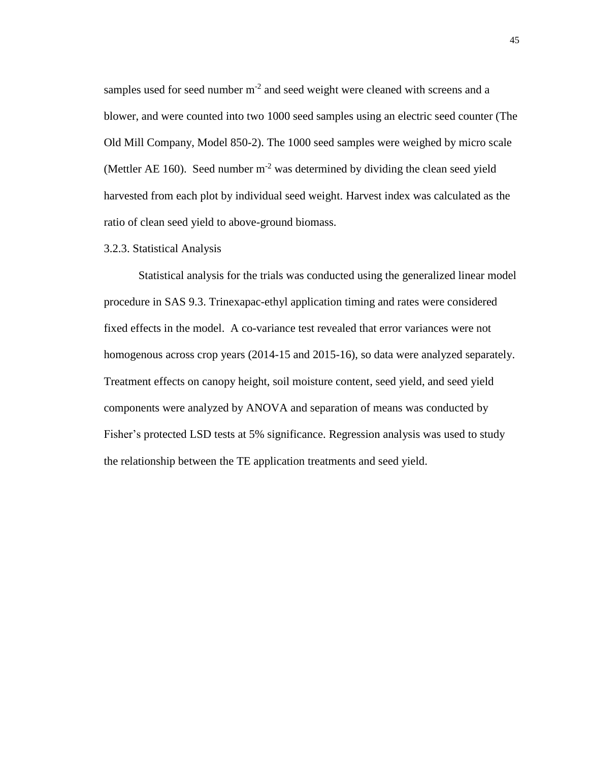samples used for seed number $m^{-2}$ and seed weight were cleaned with screens and a blower, and were counted into two 1000 seed samples using an electric seed counter (The Old Mill Company, Model 850-2). The 1000 seed samples were weighed by micro scale (Mettler AE 160). Seed number $m^{-2}$ was determined by dividing the clean seed yield harvested from each plot by individual seed weight. Harvest index was calculated as the ratio of clean seed yield to above-ground biomass.

### 3.2.3. Statistical Analysis

Statistical analysis for the trials was conducted using the generalized linear model procedure in SAS 9.3. Trinexapac-ethyl application timing and rates were considered fixed effects in the model. A co-variance test revealed that error variances were not homogenous across crop years (2014-15 and 2015-16), so data were analyzed separately. Treatment effects on canopy height, soil moisture content, seed yield, and seed yield components were analyzed by ANOVA and separation of means was conducted by Fisher's protected LSD tests at 5% significance. Regression analysis was used to study the relationship between the TE application treatments and seed yield.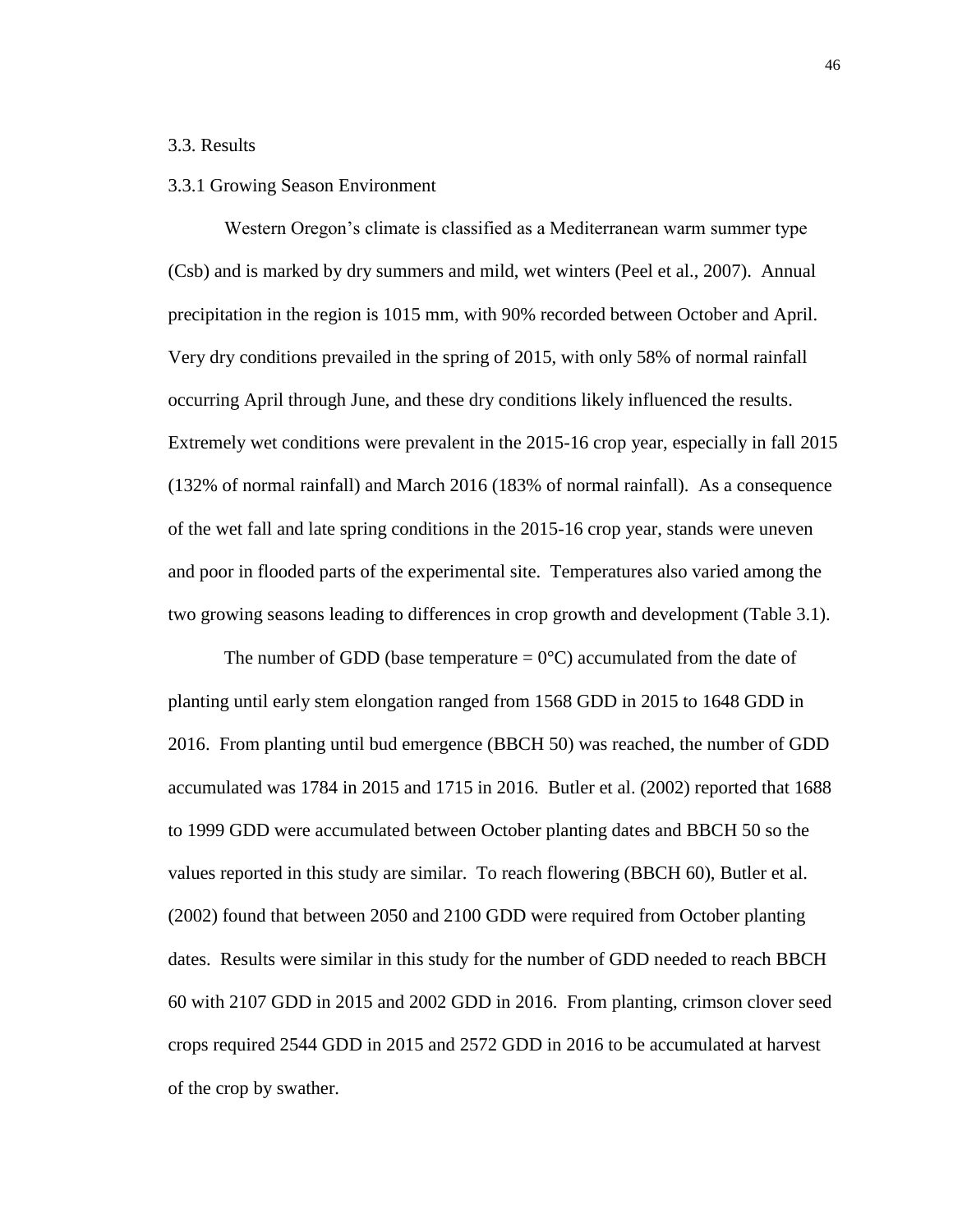## 3.3. Results

### 3.3.1 Growing Season Environment

Western Oregon's climate is classified as a Mediterranean warm summer type (Csb) and is marked by dry summers and mild, wet winters (Peel et al., 2007). Annual precipitation in the region is 1015 mm, with 90% recorded between October and April. Very dry conditions prevailed in the spring of 2015, with only 58% of normal rainfall occurring April through June, and these dry conditions likely influenced the results. Extremely wet conditions were prevalent in the 2015-16 crop year, especially in fall 2015 (132% of normal rainfall) and March 2016 (183% of normal rainfall). As a consequence of the wet fall and late spring conditions in the 2015-16 crop year, stands were uneven and poor in flooded parts of the experimental site. Temperatures also varied among the two growing seasons leading to differences in crop growth and development (Table 3.1).

The number of GDD (base temperature = 0°C) accumulated from the date of planting until early stem elongation ranged from 1568 GDD in 2015 to 1648 GDD in 2016. From planting until bud emergence (BBCH 50) was reached, the number of GDD accumulated was 1784 in 2015 and 1715 in 2016. Butler et al. (2002) reported that 1688 to 1999 GDD were accumulated between October planting dates and BBCH 50 so the values reported in this study are similar. To reach flowering (BBCH 60), Butler et al. (2002) found that between 2050 and 2100 GDD were required from October planting dates. Results were similar in this study for the number of GDD needed to reach BBCH 60 with 2107 GDD in 2015 and 2002 GDD in 2016. From planting, crimson clover seed crops required 2544 GDD in 2015 and 2572 GDD in 2016 to be accumulated at harvest of the crop by swather.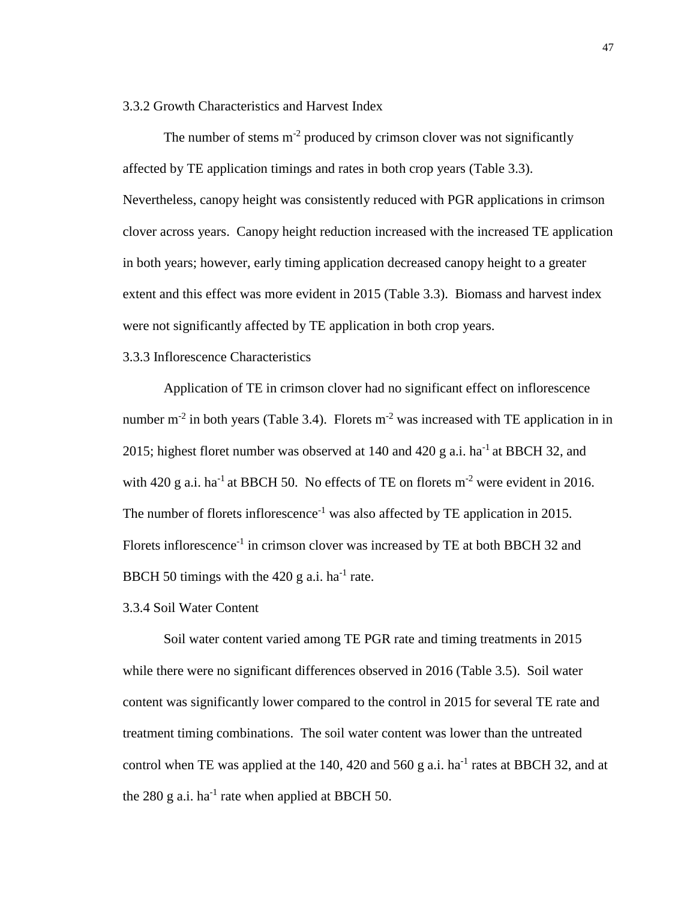### 3.3.2 Growth Characteristics and Harvest Index

The number of stems $m^{-2}$ produced by crimson clover was not significantly affected by TE application timings and rates in both crop years (Table 3.3). Nevertheless, canopy height was consistently reduced with PGR applications in crimson clover across years. Canopy height reduction increased with the increased TE application in both years; however, early timing application decreased canopy height to a greater extent and this effect was more evident in 2015 (Table 3.3). Biomass and harvest index were not significantly affected by TE application in both crop years.

### 3.3.3 Inflorescence Characteristics

Application of TE in crimson clover had no significant effect on inflorescence number $m^{-2}$ in both years (Table 3.4). Florets $m^{-2}$ was increased with TE application in in 2015; highest floret number was observed at 140 and 420 g a.i. $ha^{-1}$ at BBCH 32, and with 420 g a.i. $ha^{-1}$ at BBCH 50. No effects of TE on florets $m^{-2}$ were evident in 2016. The number of florets $inflorescence^{-1}$ was also affected by TE application in 2015. Florets $inflorescence^{-1}$ in crimson clover was increased by TE at both BBCH 32 and BBCH 50 timings with the 420 g a.i. $ha^{-1}$ rate.

### 3.3.4 Soil Water Content

Soil water content varied among TE PGR rate and timing treatments in 2015 while there were no significant differences observed in 2016 (Table 3.5). Soil water content was significantly lower compared to the control in 2015 for several TE rate and treatment timing combinations. The soil water content was lower than the untreated control when TE was applied at the 140, 420 and 560 g a.i. $ha^{-1}$ rates at BBCH 32, and at the 280 g a.i. $ha^{-1}$ rate when applied at BBCH 50.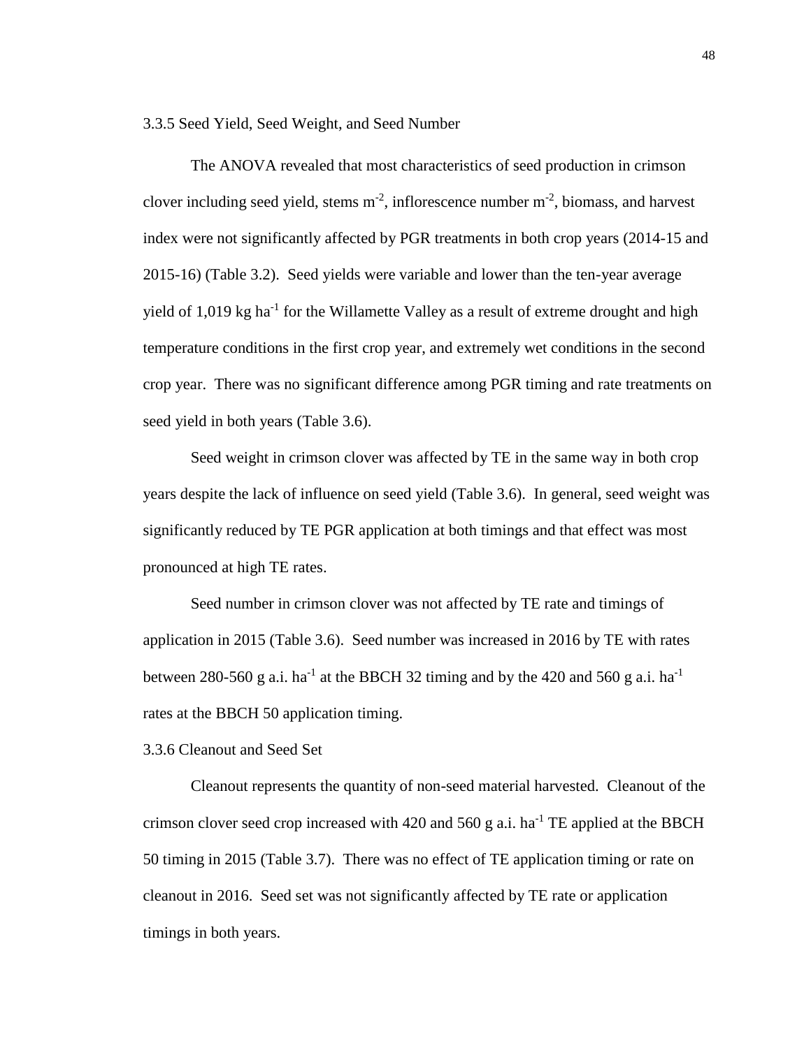### 3.3.5 Seed Yield, Seed Weight, and Seed Number

The ANOVA revealed that most characteristics of seed production in crimson clover including seed yield, stems $m^{-2}$, inflorescence number $m^{-2}$, biomass, and harvest index were not significantly affected by PGR treatments in both crop years (2014-15 and 2015-16) (Table 3.2). Seed yields were variable and lower than the ten-year average yield of 1,019 kg $ha^{-1}$ for the Willamette Valley as a result of extreme drought and high temperature conditions in the first crop year, and extremely wet conditions in the second crop year. There was no significant difference among PGR timing and rate treatments on seed yield in both years (Table 3.6).

Seed weight in crimson clover was affected by TE in the same way in both crop years despite the lack of influence on seed yield (Table 3.6). In general, seed weight was significantly reduced by TE PGR application at both timings and that effect was most pronounced at high TE rates.

Seed number in crimson clover was not affected by TE rate and timings of application in 2015 (Table 3.6). Seed number was increased in 2016 by TE with rates between 280-560 g a.i. $ha^{-1}$ at the BBCH 32 timing and by the 420 and 560 g a.i. $ha^{-1}$ rates at the BBCH 50 application timing.

### 3.3.6 Cleanout and Seed Set

Cleanout represents the quantity of non-seed material harvested. Cleanout of the crimson clover seed crop increased with 420 and 560 g a.i. $ha^{-1}$ TE applied at the BBCH 50 timing in 2015 (Table 3.7). There was no effect of TE application timing or rate on cleanout in 2016. Seed set was not significantly affected by TE rate or application timings in both years.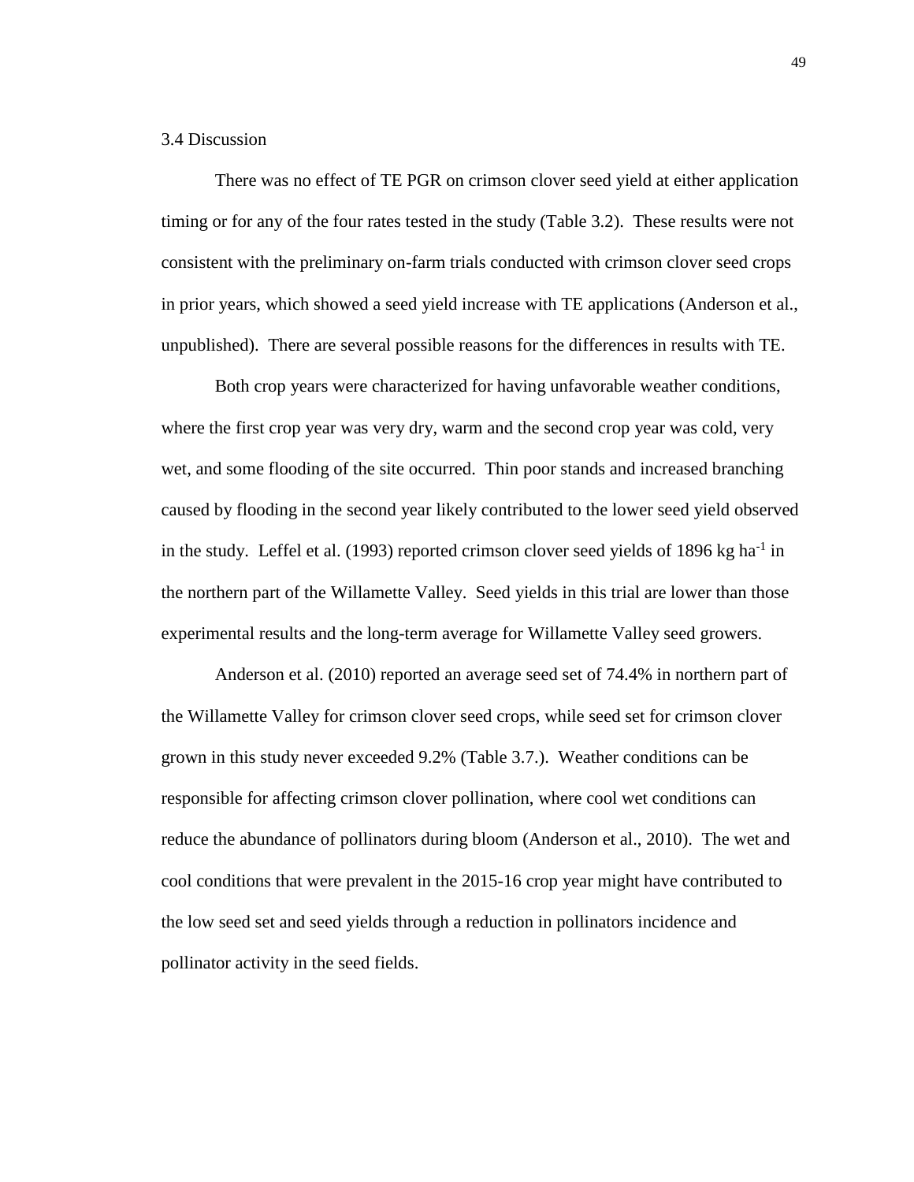### 3.4 Discussion

There was no effect of TE PGR on crimson clover seed yield at either application timing or for any of the four rates tested in the study (Table 3.2). These results were not consistent with the preliminary on-farm trials conducted with crimson clover seed crops in prior years, which showed a seed yield increase with TE applications (Anderson et al., unpublished). There are several possible reasons for the differences in results with TE.

Both crop years were characterized for having unfavorable weather conditions, where the first crop year was very dry, warm and the second crop year was cold, very wet, and some flooding of the site occurred. Thin poor stands and increased branching caused by flooding in the second year likely contributed to the lower seed yield observed in the study. Leffel et al. (1993) reported crimson clover seed yields of 1896 kg $ha^{-1}$ in the northern part of the Willamette Valley. Seed yields in this trial are lower than those experimental results and the long-term average for Willamette Valley seed growers.

Anderson et al. (2010) reported an average seed set of 74.4% in northern part of the Willamette Valley for crimson clover seed crops, while seed set for crimson clover grown in this study never exceeded 9.2% (Table 3.7.). Weather conditions can be responsible for affecting crimson clover pollination, where cool wet conditions can reduce the abundance of pollinators during bloom (Anderson et al., 2010). The wet and cool conditions that were prevalent in the 2015-16 crop year might have contributed to the low seed set and seed yields through a reduction in pollinators incidence and pollinator activity in the seed fields.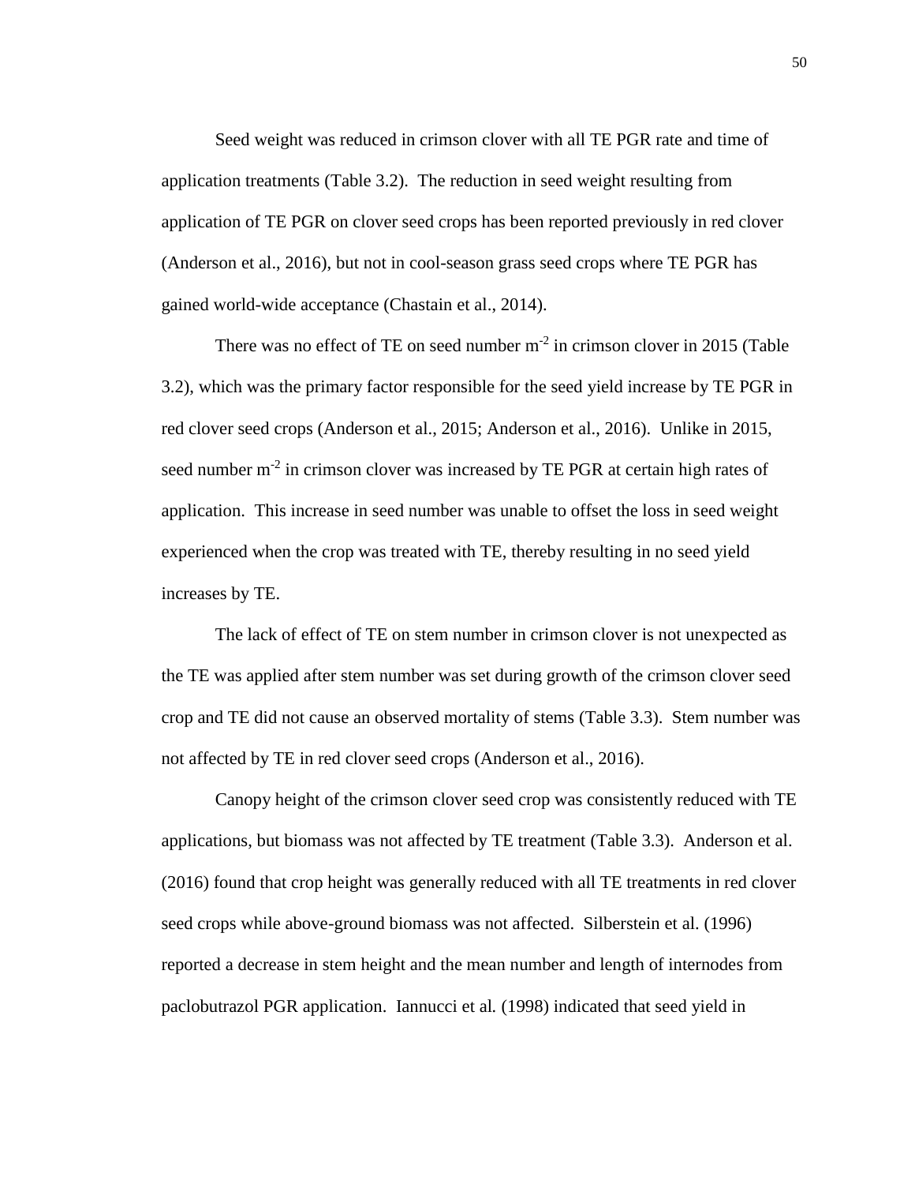Seed weight was reduced in crimson clover with all TE PGR rate and time of application treatments (Table 3.2). The reduction in seed weight resulting from application of TE PGR on clover seed crops has been reported previously in red clover (Anderson et al., 2016), but not in cool-season grass seed crops where TE PGR has gained world-wide acceptance (Chastain et al., 2014).

There was no effect of TE on seed number $m^{-2}$ in crimson clover in 2015 (Table 3.2), which was the primary factor responsible for the seed yield increase by TE PGR in red clover seed crops (Anderson et al., 2015; Anderson et al., 2016). Unlike in 2015, seed number $m^{-2}$ in crimson clover was increased by TE PGR at certain high rates of application. This increase in seed number was unable to offset the loss in seed weight experienced when the crop was treated with TE, thereby resulting in no seed yield increases by TE.

The lack of effect of TE on stem number in crimson clover is not unexpected as the TE was applied after stem number was set during growth of the crimson clover seed crop and TE did not cause an observed mortality of stems (Table 3.3). Stem number was not affected by TE in red clover seed crops (Anderson et al., 2016).

Canopy height of the crimson clover seed crop was consistently reduced with TE applications, but biomass was not affected by TE treatment (Table 3.3). Anderson et al. (2016) found that crop height was generally reduced with all TE treatments in red clover seed crops while above-ground biomass was not affected. Silberstein et al. (1996) reported a decrease in stem height and the mean number and length of internodes from paclobutrazol PGR application. Iannucci et al*.* (1998) indicated that seed yield in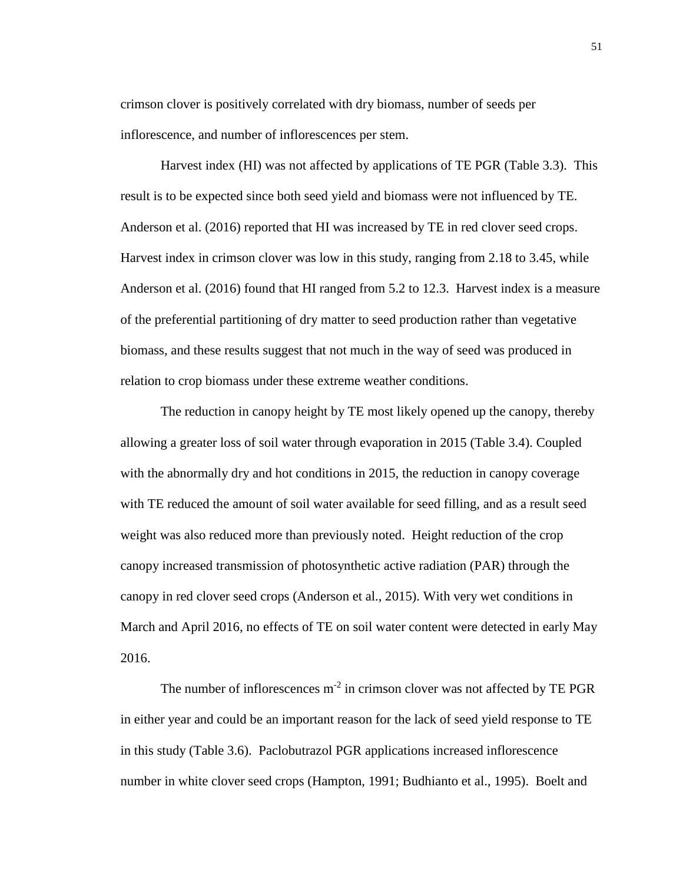crimson clover is positively correlated with dry biomass, number of seeds per inflorescence, and number of inflorescences per stem.

Harvest index (HI) was not affected by applications of TE PGR (Table 3.3). This result is to be expected since both seed yield and biomass were not influenced by TE. Anderson et al. (2016) reported that HI was increased by TE in red clover seed crops. Harvest index in crimson clover was low in this study, ranging from 2.18 to 3.45, while Anderson et al. (2016) found that HI ranged from 5.2 to 12.3. Harvest index is a measure of the preferential partitioning of dry matter to seed production rather than vegetative biomass, and these results suggest that not much in the way of seed was produced in relation to crop biomass under these extreme weather conditions.

The reduction in canopy height by TE most likely opened up the canopy, thereby allowing a greater loss of soil water through evaporation in 2015 (Table 3.4). Coupled with the abnormally dry and hot conditions in 2015, the reduction in canopy coverage with TE reduced the amount of soil water available for seed filling, and as a result seed weight was also reduced more than previously noted. Height reduction of the crop canopy increased transmission of photosynthetic active radiation (PAR) through the canopy in red clover seed crops (Anderson et al., 2015). With very wet conditions in March and April 2016, no effects of TE on soil water content were detected in early May 2016.

The number of inflorescences $m^{-2}$ in crimson clover was not affected by TE PGR in either year and could be an important reason for the lack of seed yield response to TE in this study (Table 3.6). Paclobutrazol PGR applications increased inflorescence number in white clover seed crops (Hampton, 1991; Budhianto et al., 1995). Boelt and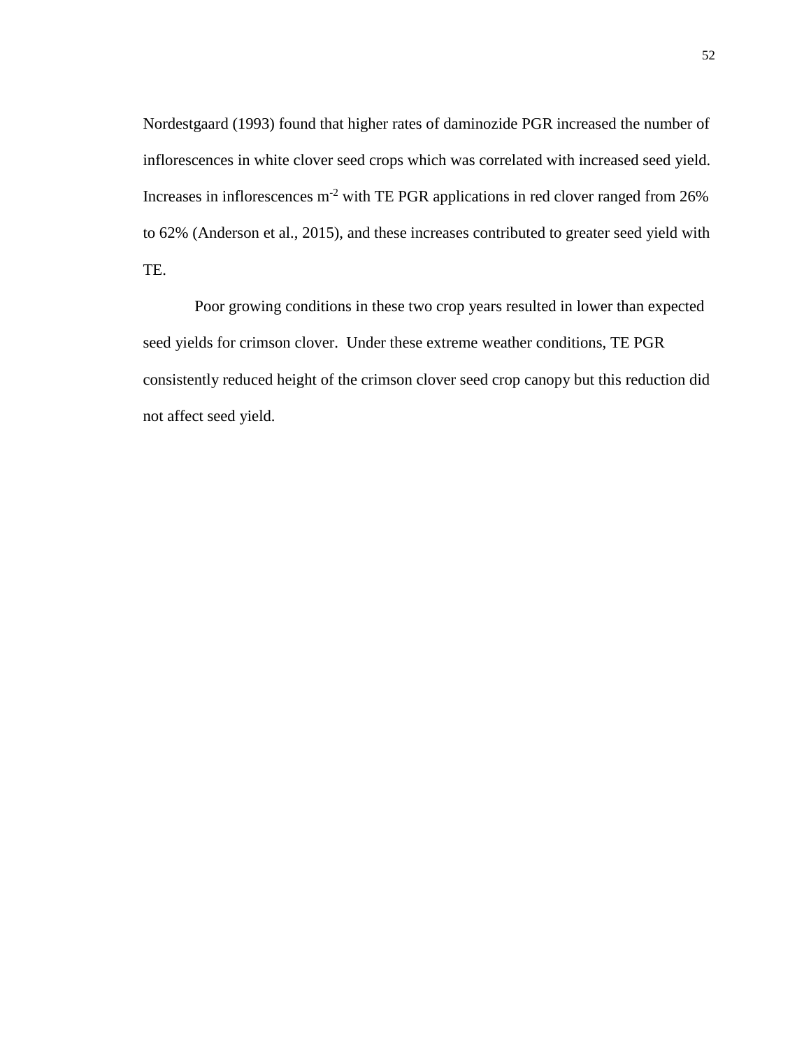Nordestgaard (1993) found that higher rates of daminozide PGR increased the number of inflorescences in white clover seed crops which was correlated with increased seed yield. Increases in inflorescences $m^{-2}$ with TE PGR applications in red clover ranged from 26% to 62% (Anderson et al., 2015), and these increases contributed to greater seed yield with TE.

Poor growing conditions in these two crop years resulted in lower than expected seed yields for crimson clover. Under these extreme weather conditions, TE PGR consistently reduced height of the crimson clover seed crop canopy but this reduction did not affect seed yield.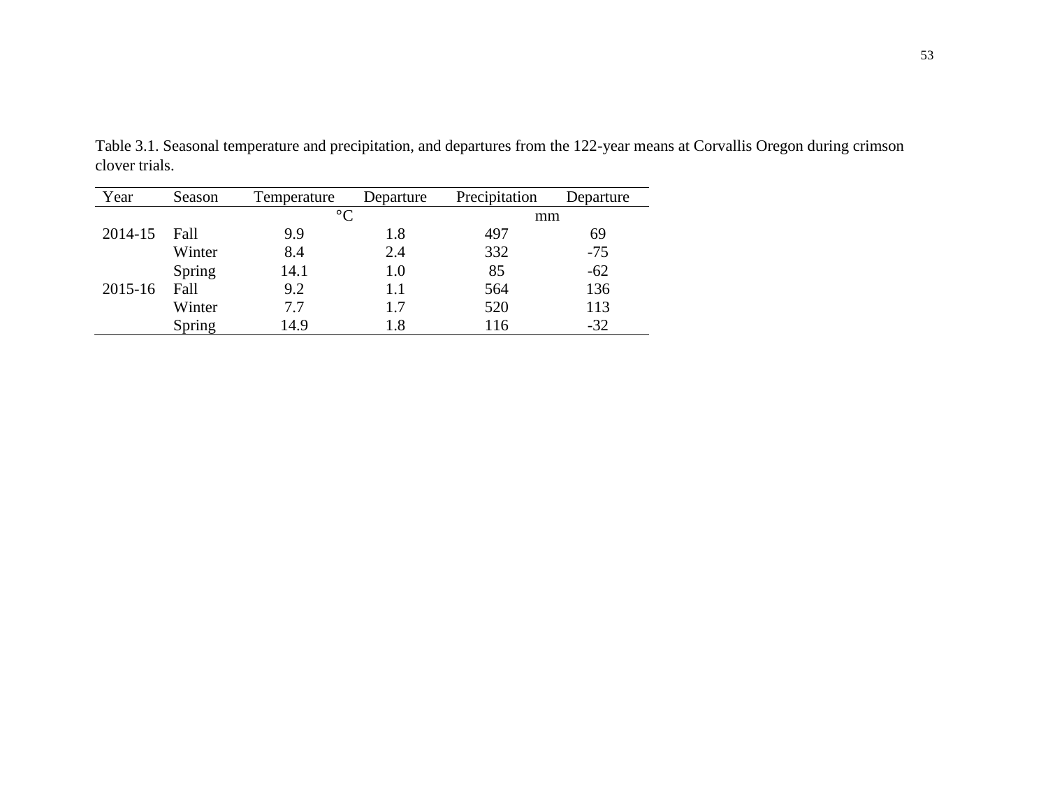Table 3.1. Seasonal temperature and precipitation, and departures from the 122-year means at Corvallis Oregon during crimson clover trials.

| Year | Season | Temperature | Departure | Precipitation | Departure |
|---|---|---|---|---|---|
| | | °C | | mm | |
| 2014-15 | Fall | 9.9 | 1.8 | 497 | 69 |
| | Winter | 8.4 | 2.4 | 332 | -75 |
| | Spring | 14.1 | 1.0 | 85 | -62 |
| 2015-16 | Fall | 9.2 | 1.1 | 564 | 136 |
| | Winter | 7.7 | 1.7 | 520 | 113 |
| | Spring | 14.9 | 1.8 | 116 | -32 |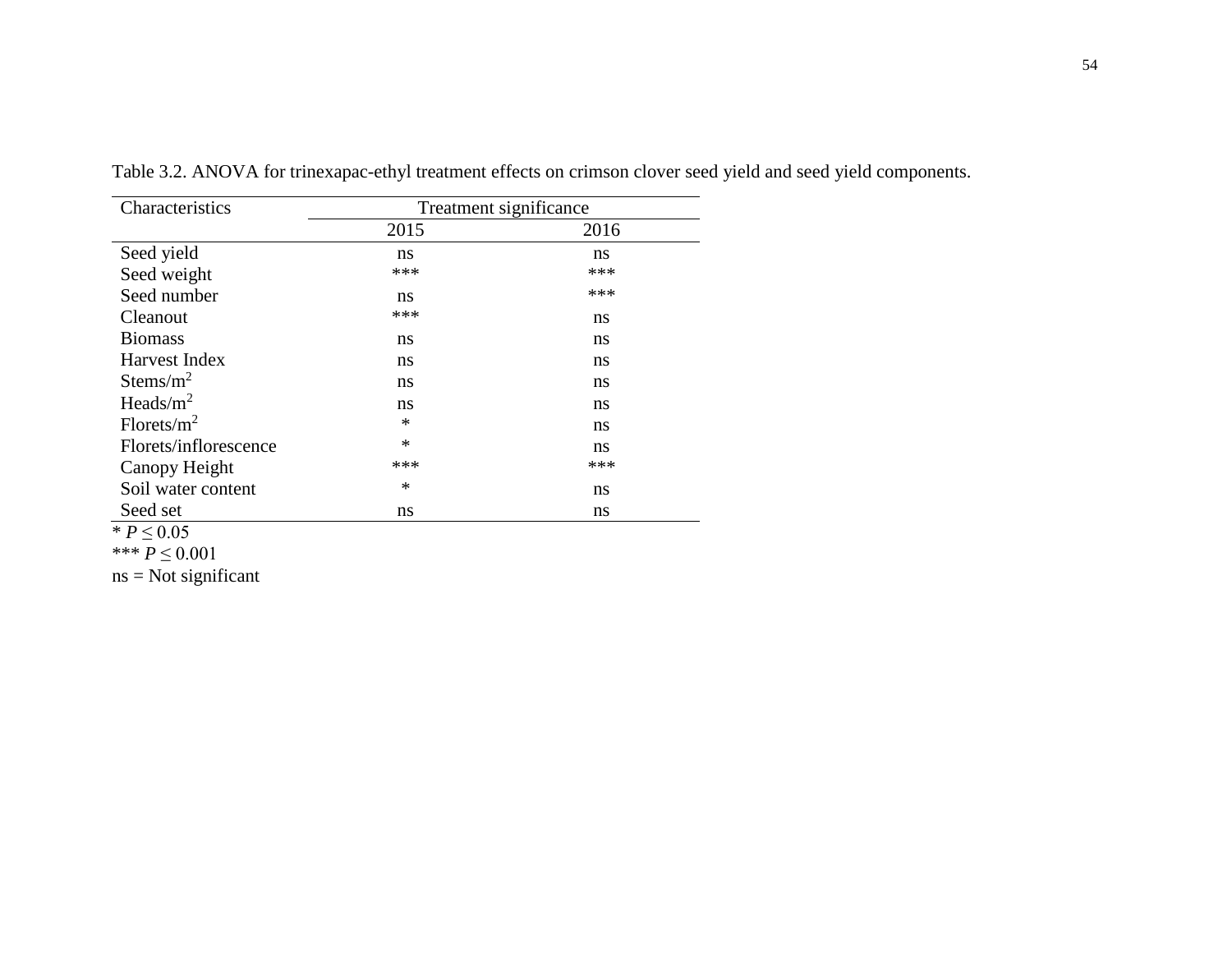Table 3.2. ANOVA for trinexapac-ethyl treatment effects on crimson clover seed yield and seed yield components.

| Characteristics | Treatment significance | |
|---|---|---|
| | 2015 | 2016 |
| Seed yield | ns | ns |
| Seed weight | *** | *** |
| Seed number | ns | *** |
| Cleanout | *** | ns |
| Biomass | ns | ns |
| Harvest Index | ns | ns |
| Stems/$m^2$ | ns | ns |
| Heads/$m^2$ | ns | ns |
| Florets/$m^2$ | * | ns |
| Florets/inflorescence | * | ns |
| Canopy Height | *** | *** |
| Soil water content | * | ns |
| Seed set | ns | ns |

* $P \leq 0.05$

*** $P \leq 0.001$

ns = Not significant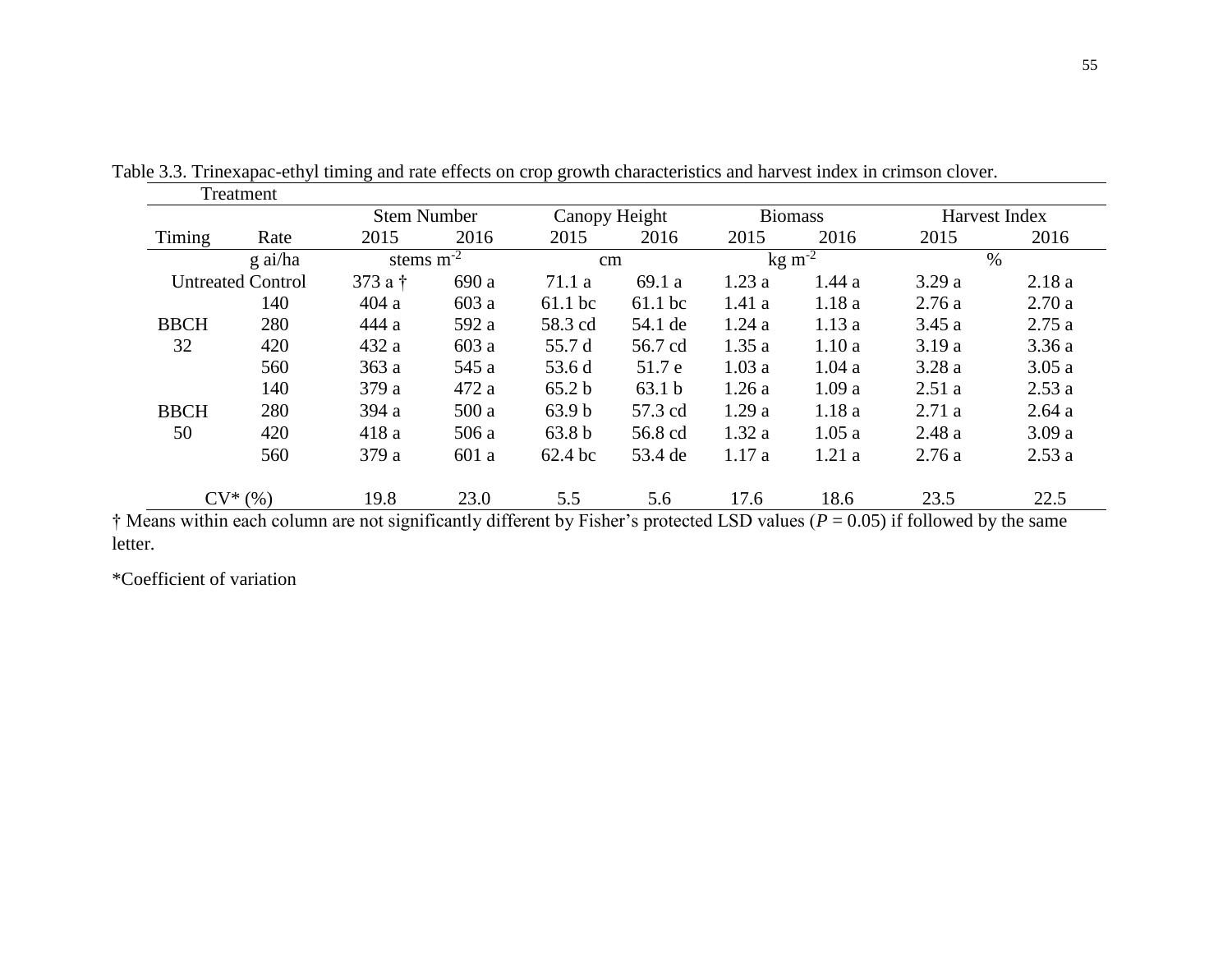Table 3.3. Trinexapac-ethyl timing and rate effects on crop growth characteristics and harvest index in crimson clover.

| Treatment | | Stem Number | | Canopy Height | | Biomass | | Harvest Index | |
|---|---|---|---|---|---|---|---|---|---|
| Timing | Rate | 2015 | 2016 | 2015 | 2016 | 2015 | 2016 | 2015 | 2016 |
| | g ai/ha | stems $m^{-2}$ | | cm | | kg $m^{-2}$ | | % | |
| Untreated Control | | 373 a † | 690 a | 71.1 a | 69.1 a | 1.23 a | 1.44 a | 3.29 a | 2.18 a |
| BBCH 32 | 140 | 404 a | 603 a | 61.1 bc | 61.1 bc | 1.41 a | 1.18 a | 2.76 a | 2.70 a |
| | 280 | 444 a | 592 a | 58.3 cd | 54.1 de | 1.24 a | 1.13 a | 3.45 a | 2.75 a |
| | 420 | 432 a | 603 a | 55.7 d | 56.7 cd | 1.35 a | 1.10 a | 3.19 a | 3.36 a |
| | 560 | 363 a | 545 a | 53.6 d | 51.7 e | 1.03 a | 1.04 a | 3.28 a | 3.05 a |
| BBCH 50 | 140 | 379 a | 472 a | 65.2 b | 63.1 b | 1.26 a | 1.09 a | 2.51 a | 2.53 a |
| | 280 | 394 a | 500 a | 63.9 b | 57.3 cd | 1.29 a | 1.18 a | 2.71 a | 2.64 a |
| | 420 | 418 a | 506 a | 63.8 b | 56.8 cd | 1.32 a | 1.05 a | 2.48 a | 3.09 a |
| | 560 | 379 a | 601 a | 62.4 bc | 53.4 de | 1.17 a | 1.21 a | 2.76 a | 2.53 a |
| CV* (%) | | 19.8 | 23.0 | 5.5 | 5.6 | 17.6 | 18.6 | 23.5 | 22.5 |

† Means within each column are not significantly different by Fisher's protected LSD values (*P* = 0.05) if followed by the same letter.

*Coefficient of variation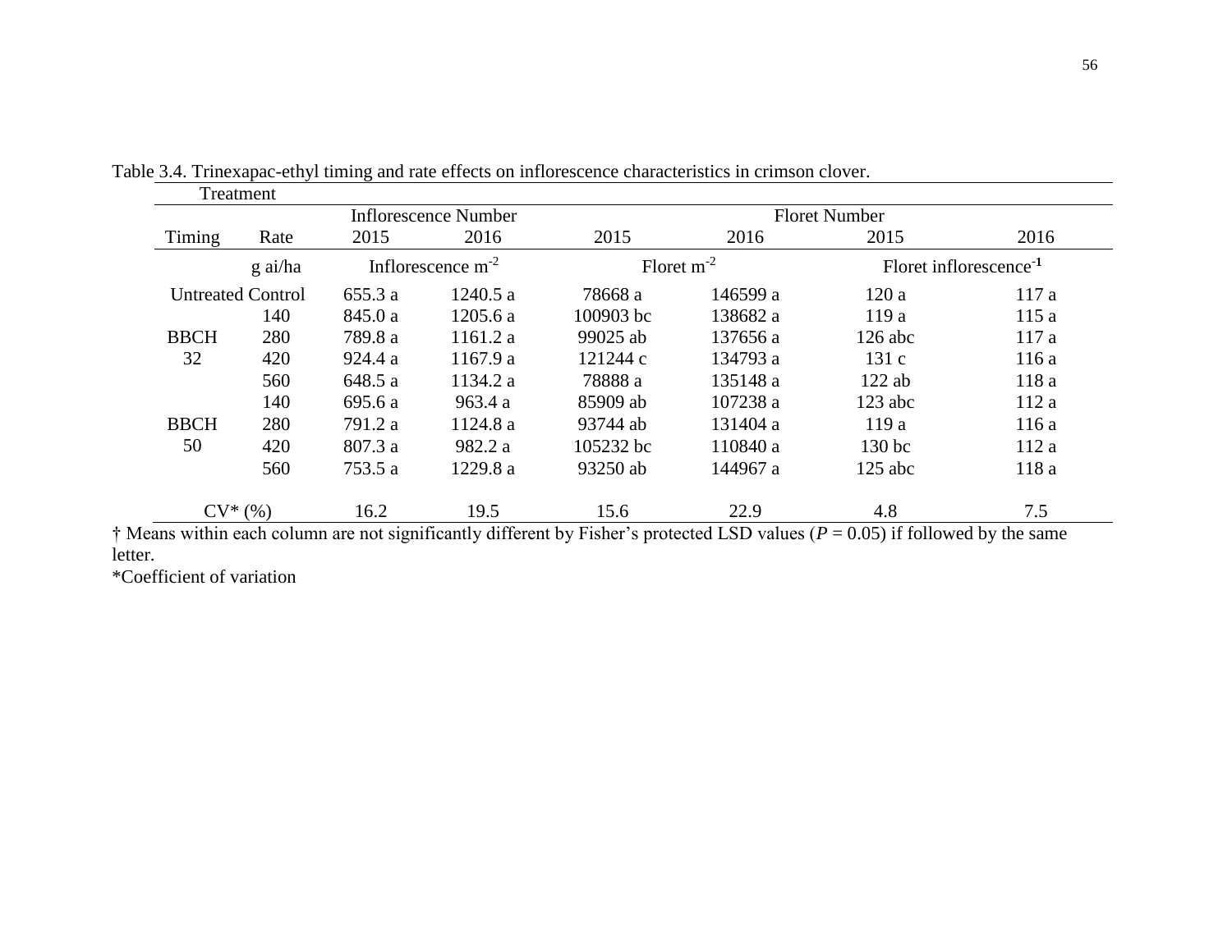Table 3.4. Trinexapac-ethyl timing and rate effects on inflorescence characteristics in crimson clover.

| Treatment | | | | | | | |
|---|---|---|---|---|---|---|---|
| | | Inflorescence Number | | Floret Number | | | |
| Timing | Rate | 2015 | 2016 | 2015 | 2016 | 2015 | 2016 |
| | g ai/ha | Inflorescence $m^{-2}$ | | Floret $m^{-2}$ | | Floret inflorescence$^{-1}$ | |
| Untreated Control | | 655.3 a | 1240.5 a | 78668 a | 146599 a | 120 a | 117 a |
| BBCH 32 | 140 | 845.0 a | 1205.6 a | 100903 bc | 138682 a | 119 a | 115 a |
| | 280 | 789.8 a | 1161.2 a | 99025 ab | 137656 a | 126 abc | 117 a |
| | 420 | 924.4 a | 1167.9 a | 121244 c | 134793 a | 131 c | 116 a |
| | 560 | 648.5 a | 1134.2 a | 78888 a | 135148 a | 122 ab | 118 a |
| BBCH 50 | 140 | 695.6 a | 963.4 a | 85909 ab | 107238 a | 123 abc | 112 a |
| | 280 | 791.2 a | 1124.8 a | 93744 ab | 131404 a | 119 a | 116 a |
| | 420 | 807.3 a | 982.2 a | 105232 bc | 110840 a | 130 bc | 112 a |
| | 560 | 753.5 a | 1229.8 a | 93250 ab | 144967 a | 125 abc | 118 a |
| CV* (%) | | 16.2 | 19.5 | 15.6 | 22.9 | 4.8 | 7.5 |

† Means within each column are not significantly different by Fisher's protected LSD values (*P* = 0.05) if followed by the same letter.

*Coefficient of variation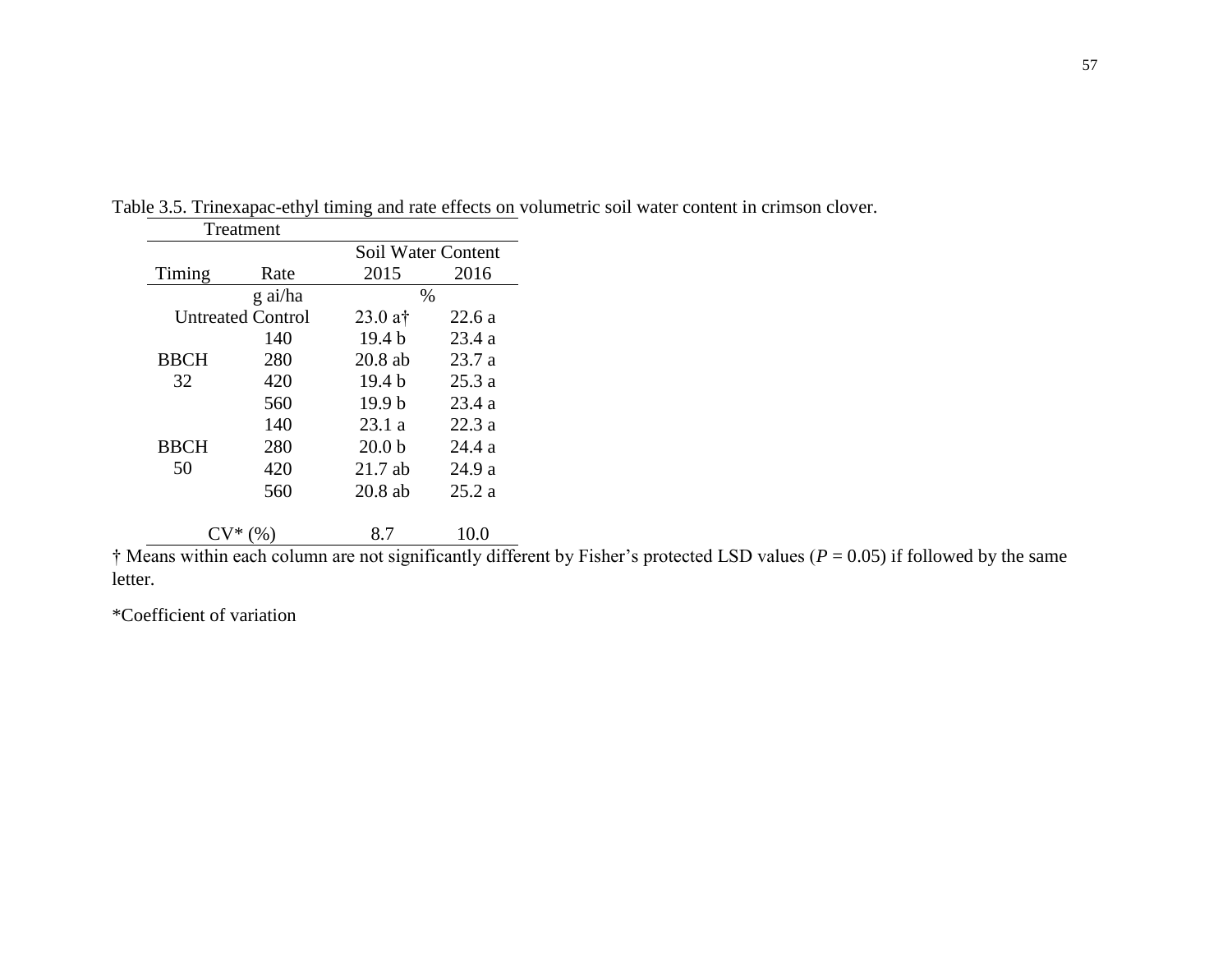Table 3.5. Trinexapac-ethyl timing and rate effects on volumetric soil water content in crimson clover.

| Treatment | | Soil Water Content | |
|---|---|---|---|
| Timing | Rate | 2015 | 2016 |
| | g ai/ha | % | |
| Untreated Control | | 23.0 a† | 22.6 a |
| BBCH 32 | 140 | 19.4 b | 23.4 a |
| | 280 | 20.8 ab | 23.7 a |
| | 420 | 19.4 b | 25.3 a |
| | 560 | 19.9 b | 23.4 a |
| BBCH 50 | 140 | 23.1 a | 22.3 a |
| | 280 | 20.0 b | 24.4 a |
| | 420 | 21.7 ab | 24.9 a |
| | 560 | 20.8 ab | 25.2 a |
| CV* (%) | | 8.7 | 10.0 |

† Means within each column are not significantly different by Fisher's protected LSD values ($P = 0.05$) if followed by the same letter.

*Coefficient of variation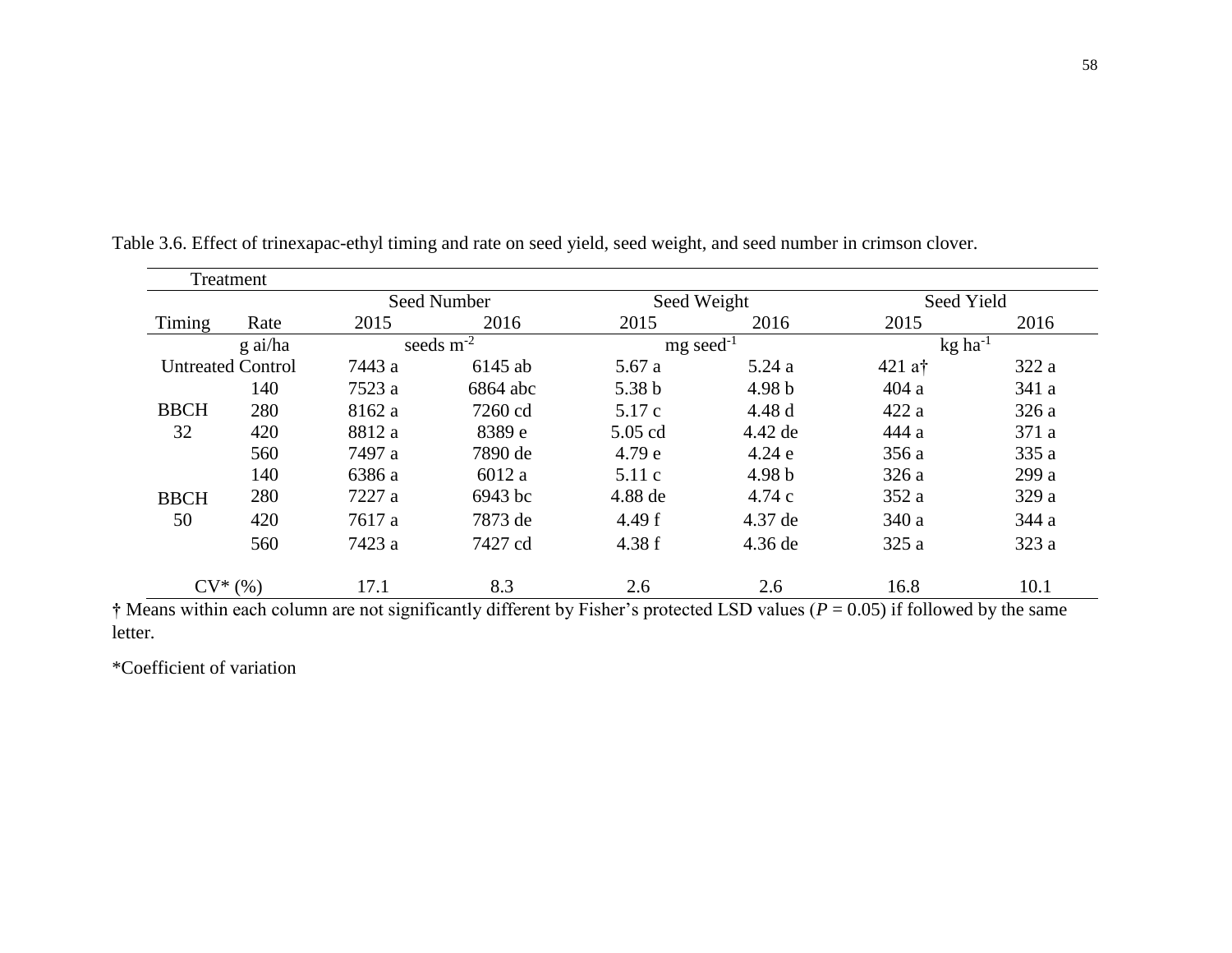Table 3.6. Effect of trinexapac-ethyl timing and rate on seed yield, seed weight, and seed number in crimson clover.

| Treatment | | Seed Number | | Seed Weight | | Seed Yield | |
|---|---|---|---|---|---|---|---|
| Timing | Rate | 2015 | 2016 | 2015 | 2016 | 2015 | 2016 |
| | g ai/ha | seeds $m^{-2}$ | | mg $seed^{-1}$ | | kg $ha^{-1}$ | |
| Untreated Control | | 7443 a | 6145 ab | 5.67 a | 5.24 a | 421 a† | 322 a |
| BBCH 32 | 140 | 7523 a | 6864 abc | 5.38 b | 4.98 b | 404 a | 341 a |
| | 280 | 8162 a | 7260 cd | 5.17 c | 4.48 d | 422 a | 326 a |
| | 420 | 8812 a | 8389 e | 5.05 cd | 4.42 de | 444 a | 371 a |
| | 560 | 7497 a | 7890 de | 4.79 e | 4.24 e | 356 a | 335 a |
| BBCH 50 | 140 | 6386 a | 6012 a | 5.11 c | 4.98 b | 326 a | 299 a |
| | 280 | 7227 a | 6943 bc | 4.88 de | 4.74 c | 352 a | 329 a |
| | 420 | 7617 a | 7873 de | 4.49 f | 4.37 de | 340 a | 344 a |
| | 560 | 7423 a | 7427 cd | 4.38 f | 4.36 de | 325 a | 323 a |
| CV* (%) | | 17.1 | 8.3 | 2.6 | 2.6 | 16.8 | 10.1 |

† Means within each column are not significantly different by Fisher's protected LSD values ($P = 0.05$) if followed by the same letter.

*Coefficient of variation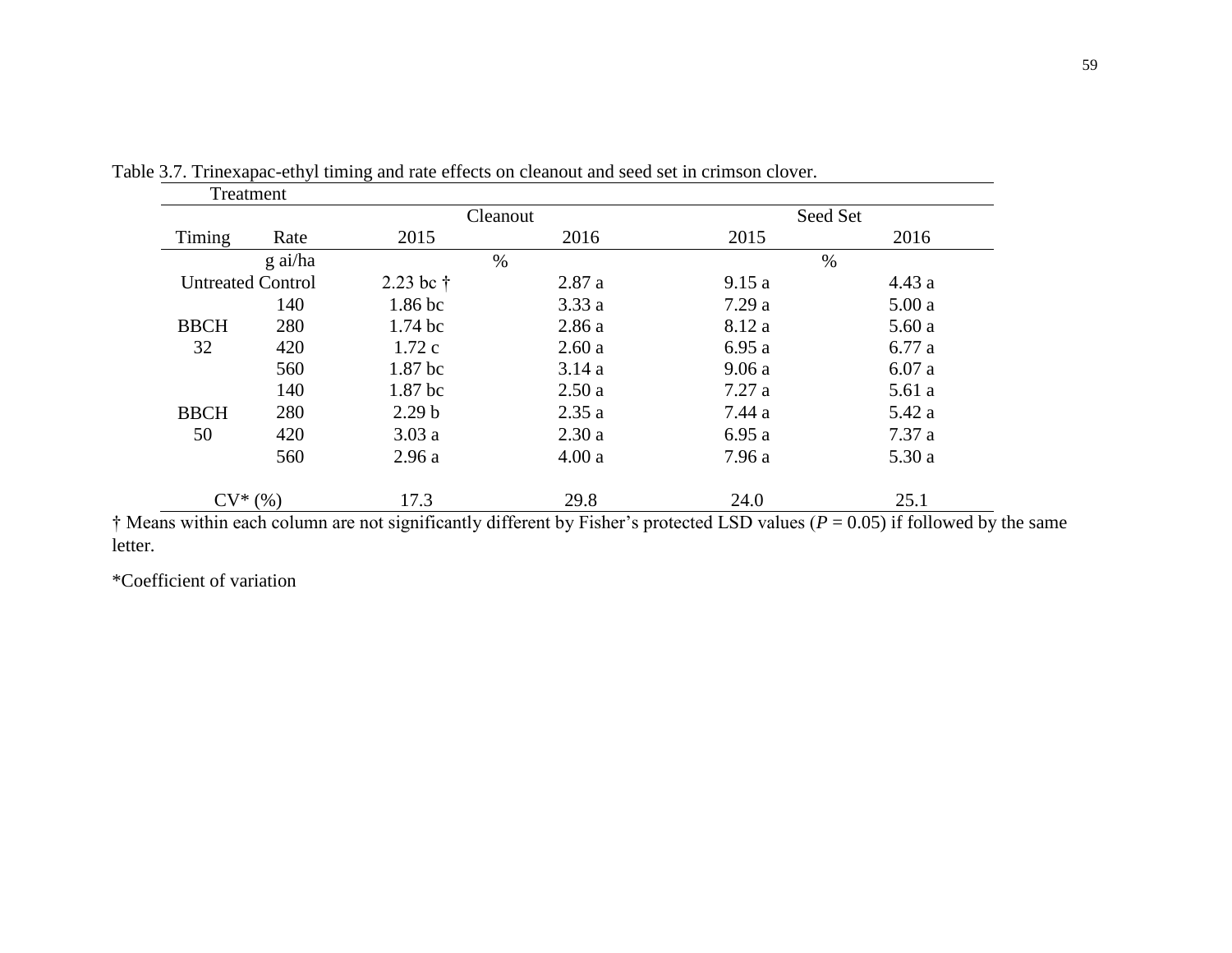Table 3.7. Trinexapac-ethyl timing and rate effects on cleanout and seed set in crimson clover.

| Treatment | | Cleanout | | Seed Set | |
|---|---|---|---|---|---|
| Timing | Rate | 2015 | 2016 | 2015 | 2016 |
| | g ai/ha | % | | % | |
| Untreated Control | | 2.23 bc † | 2.87 a | 9.15 a | 4.43 a |
| BBCH 32 | 140 | 1.86 bc | 3.33 a | 7.29 a | 5.00 a |
| | 280 | 1.74 bc | 2.86 a | 8.12 a | 5.60 a |
| | 420 | 1.72 c | 2.60 a | 6.95 a | 6.77 a |
| | 560 | 1.87 bc | 3.14 a | 9.06 a | 6.07 a |
| BBCH 50 | 140 | 1.87 bc | 2.50 a | 7.27 a | 5.61 a |
| | 280 | 2.29 b | 2.35 a | 7.44 a | 5.42 a |
| | 420 | 3.03 a | 2.30 a | 6.95 a | 7.37 a |
| | 560 | 2.96 a | 4.00 a | 7.96 a | 5.30 a |
| CV* (%) | | 17.3 | 29.8 | 24.0 | 25.1 |

† Means within each column are not significantly different by Fisher's protected LSD values ($P$ = 0.05) if followed by the same letter.

*Coefficient of variation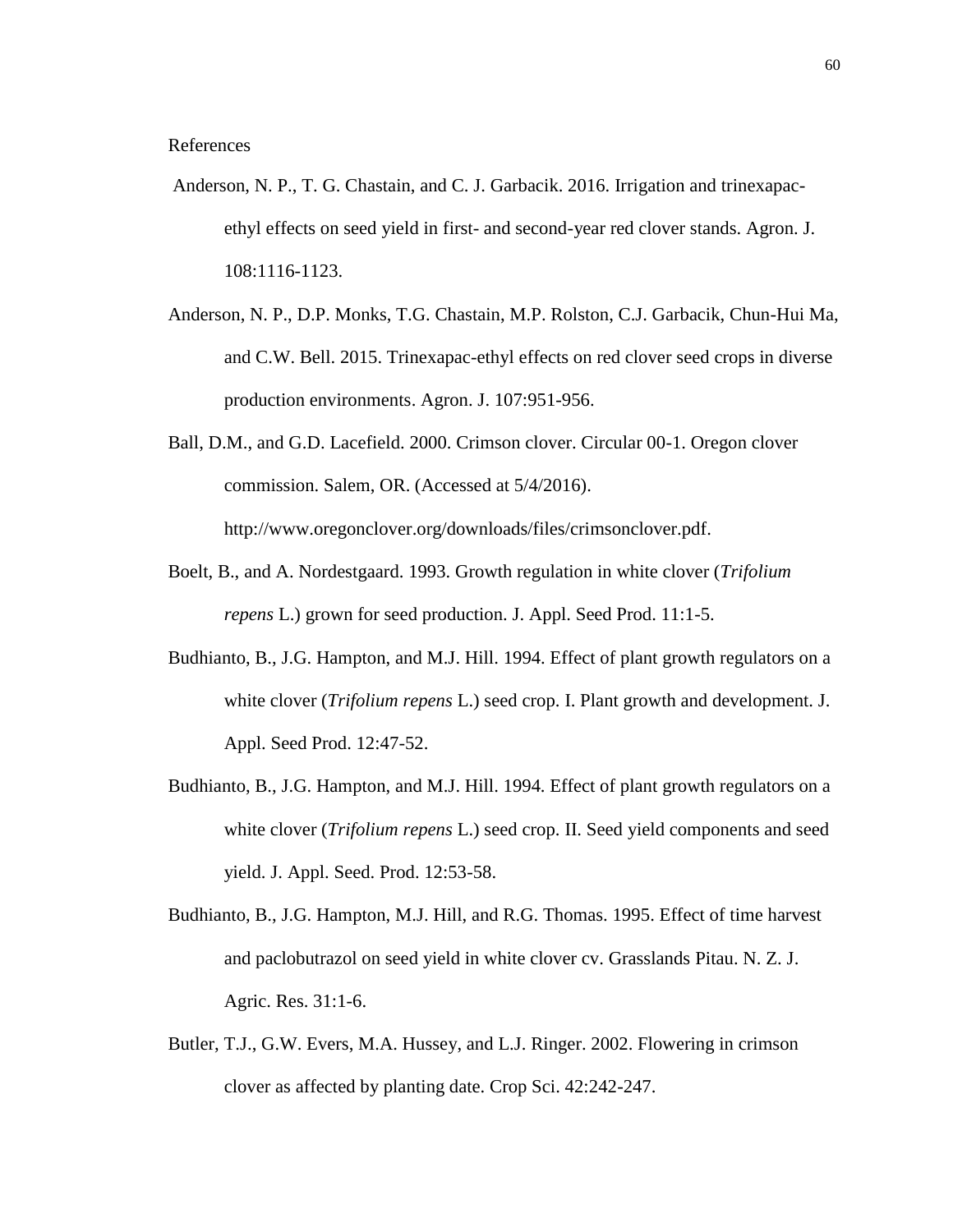References

Anderson, N. P., T. G. Chastain, and C. J. Garbacik. 2016. Irrigation and trinexapac-ethyl effects on seed yield in first- and second-year red clover stands. Agron. J. 108:1116-1123.

Anderson, N. P., D.P. Monks, T.G. Chastain, M.P. Rolston, C.J. Garbacik, Chun-Hui Ma, and C.W. Bell. 2015. Trinexapac-ethyl effects on red clover seed crops in diverse production environments. Agron. J. 107:951-956.

Ball, D.M., and G.D. Lacefield. 2000. Crimson clover. Circular 00-1. Oregon clover commission. Salem, OR. (Accessed at 5/4/2016). http://www.oregonclover.org/downloads/files/crimsonclover.pdf.

Boelt, B., and A. Nordestgaard. 1993. Growth regulation in white clover (*Trifolium repens* L.) grown for seed production. J. Appl. Seed Prod. 11:1-5.

Budhianto, B., J.G. Hampton, and M.J. Hill. 1994. Effect of plant growth regulators on a white clover (*Trifolium repens* L.) seed crop. I. Plant growth and development. J. Appl. Seed Prod. 12:47-52.

Budhianto, B., J.G. Hampton, and M.J. Hill. 1994. Effect of plant growth regulators on a white clover (*Trifolium repens* L.) seed crop. II. Seed yield components and seed yield. J. Appl. Seed. Prod. 12:53-58.

Budhianto, B., J.G. Hampton, M.J. Hill, and R.G. Thomas. 1995. Effect of time harvest and paclobutrazol on seed yield in white clover cv. Grasslands Pitau. N. Z. J. Agric. Res. 31:1-6.

Butler, T.J., G.W. Evers, M.A. Hussey, and L.J. Ringer. 2002. Flowering in crimson clover as affected by planting date. Crop Sci. 42:242-247.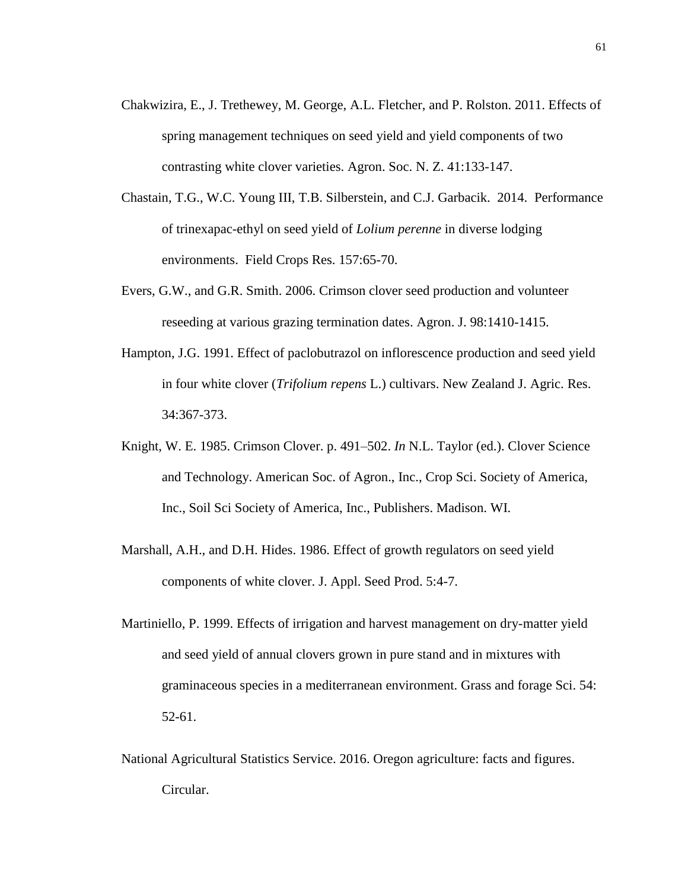Chakwizira, E., J. Trethewey, M. George, A.L. Fletcher, and P. Rolston. 2011. Effects of spring management techniques on seed yield and yield components of two contrasting white clover varieties. Agron. Soc. N. Z. 41:133-147.

Chastain, T.G., W.C. Young III, T.B. Silberstein, and C.J. Garbacik. 2014. Performance of trinexapac-ethyl on seed yield of *Lolium perenne* in diverse lodging environments. Field Crops Res. 157:65-70.

Evers, G.W., and G.R. Smith. 2006. Crimson clover seed production and volunteer reseeding at various grazing termination dates. Agron. J. 98:1410-1415.

Hampton, J.G. 1991. Effect of paclobutrazol on inflorescence production and seed yield in four white clover (*Trifolium repens* L.) cultivars. New Zealand J. Agric. Res. 34:367-373.

Knight, W. E. 1985. Crimson Clover. p. 491–502. *In* N.L. Taylor (ed.). Clover Science and Technology. American Soc. of Agron., Inc., Crop Sci. Society of America, Inc., Soil Sci Society of America, Inc., Publishers. Madison. WI.

Marshall, A.H., and D.H. Hides. 1986. Effect of growth regulators on seed yield components of white clover. J. Appl. Seed Prod. 5:4-7.

Martiniello, P. 1999. Effects of irrigation and harvest management on dry-matter yield and seed yield of annual clovers grown in pure stand and in mixtures with graminaceous species in a mediterranean environment. Grass and forage Sci. 54: 52-61.

National Agricultural Statistics Service. 2016. Oregon agriculture: facts and figures. Circular.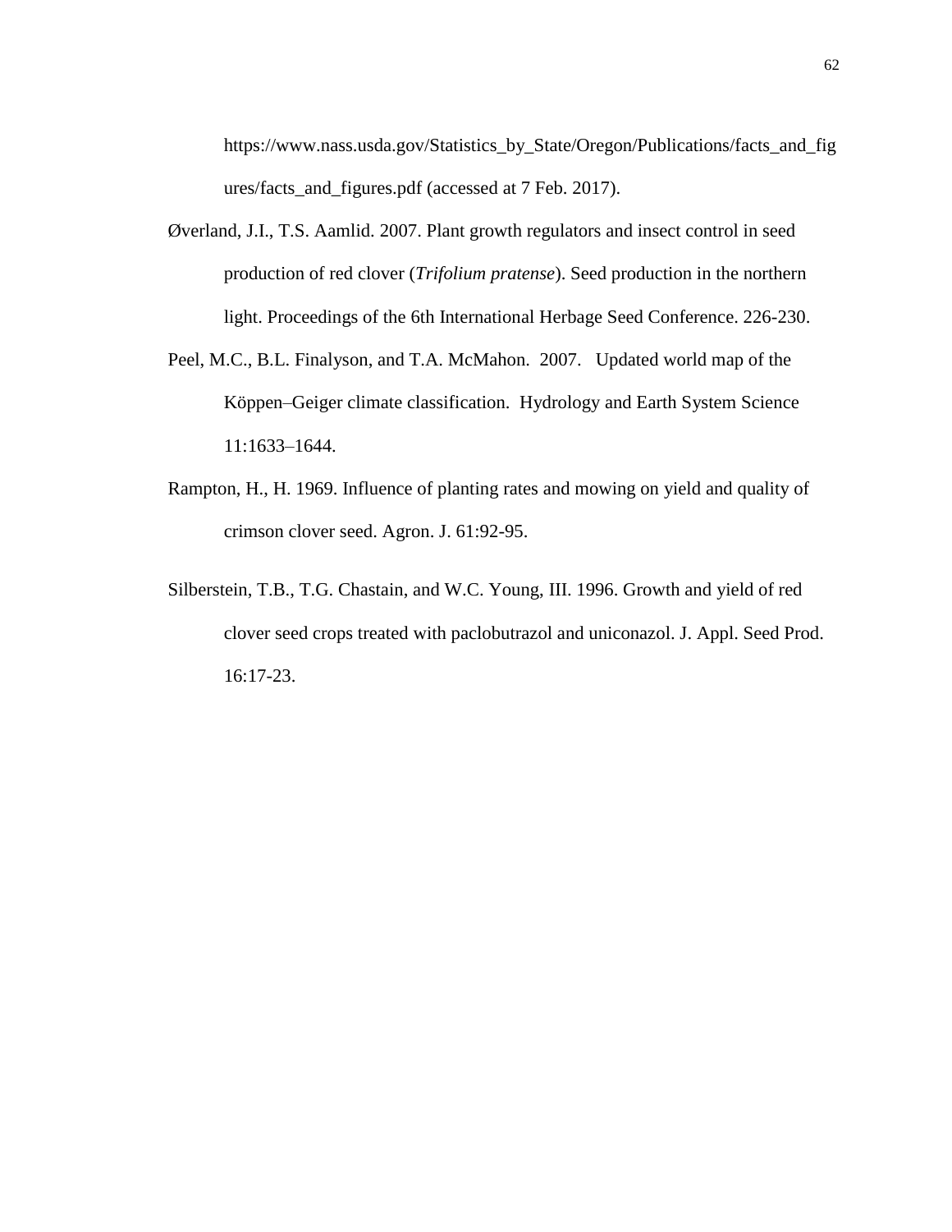https://www.nass.usda.gov/Statistics_by_State/Oregon/Publications/facts_and_figures/facts_and_figures.pdf (accessed at 7 Feb. 2017).

Øverland, J.I., T.S. Aamlid. 2007. Plant growth regulators and insect control in seed production of red clover (*Trifolium pratense*). Seed production in the northern light. Proceedings of the 6th International Herbage Seed Conference. 226-230.

Peel, M.C., B.L. Finalyson, and T.A. McMahon. 2007. Updated world map of the Köppen–Geiger climate classification. Hydrology and Earth System Science 11:1633–1644.

Rampton, H., H. 1969. Influence of planting rates and mowing on yield and quality of crimson clover seed. Agron. J. 61:92-95.

Silberstein, T.B., T.G. Chastain, and W.C. Young, III. 1996. Growth and yield of red clover seed crops treated with paclobutrazol and uniconazol. J. Appl. Seed Prod. 16:17-23.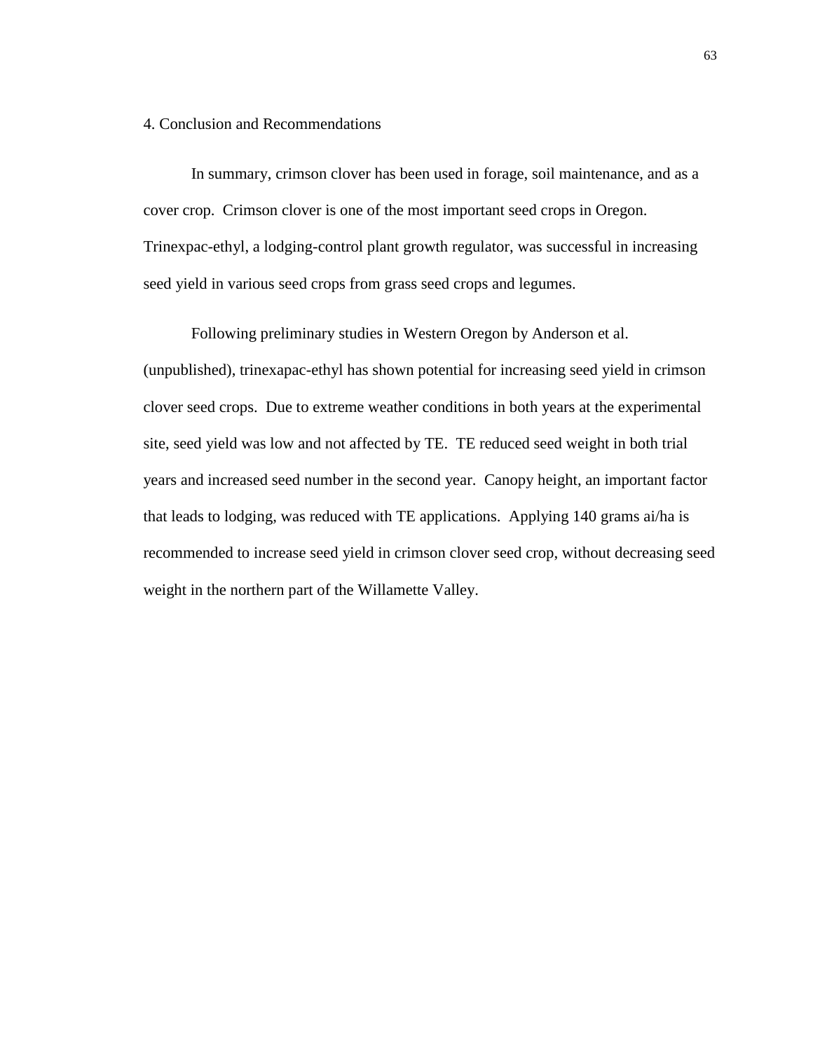## 4. Conclusion and Recommendations

In summary, crimson clover has been used in forage, soil maintenance, and as a cover crop. Crimson clover is one of the most important seed crops in Oregon. Trinexpac-ethyl, a lodging-control plant growth regulator, was successful in increasing seed yield in various seed crops from grass seed crops and legumes.

Following preliminary studies in Western Oregon by Anderson et al. (unpublished), trinexapac-ethyl has shown potential for increasing seed yield in crimson clover seed crops. Due to extreme weather conditions in both years at the experimental site, seed yield was low and not affected by TE. TE reduced seed weight in both trial years and increased seed number in the second year. Canopy height, an important factor that leads to lodging, was reduced with TE applications. Applying 140 grams ai/ha is recommended to increase seed yield in crimson clover seed crop, without decreasing seed weight in the northern part of the Willamette Valley.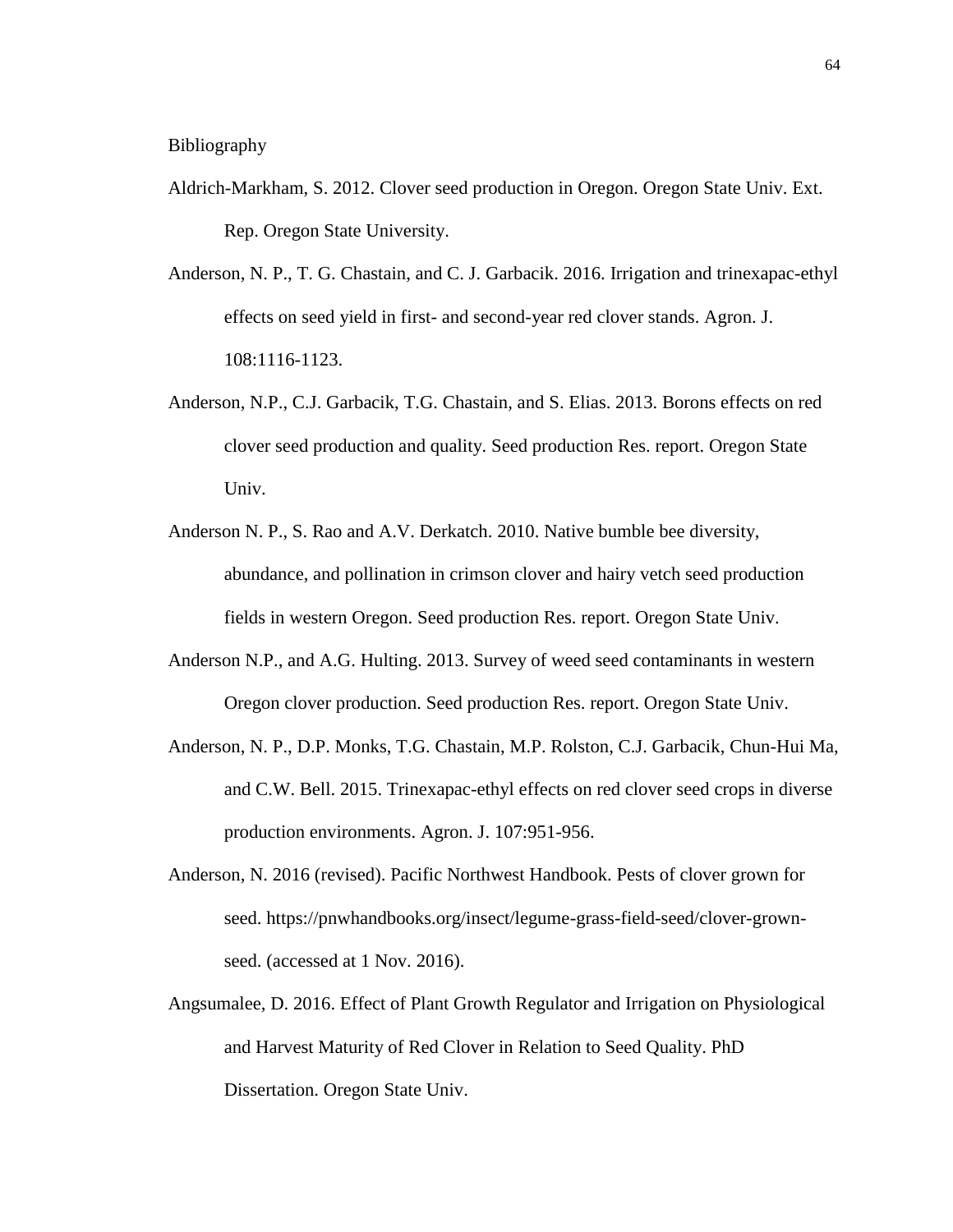# Bibliography

Aldrich-Markham, S. 2012. Clover seed production in Oregon. Oregon State Univ. Ext. Rep. Oregon State University.

Anderson, N. P., T. G. Chastain, and C. J. Garbacik. 2016. Irrigation and trinexapac-ethyl effects on seed yield in first- and second-year red clover stands. Agron. J. 108:1116-1123.

Anderson, N.P., C.J. Garbacik, T.G. Chastain, and S. Elias. 2013. Borons effects on red clover seed production and quality. Seed production Res. report. Oregon State Univ.

Anderson N. P., S. Rao and A.V. Derkatch. 2010. Native bumble bee diversity, abundance, and pollination in crimson clover and hairy vetch seed production fields in western Oregon. Seed production Res. report. Oregon State Univ.

Anderson N.P., and A.G. Hulting. 2013. Survey of weed seed contaminants in western Oregon clover production. Seed production Res. report. Oregon State Univ.

Anderson, N. P., D.P. Monks, T.G. Chastain, M.P. Rolston, C.J. Garbacik, Chun-Hui Ma, and C.W. Bell. 2015. Trinexapac-ethyl effects on red clover seed crops in diverse production environments. Agron. J. 107:951-956.

Anderson, N. 2016 (revised). Pacific Northwest Handbook. Pests of clover grown for seed. https://pnwhandbooks.org/insect/legume-grass-field-seed/clover-grown-seed. (accessed at 1 Nov. 2016).

Angsumalee, D. 2016. Effect of Plant Growth Regulator and Irrigation on Physiological and Harvest Maturity of Red Clover in Relation to Seed Quality. PhD Dissertation. Oregon State Univ.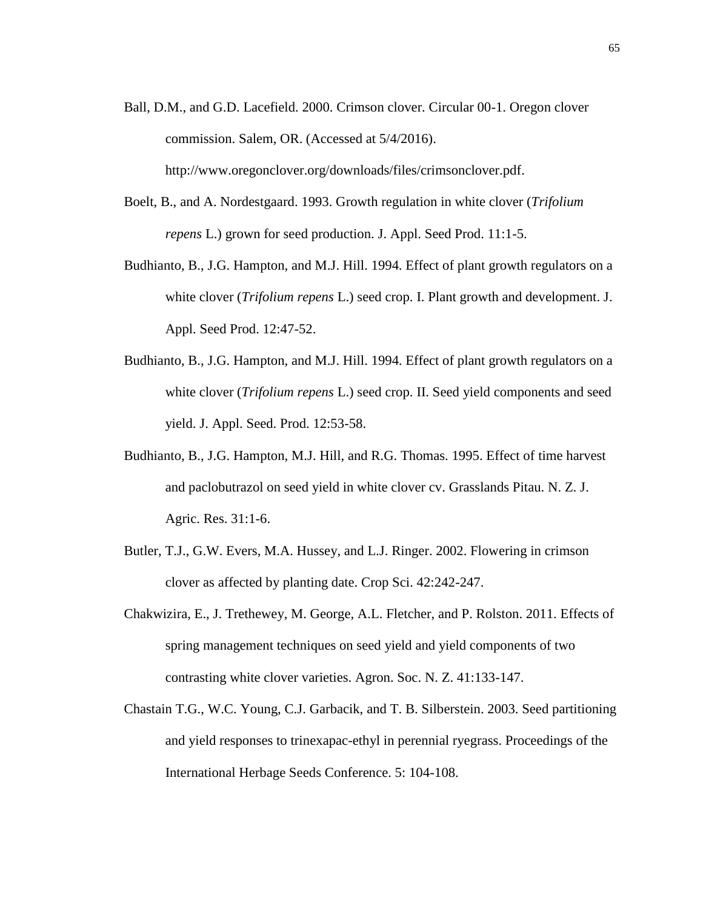Ball, D.M., and G.D. Lacefield. 2000. Crimson clover. Circular 00-1. Oregon clover commission. Salem, OR. (Accessed at 5/4/2016). http://www.oregonclover.org/downloads/files/crimsonclover.pdf.

Boelt, B., and A. Nordestgaard. 1993. Growth regulation in white clover (*Trifolium repens* L.) grown for seed production. J. Appl. Seed Prod. 11:1-5.

Budhianto, B., J.G. Hampton, and M.J. Hill. 1994. Effect of plant growth regulators on a white clover (*Trifolium repens* L.) seed crop. I. Plant growth and development. J. Appl. Seed Prod. 12:47-52.

Budhianto, B., J.G. Hampton, and M.J. Hill. 1994. Effect of plant growth regulators on a white clover (*Trifolium repens* L.) seed crop. II. Seed yield components and seed yield. J. Appl. Seed. Prod. 12:53-58.

Budhianto, B., J.G. Hampton, M.J. Hill, and R.G. Thomas. 1995. Effect of time harvest and paclobutrazol on seed yield in white clover cv. Grasslands Pitau. N. Z. J. Agric. Res. 31:1-6.

Butler, T.J., G.W. Evers, M.A. Hussey, and L.J. Ringer. 2002. Flowering in crimson clover as affected by planting date. Crop Sci. 42:242-247.

Chakwizira, E., J. Trethewey, M. George, A.L. Fletcher, and P. Rolston. 2011. Effects of spring management techniques on seed yield and yield components of two contrasting white clover varieties. Agron. Soc. N. Z. 41:133-147.

Chastain T.G., W.C. Young, C.J. Garbacik, and T. B. Silberstein. 2003. Seed partitioning and yield responses to trinexapac-ethyl in perennial ryegrass. Proceedings of the International Herbage Seeds Conference. 5: 104-108.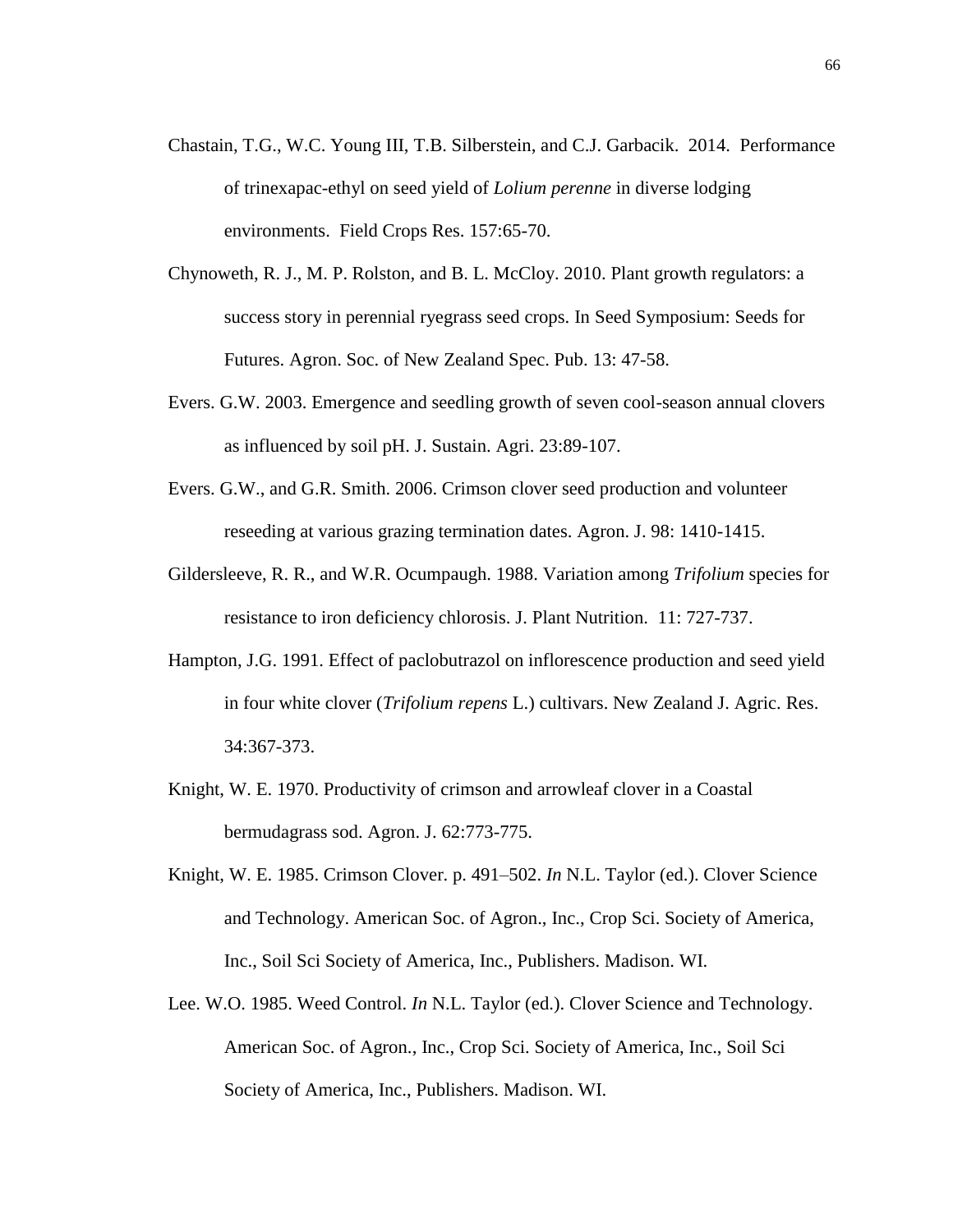Chastain, T.G., W.C. Young III, T.B. Silberstein, and C.J. Garbacik. 2014. Performance of trinexapac-ethyl on seed yield of *Lolium perenne* in diverse lodging environments. Field Crops Res. 157:65-70.

Chynoweth, R. J., M. P. Rolston, and B. L. McCloy. 2010. Plant growth regulators: a success story in perennial ryegrass seed crops. In Seed Symposium: Seeds for Futures. Agron. Soc. of New Zealand Spec. Pub. 13: 47-58.

Evers. G.W. 2003. Emergence and seedling growth of seven cool-season annual clovers as influenced by soil pH. J. Sustain. Agri. 23:89-107.

Evers. G.W., and G.R. Smith. 2006. Crimson clover seed production and volunteer reseeding at various grazing termination dates. Agron. J. 98: 1410-1415.

Gildersleeve, R. R., and W.R. Ocumpaugh. 1988. Variation among *Trifolium* species for resistance to iron deficiency chlorosis. J. Plant Nutrition. 11: 727-737.

Hampton, J.G. 1991. Effect of paclobutrazol on inflorescence production and seed yield in four white clover (*Trifolium repens* L.) cultivars. New Zealand J. Agric. Res. 34:367-373.

Knight, W. E. 1970. Productivity of crimson and arrowleaf clover in a Coastal bermudagrass sod. Agron. J. 62:773-775.

Knight, W. E. 1985. Crimson Clover. p. 491–502. *In* N.L. Taylor (ed.). Clover Science and Technology. American Soc. of Agron., Inc., Crop Sci. Society of America, Inc., Soil Sci Society of America, Inc., Publishers. Madison. WI.

Lee. W.O. 1985. Weed Control. *In* N.L. Taylor (ed.). Clover Science and Technology. American Soc. of Agron., Inc., Crop Sci. Society of America, Inc., Soil Sci Society of America, Inc., Publishers. Madison. WI.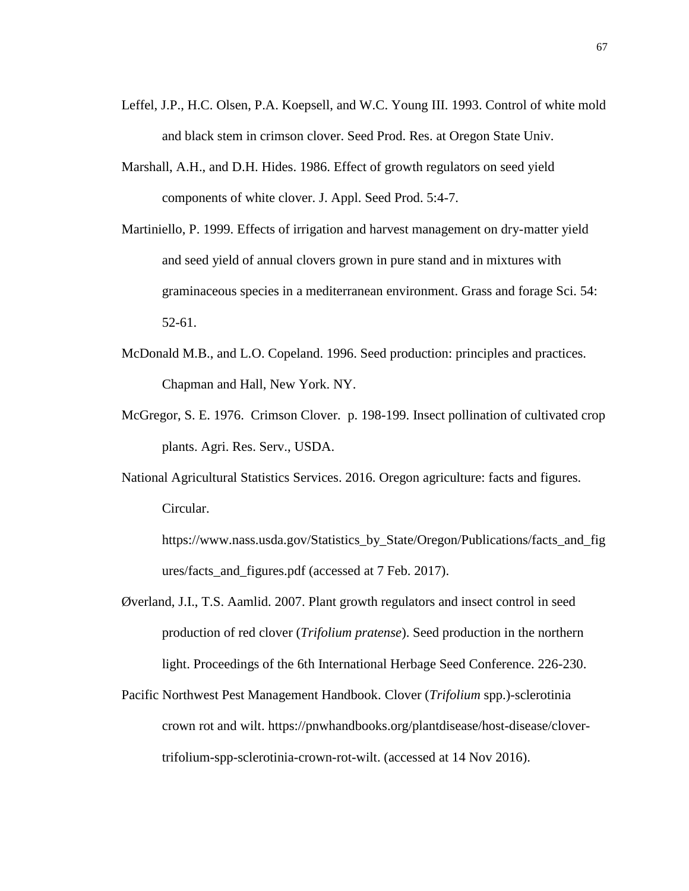Leffel, J.P., H.C. Olsen, P.A. Koepsell, and W.C. Young III. 1993. Control of white mold and black stem in crimson clover. Seed Prod. Res. at Oregon State Univ.

Marshall, A.H., and D.H. Hides. 1986. Effect of growth regulators on seed yield components of white clover. J. Appl. Seed Prod. 5:4-7.

Martiniello, P. 1999. Effects of irrigation and harvest management on dry-matter yield and seed yield of annual clovers grown in pure stand and in mixtures with graminaceous species in a mediterranean environment. Grass and forage Sci. 54: 52-61.

McDonald M.B., and L.O. Copeland. 1996. Seed production: principles and practices. Chapman and Hall, New York. NY.

McGregor, S. E. 1976. Crimson Clover. p. 198-199. Insect pollination of cultivated crop plants. Agri. Res. Serv., USDA.

National Agricultural Statistics Services. 2016. Oregon agriculture: facts and figures. Circular. https://www.nass.usda.gov/Statistics_by_State/Oregon/Publications/facts_and_figures/facts_and_figures.pdf (accessed at 7 Feb. 2017).

Øverland, J.I., T.S. Aamlid. 2007. Plant growth regulators and insect control in seed production of red clover (*Trifolium pratense*). Seed production in the northern light. Proceedings of the 6th International Herbage Seed Conference. 226-230.

Pacific Northwest Pest Management Handbook. Clover (*Trifolium* spp.)-sclerotinia crown rot and wilt. https://pnwhandbooks.org/plantdisease/host-disease/clover-trifolium-spp-sclerotinia-crown-rot-wilt. (accessed at 14 Nov 2016).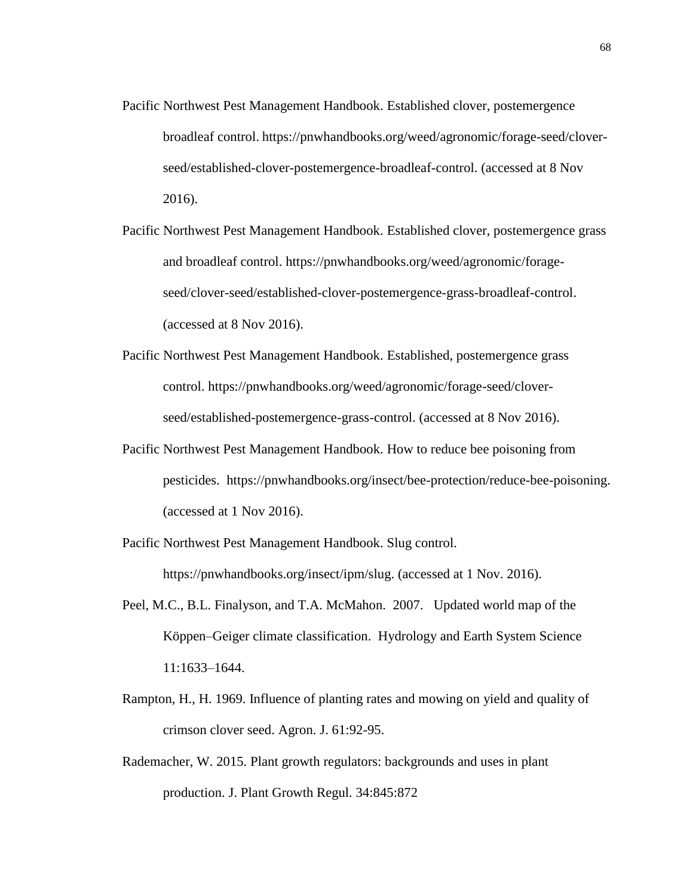Pacific Northwest Pest Management Handbook. Established clover, postemergence broadleaf control. https://pnwhandbooks.org/weed/agronomic/forage-seed/clover-seed/established-clover-postemergence-broadleaf-control. (accessed at 8 Nov 2016).

Pacific Northwest Pest Management Handbook. Established clover, postemergence grass and broadleaf control. https://pnwhandbooks.org/weed/agronomic/forage-seed/clover-seed/established-clover-postemergence-grass-broadleaf-control. (accessed at 8 Nov 2016).

Pacific Northwest Pest Management Handbook. Established, postemergence grass control. https://pnwhandbooks.org/weed/agronomic/forage-seed/clover-seed/established-postemergence-grass-control. (accessed at 8 Nov 2016).

Pacific Northwest Pest Management Handbook. How to reduce bee poisoning from pesticides. https://pnwhandbooks.org/insect/bee-protection/reduce-bee-poisoning. (accessed at 1 Nov 2016).

Pacific Northwest Pest Management Handbook. Slug control. https://pnwhandbooks.org/insect/ipm/slug. (accessed at 1 Nov. 2016).

Peel, M.C., B.L. Finalyson, and T.A. McMahon. 2007. Updated world map of the Köppen–Geiger climate classification. Hydrology and Earth System Science 11:1633–1644.

Rampton, H., H. 1969. Influence of planting rates and mowing on yield and quality of crimson clover seed. Agron. J. 61:92-95.

Rademacher, W. 2015. Plant growth regulators: backgrounds and uses in plant production. J. Plant Growth Regul. 34:845:872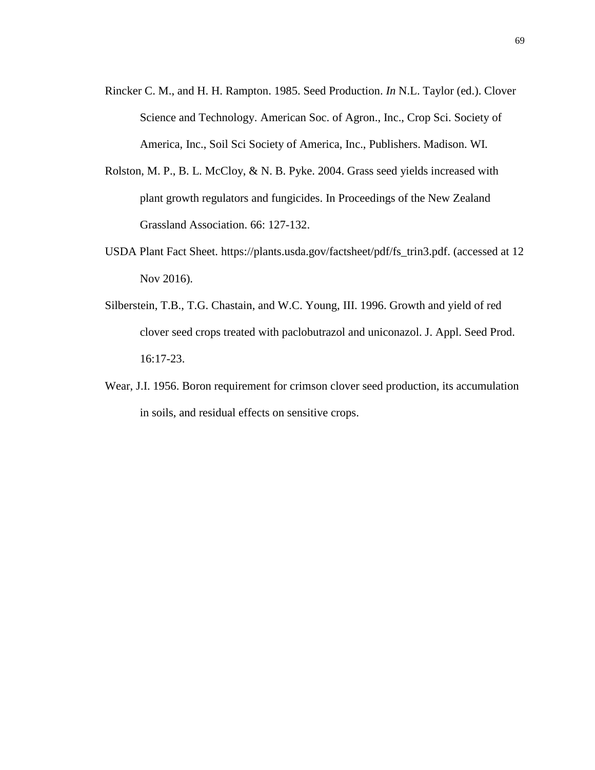Rincker C. M., and H. H. Rampton. 1985. Seed Production. *In* N.L. Taylor (ed.). Clover Science and Technology. American Soc. of Agron., Inc., Crop Sci. Society of America, Inc., Soil Sci Society of America, Inc., Publishers. Madison. WI.

Rolston, M. P., B. L. McCloy, & N. B. Pyke. 2004. Grass seed yields increased with plant growth regulators and fungicides. In Proceedings of the New Zealand Grassland Association. 66: 127-132.

USDA Plant Fact Sheet. https://plants.usda.gov/factsheet/pdf/fs_trin3.pdf. (accessed at 12 Nov 2016).

Silberstein, T.B., T.G. Chastain, and W.C. Young, III. 1996. Growth and yield of red clover seed crops treated with paclobutrazol and uniconazol. J. Appl. Seed Prod. 16:17-23.

Wear, J.I. 1956. Boron requirement for crimson clover seed production, its accumulation in soils, and residual effects on sensitive crops.